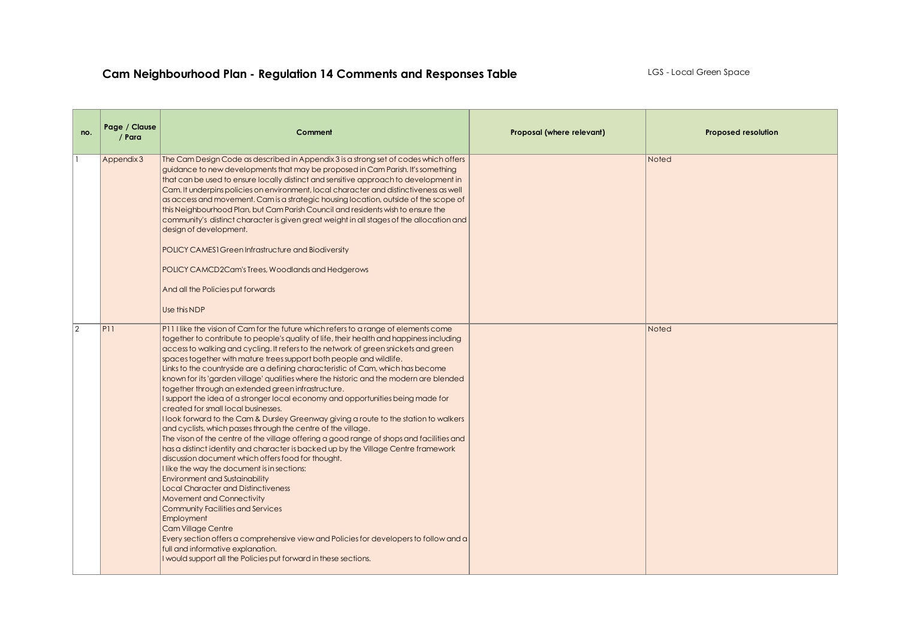# Cam Neighbourhood Plan - Regulation 14 Comments and Responses Table

LGS - Local Green Space

| no. | Page / Clause / Para | Comment | Proposal (where relevant) | Proposed resolution |
|---|---|---|---|---|
| 1 | Appendix 3 | The Cam Design Code as described in Appendix 3 is a strong set of codes which offers guidance to new developments that may be proposed in Cam Parish. It's something that can be used to ensure locally distinct and sensitive approach to development in Cam. It underpins policies on environment, local character and distinctiveness as well as access and movement. Cam is a strategic housing location, outside of the scope of this Neighbourhood Plan, but Cam Parish Council and residents wish to ensure the community's distinct character is given great weight in all stages of the allocation and design of development.<br><br>POLICY CAMES1 Green Infrastructure and Biodiversity<br><br>POLICY CAMCD2 Cam's Trees, Woodlands and Hedgerows<br><br>And all the Policies put forwards<br><br>Use this NDP | | Noted |
| 2 | P11 | P11 I like the vision of Cam for the future which refers to a range of elements come together to contribute to people's quality of life, their health and happiness including access to walking and cycling. It refers to the network of green snickets and green spaces together with mature trees support both people and wildlife.<br>Links to the countryside are a defining characteristic of Cam, which has become known for its 'garden village' qualities where the historic and the modern are blended together through an extended green infrastructure.<br>I support the idea of a stronger local economy and opportunities being made for created for small local businesses.<br>I look forward to the Cam & Dursley Greenway giving a route to the station to walkers and cyclists, which passes through the centre of the village.<br>The vison of the centre of the village offering a good range of shops and facilities and has a distinct identity and character is backed up by the Village Centre framework discussion document which offers food for thought.<br>I like the way the document is in sections:<br>Environment and Sustainability<br>Local Character and Distinctiveness<br>Movement and Connectivity<br>Community Facilities and Services<br>Employment<br>Cam Village Centre<br>Every section offers a comprehensive view and Policies for developers to follow and a full and informative explanation.<br>I would support all the Policies put forward in these sections. | | Noted |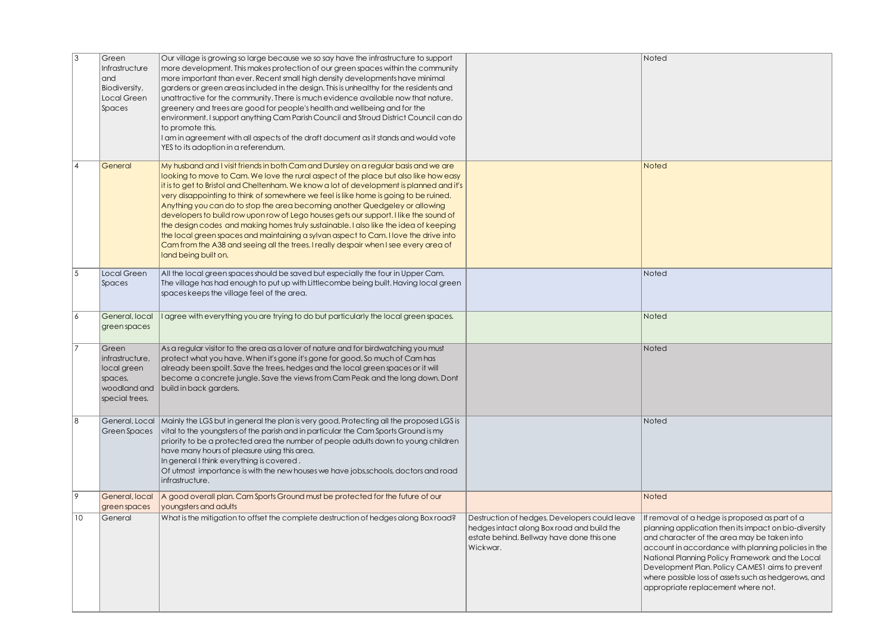| | | | | |
|---|---|---|---|---|
| 3 | Green Infrastructure and Biodiversity, Local Green Spaces | Our village is growing so large because we so say have the infrastructure to support more development. This makes protection of our green spaces within the community more important than ever. Recent small high density developments have minimal gardens or green areas included in the design. This is unhealthy for the residents and unattractive for the community. There is much evidence available now that nature, greenery and trees are good for people's health and wellbeing and for the environment. I support anything Cam Parish Council and Stroud District Council can do to promote this.<br>I am in agreement with all aspects of the draft document as it stands and would vote YES to its adoption in a referendum. | | Noted |
| 4 | General | My husband and I visit friends in both Cam and Dursley on a regular basis and we are looking to move to Cam. We love the rural aspect of the place but also like how easy it is to get to Bristol and Cheltenham. We know a lot of development is planned and it's very disappointing to think of somewhere we feel is like home is going to be ruined. Anything you can do to stop the area becoming another Quedgeley or allowing developers to build row upon row of Lego houses gets our support. I like the sound of the design codes and making homes truly sustainable. I also like the idea of keeping the local green spaces and maintaining a sylvan aspect to Cam. I love the drive into Cam from the A38 and seeing all the trees. I really despair when I see every area of land being built on. | | Noted |
| 5 | Local Green Spaces | All the local green spaces should be saved but especially the four in Upper Cam. The village has had enough to put up with Littlecombe being built. Having local green spaces keeps the village feel of the area. | | Noted |
| 6 | General, local green spaces | I agree with everything you are trying to do but particularly the local green spaces. | | Noted |
| 7 | Green infrastructure, local green spaces, woodland and special trees. | As a regular visitor to the area as a lover of nature and for birdwatching you must protect what you have. When it's gone it's gone for good. So much of Cam has already been spoilt. Save the trees, hedges and the local green spaces or it will become a concrete jungle. Save the views from Cam Peak and the long down. Dont build in back gardens. | | Noted |
| 8 | General, Local Green Spaces | Mainly the LGS but in general the plan is very good. Protecting all the proposed LGS is vital to the youngsters of the parish and in particular the Cam Sports Ground is my priority to be a protected area the number of people adults down to young children have many hours of pleasure using this area.<br>In general I think everything is covered .<br>Of utmost importance is with the new houses we have jobs,schools, doctors and road infrastructure. | | Noted |
| 9 | General, local green spaces | A good overall plan. Cam Sports Ground must be protected for the future of our youngsters and adults | | Noted |
| 10 | General | What is the mitigation to offset the complete destruction of hedges along Box road? | Destruction of hedges. Developers could leave hedges intact along Box road and build the estate behind. Bellway have done this one Wickwar. | If removal of a hedge is proposed as part of a planning application then its impact on bio-diversity and character of the area may be taken into account in accordance with planning policies in the National Planning Policy Framework and the Local Development Plan. Policy CAMES1 aims to prevent where possible loss of assets such as hedgerows, and appropriate replacement where not. |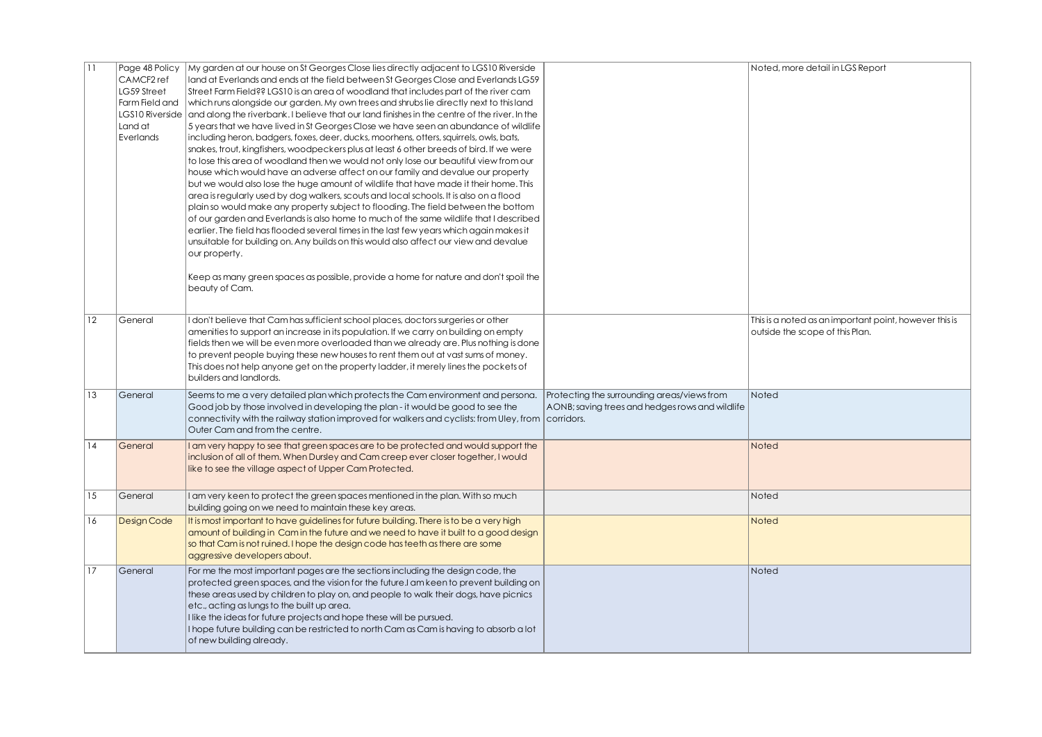| | | | | |
|---|---|---|---|---|
| 11 | Page 48 Policy CAMCF2 ref LG59 Street Farm Field and LGS10 Riverside Land at Everlands | My garden at our house on St Georges Close lies directly adjacent to LGS10 Riverside land at Everlands and ends at the field between St Georges Close and Everlands LG59 Street Farm Field?? LGS10 is an area of woodland that includes part of the river cam which runs alongside our garden. My own trees and shrubs lie directly next to this land and along the riverbank. I believe that our land finishes in the centre of the river. In the 5 years that we have lived in St Georges Close we have seen an abundance of wildlife including heron, badgers, foxes, deer, ducks, moorhens, otters, squirrels, owls, bats, snakes, trout, kingfishers, woodpeckers plus at least 6 other breeds of bird. If we were to lose this area of woodland then we would not only lose our beautiful view from our house which would have an adverse affect on our family and devalue our property but we would also lose the huge amount of wildlife that have made it their home. This area is regularly used by dog walkers, scouts and local schools. It is also on a flood plain so would make any property subject to flooding. The field between the bottom of our garden and Everlands is also home to much of the same wildlife that I described earlier. The field has flooded several times in the last few years which again makes it unsuitable for building on. Any builds on this would also affect our view and devalue our property.<br><br>Keep as many green spaces as possible, provide a home for nature and don't spoil the beauty of Cam. | | Noted, more detail in LGS Report |
| 12 | General | I don't believe that Cam has sufficient school places, doctors surgeries or other amenities to support an increase in its population. If we carry on building on empty fields then we will be even more overloaded than we already are. Plus nothing is done to prevent people buying these new houses to rent them out at vast sums of money. This does not help anyone get on the property ladder, it merely lines the pockets of builders and landlords. | | This is a noted as an important point, however this is outside the scope of this Plan. |
| 13 | General | Seems to me a very detailed plan which protects the Cam environment and persona. Good job by those involved in developing the plan - it would be good to see the connectivity with the railway station improved for walkers and cyclists: from Uley, from Outer Cam and from the centre. | Protecting the surrounding areas/views from AONB; saving trees and hedges rows and wildlife corridors. | Noted |
| 14 | General | I am very happy to see that green spaces are to be protected and would support the inclusion of all of them. When Dursley and Cam creep ever closer together, I would like to see the village aspect of Upper Cam Protected. | | Noted |
| 15 | General | I am very keen to protect the green spaces mentioned in the plan. With so much building going on we need to maintain these key areas. | | Noted |
| 16 | Design Code | It is most important to have guidelines for future building. There is to be a very high amount of building in Cam in the future and we need to have it built to a good design so that Cam is not ruined. I hope the design code has teeth as there are some aggressive developers about. | | Noted |
| 17 | General | For me the most important pages are the sections including the design code, the protected green spaces, and the vision for the future.I am keen to prevent building on these areas used by children to play on, and people to walk their dogs, have picnics etc., acting as lungs to the built up area.<br>I like the ideas for future projects and hope these will be pursued.<br>I hope future building can be restricted to north Cam as Cam is having to absorb a lot of new building already. | | Noted |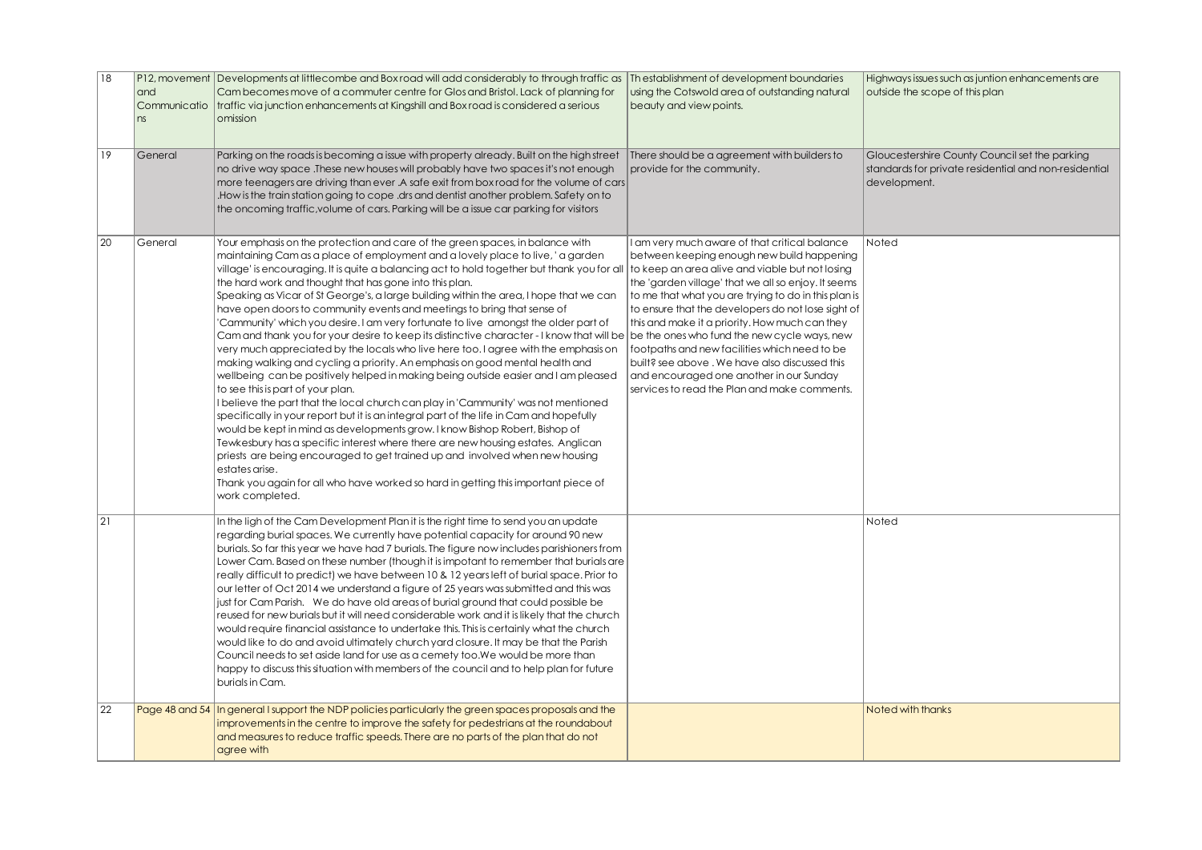| | | | | |
|---|---|---|---|---|
| 18 | P12, movement and Communications | Developments at littlecombe and Box road will add considerably to through traffic as Cam becomes move of a commuter centre for Glos and Bristol. Lack of planning for traffic via junction enhancements at Kingshill and Box road is considered a serious omission | Th establishment of development boundaries using the Cotswold area of outstanding natural beauty and view points. | Highways issues such as juntion enhancements are outside the scope of this plan |
| 19 | General | Parking on the roads is becoming a issue with property already. Built on the high street no drive way space .These new houses will probably have two spaces it's not enough more teenagers are driving than ever .A safe exit from box road for the volume of cars .How is the train station going to cope .drs and dentist another problem. Safety on to the oncoming traffic,volume of cars. Parking will be a issue car parking for visitors | There should be a agreement with builders to provide for the community. | Gloucestershire County Council set the parking standards for private residential and non-residential development. |
| 20 | General | Your emphasis on the protection and care of the green spaces, in balance with maintaining Cam as a place of employment and a lovely place to live, ' a garden village' is encouraging. It is quite a balancing act to hold together but thank you for all the hard work and thought that has gone into this plan.<br>Speaking as Vicar of St George's, a large building within the area, I hope that we can have open doors to community events and meetings to bring that sense of 'Cammunity' which you desire. I am very fortunate to live amongst the older part of Cam and thank you for your desire to keep its distinctive character - I know that will be very much appreciated by the locals who live here too. I agree with the emphasis on making walking and cycling a priority. An emphasis on good mental health and wellbeing can be positively helped in making being outside easier and I am pleased to see this is part of your plan.<br>I believe the part that the local church can play in 'Cammunity' was not mentioned specifically in your report but it is an integral part of the life in Cam and hopefully would be kept in mind as developments grow. I know Bishop Robert, Bishop of Tewkesbury has a specific interest where there are new housing estates. Anglican priests are being encouraged to get trained up and involved when new housing estates arise.<br>Thank you again for all who have worked so hard in getting this important piece of work completed. | I am very much aware of that critical balance between keeping enough new build happening to keep an area alive and viable but not losing the 'garden village' that we all so enjoy. It seems to me that what you are trying to do in this plan is to ensure that the developers do not lose sight of this and make it a priority. How much can they be the ones who fund the new cycle ways, new footpaths and new facilities which need to be built? see above . We have also discussed this and encouraged one another in our Sunday services to read the Plan and make comments. | Noted |
| 21 | | In the ligh of the Cam Development Plan it is the right time to send you an update regarding burial spaces. We currently have potential capacity for around 90 new burials. So far this year we have had 7 burials. The figure now includes parishioners from Lower Cam. Based on these number (though it is impotant to remember that burials are really difficult to predict) we have between 10 & 12 years left of burial space. Prior to our letter of Oct 2014 we understand a figure of 25 years was submitted and this was just for Cam Parish. We do have old areas of burial ground that could possible be reused for new burials but it will need considerable work and it is likely that the church would require financial assistance to undertake this. This is certainly what the church would like to do and avoid ultimately church yard closure. It may be that the Parish Council needs to set aside land for use as a cemety too.We would be more than happy to discuss this situation with members of the council and to help plan for future burials in Cam. | | Noted |
| 22 | Page 48 and 54 | In general I support the NDP policies particularly the green spaces proposals and the improvements in the centre to improve the safety for pedestrians at the roundabout and measures to reduce traffic speeds. There are no parts of the plan that do not agree with | | Noted with thanks |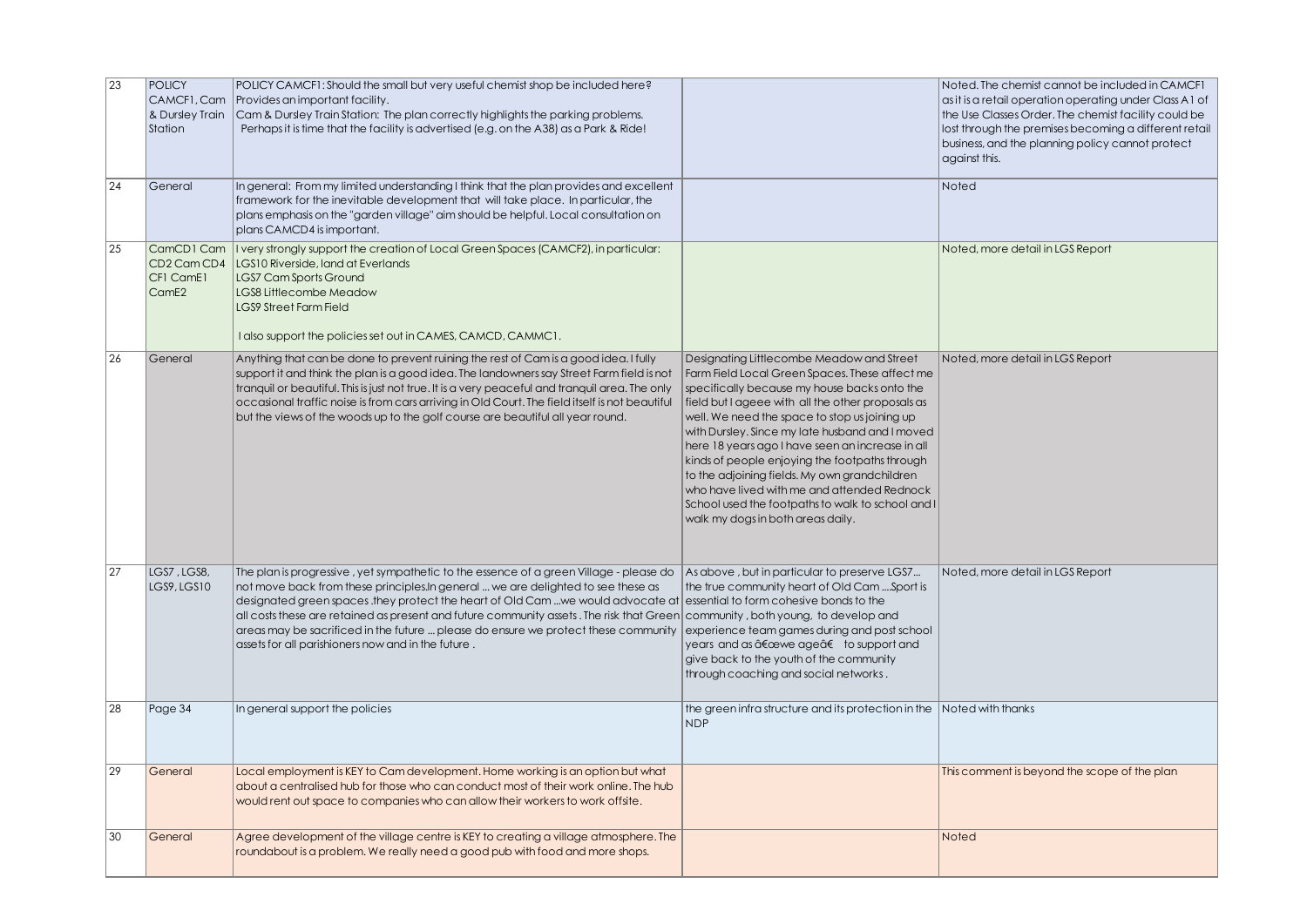| | | | | |
|---|---|---|---|---|
| 23 | POLICY CAMCF1, Cam & Dursley Train Station | POLICY CAMCF1: Should the small but very useful chemist shop be included here? Provides an important facility. Cam & Dursley Train Station: The plan correctly highlights the parking problems. Perhaps it is time that the facility is advertised (e.g. on the A38) as a Park & Ride! | | Noted. The chemist cannot be included in CAMCF1 as it is a retail operation operating under Class A1 of the Use Classes Order. The chemist facility could be lost through the premises becoming a different retail business, and the planning policy cannot protect against this. |
| 24 | General | In general: From my limited understanding I think that the plan provides and excellent framework for the inevitable development that will take place. In particular, the plans emphasis on the "garden village" aim should be helpful. Local consultation on plans CAMCD4 is important. | | Noted |
| 25 | CamCD1 Cam CD2 Cam CD4 CF1 CamE1 CamE2 | I very strongly support the creation of Local Green Spaces (CAMCF2), in particular: LGS10 Riverside, land at Everlands LGS7 Cam Sports Ground LGS8 Littlecombe Meadow LGS9 Street Farm Field<br><br>I also support the policies set out in CAMES, CAMCD, CAMMC1. | | Noted, more detail in LGS Report |
| 26 | General | Anything that can be done to prevent ruining the rest of Cam is a good idea. I fully support it and think the plan is a good idea. The landowners say Street Farm field is not tranquil or beautiful. This is just not true. It is a very peaceful and tranquil area. The only occasional traffic noise is from cars arriving in Old Court. The field itself is not beautiful but the views of the woods up to the golf course are beautiful all year round. | Designating Littlecombe Meadow and Street Farm Field Local Green Spaces. These affect me specifically because my house backs onto the field but I ageee with all the other proposals as well. We need the space to stop us joining up with Dursley. Since my late husband and I moved here 18 years ago I have seen an increase in all kinds of people enjoying the footpaths through to the adjoining fields. My own grandchildren who have lived with me and attended Rednock School used the footpaths to walk to school and I walk my dogs in both areas daily. | Noted, more detail in LGS Report |
| 27 | LGS7 , LGS8, LGS9, LGS10 | The plan is progressive , yet sympathetic to the essence of a green Village - please do not move back from these principles.In general ... we are delighted to see these as designated green spaces .they protect the heart of Old Cam ...we would advocate at all costs these are retained as present and future community assets . The risk that Green areas may be sacrificed in the future ... please do ensure we protect these community assets for all parishioners now and in the future . | As above , but in particular to preserve LGS7... the true community heart of Old Cam ....Sport is essential to form cohesive bonds to the community , both young, to develop and experience team games during and post school years and as â€œwe ageâ€ to support and give back to the youth of the community through coaching and social networks . | Noted, more detail in LGS Report |
| 28 | Page 34 | In general support the policies | the green infra structure and its protection in the NDP | Noted with thanks |
| 29 | General | Local employment is KEY to Cam development. Home working is an option but what about a centralised hub for those who can conduct most of their work online. The hub would rent out space to companies who can allow their workers to work offsite. | | This comment is beyond the scope of the plan |
| 30 | General | Agree development of the village centre is KEY to creating a village atmosphere. The roundabout is a problem. We really need a good pub with food and more shops. | | Noted |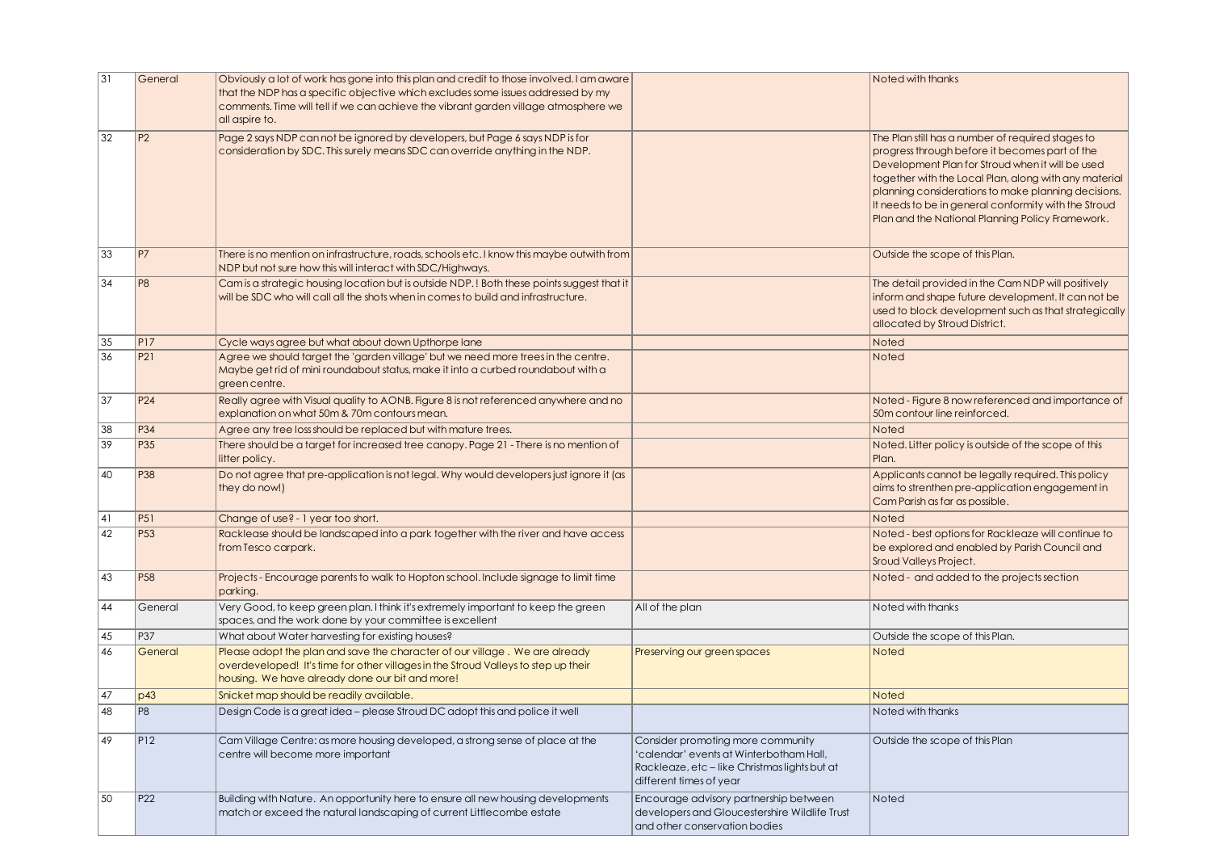| | | | | |
|---|---|---|---|---|
| 31 | General | Obviously a lot of work has gone into this plan and credit to those involved. I am aware that the NDP has a specific objective which excludes some issues addressed by my comments. Time will tell if we can achieve the vibrant garden village atmosphere we all aspire to. | | Noted with thanks |
| 32 | P2 | Page 2 says NDP can not be ignored by developers, but Page 6 says NDP is for consideration by SDC. This surely means SDC can override anything in the NDP. | | The Plan still has a number of required stages to progress through before it becomes part of the Development Plan for Stroud when it will be used together with the Local Plan, along with any material planning considerations to make planning decisions. It needs to be in general conformity with the Stroud Plan and the National Planning Policy Framework. |
| 33 | P7 | There is no mention on infrastructure, roads, schools etc. I know this maybe outwith from NDP but not sure how this will interact with SDC/Highways. | | Outside the scope of this Plan. |
| 34 | P8 | Cam is a strategic housing location but is outside NDP. ! Both these points suggest that it will be SDC who will call all the shots when in comes to build and infrastructure. | | The detail provided in the Cam NDP will positively inform and shape future development. It can not be used to block development such as that strategically allocated by Stroud District. |
| 35 | P17 | Cycle ways agree but what about down Upthorpe lane | | Noted |
| 36 | P21 | Agree we should target the 'garden village' but we need more trees in the centre. Maybe get rid of mini roundabout status, make it into a curbed roundabout with a green centre. | | Noted |
| 37 | P24 | Really agree with Visual quality to AONB. Figure 8 is not referenced anywhere and no explanation on what 50m & 70m contours mean. | | Noted - Figure 8 now referenced and importance of 50m contour line reinforced. |
| 38 | P34 | Agree any tree loss should be replaced but with mature trees. | | Noted |
| 39 | P35 | There should be a target for increased tree canopy. Page 21 - There is no mention of litter policy. | | Noted. Litter policy is outside of the scope of this Plan. |
| 40 | P38 | Do not agree that pre-application is not legal. Why would developers just ignore it (as they do now!) | | Applicants cannot be legally required. This policy aims to strenthen pre-application engagement in Cam Parish as far as possible. |
| 41 | P51 | Change of use? - 1 year too short. | | Noted |
| 42 | P53 | Racklease should be landscaped into a park together with the river and have access from Tesco carpark. | | Noted - best options for Rackleaze will continue to be explored and enabled by Parish Council and Sroud Valleys Project. |
| 43 | P58 | Projects - Encourage parents to walk to Hopton school. Include signage to limit time parking. | | Noted - and added to the projects section |
| 44 | General | Very Good, to keep green plan. I think it's extremely important to keep the green spaces, and the work done by your committee is excellent | All of the plan | Noted with thanks |
| 45 | P37 | What about Water harvesting for existing houses? | | Outside the scope of this Plan. |
| 46 | General | Please adopt the plan and save the character of our village . We are already overdeveloped! It's time for other villages in the Stroud Valleys to step up their housing. We have already done our bit and more! | Preserving our green spaces | Noted |
| 47 | p43 | Snicket map should be readily available. | | Noted |
| 48 | P8 | Design Code is a great idea – please Stroud DC adopt this and police it well | | Noted with thanks |
| 49 | P12 | Cam Village Centre: as more housing developed, a strong sense of place at the centre will become more important | Consider promoting more community 'calendar' events at Winterbotham Hall, Rackleaze, etc – like Christmas lights but at different times of year | Outside the scope of this Plan |
| 50 | P22 | Building with Nature. An opportunity here to ensure all new housing developments match or exceed the natural landscaping of current Littlecombe estate | Encourage advisory partnership between developers and Gloucestershire Wildlife Trust and other conservation bodies | Noted |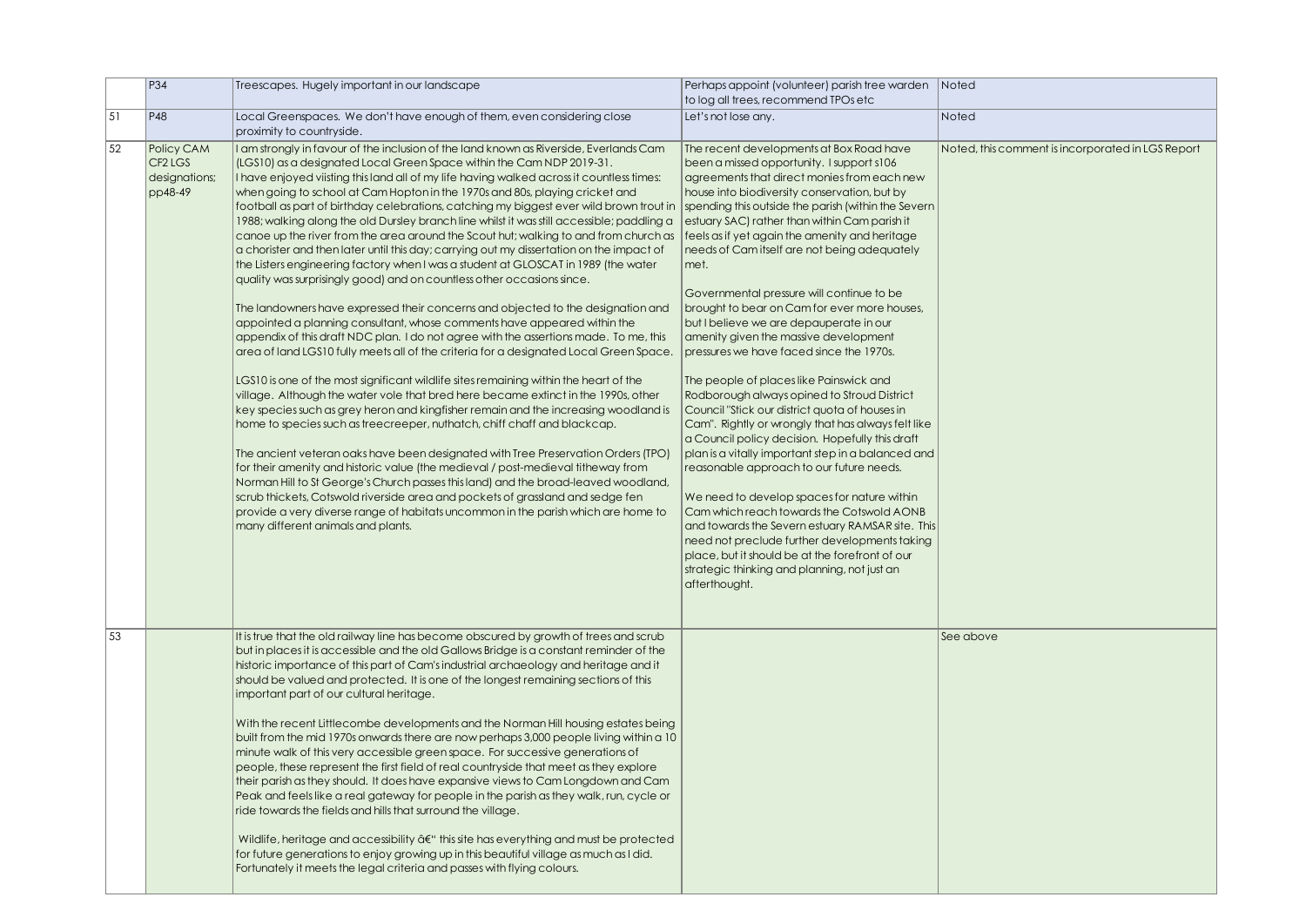|  | P34 | Treescapes. Hugely important in our landscape | Perhaps appoint (volunteer) parish tree warden to log all trees, recommend TPOs etc | Noted |
|---|---|---|---|---|
| 51 | P48 | Local Greenspaces. We don't have enough of them, even considering close proximity to countryside. | Let's not lose any. | Noted |
| 52 | Policy CAM CF2 LGS designations; pp48-49 | I am strongly in favour of the inclusion of the land known as Riverside, Everlands Cam (LGS10) as a designated Local Green Space within the Cam NDP 2019-31.<br>I have enjoyed viisting this land all of my life having walked across it countless times: when going to school at Cam Hopton in the 1970s and 80s, playing cricket and football as part of birthday celebrations, catching my biggest ever wild brown trout in 1988; walking along the old Dursley branch line whilst it was still accessible; paddling a canoe up the river from the area around the Scout hut; walking to and from church as a chorister and then later until this day; carrying out my dissertation on the impact of the Listers engineering factory when I was a student at GLOSCAT in 1989 (the water quality was surprisingly good) and on countless other occasions since.<br><br>The landowners have expressed their concerns and objected to the designation and appointed a planning consultant, whose comments have appeared within the appendix of this draft NDC plan. I do not agree with the assertions made. To me, this area of land LGS10 fully meets all of the criteria for a designated Local Green Space.<br><br>LGS10 is one of the most significant wildlife sites remaining within the heart of the village. Although the water vole that bred here became extinct in the 1990s, other key species such as grey heron and kingfisher remain and the increasing woodland is home to species such as treecreeper, nuthatch, chiff chaff and blackcap.<br><br>The ancient veteran oaks have been designated with Tree Preservation Orders (TPO) for their amenity and historic value (the medieval / post-medieval titheway from Norman Hill to St George's Church passes this land) and the broad-leaved woodland, scrub thickets, Cotswold riverside area and pockets of grassland and sedge fen provide a very diverse range of habitats uncommon in the parish which are home to many different animals and plants. | The recent developments at Box Road have been a missed opportunity. I support s106 agreements that direct monies from each new house into biodiversity conservation, but by spending this outside the parish (within the Severn estuary SAC) rather than within Cam parish it feels as if yet again the amenity and heritage needs of Cam itself are not being adequately met.<br><br>Governmental pressure will continue to be brought to bear on Cam for ever more houses, but I believe we are depauperate in our amenity given the massive development pressures we have faced since the 1970s.<br><br>The people of places like Painswick and Rodborough always opined to Stroud District Council "Stick our district quota of houses in Cam". Rightly or wrongly that has always felt like a Council policy decision. Hopefully this draft plan is a vitally important step in a balanced and reasonable approach to our future needs.<br><br>We need to develop spaces for nature within Cam which reach towards the Cotswold AONB and towards the Severn estuary RAMSAR site. This need not preclude further developments taking place, but it should be at the forefront of our strategic thinking and planning, not just an afterthought. | Noted, this comment is incorporated in LGS Report |
| 53 |  | It is true that the old railway line has become obscured by growth of trees and scrub but in places it is accessible and the old Gallows Bridge is a constant reminder of the historic importance of this part of Cam's industrial archaeology and heritage and it should be valued and protected. It is one of the longest remaining sections of this important part of our cultural heritage.<br><br>With the recent Littlecombe developments and the Norman Hill housing estates being built from the mid 1970s onwards there are now perhaps 3,000 people living within a 10 minute walk of this very accessible green space. For successive generations of people, these represent the first field of real countryside that meet as they explore their parish as they should. It does have expansive views to Cam Longdown and Cam Peak and feels like a real gateway for people in the parish as they walk, run, cycle or ride towards the fields and hills that surround the village.<br><br>Wildlife, heritage and accessibility â€" this site has everything and must be protected for future generations to enjoy growing up in this beautiful village as much as I did. Fortunately it meets the legal criteria and passes with flying colours. |  | See above |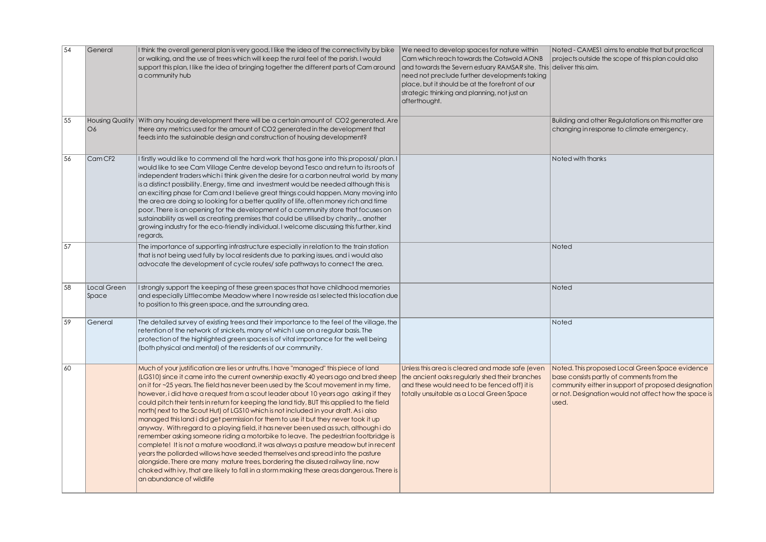| 54 | General | I think the overall general plan is very good, I like the idea of the connectivity by bike or walking, and the use of trees which will keep the rural feel of the parish. I would support this plan, I like the idea of bringing together the different parts of Cam around a community hub | We need to develop spaces for nature within Cam which reach towards the Cotswold AONB and towards the Severn estuary RAMSAR site. This need not preclude further developments taking place, but it should be at the forefront of our strategic thinking and planning, not just an afterthought. | Noted - CAMES1 aims to enable that but practical projects outside the scope of this plan could also deliver this aim. |
|---|---|---|---|---|
| 55 | Housing Quality O6 | With any housing development there will be a certain amount of CO2 generated. Are there any metrics used for the amount of CO2 generated in the development that feeds into the sustainable design and construction of housing development? | | Building and other Regulatations on this matter are changing in response to climate emergency. |
| 56 | Cam CF2 | I firstly would like to commend all the hard work that has gone into this proposal/ plan. I would like to see Cam Village Centre develop beyond Tesco and return to its roots of independent traders which i think given the desire for a carbon neutral world by many is a distinct possibility. Energy, time and investment would be needed although this is an exciting phase for Cam and I believe great things could happen. Many moving into the area are doing so looking for a better quality of life, often money rich and time poor. There is an opening for the development of a community store that focuses on sustainability as well as creating premises that could be utilised by charity... another growing industry for the eco-friendly individual. I welcome discussing this further, kind regards, | | Noted with thanks |
| 57 | | The importance of supporting infrastructure especially in relation to the train station that is not being used fully by local residents due to parking issues, and i would also advocate the development of cycle routes/ safe pathways to connect the area. | | Noted |
| 58 | Local Green Space | I strongly support the keeping of these green spaces that have childhood memories and especially Littlecombe Meadow where I now reside as I selected this location due to position to this green space, and the surrounding area. | | Noted |
| 59 | General | The detailed survey of existing trees and their importance to the feel of the village, the retention of the network of snickets, many of which I use on a regular basis. The protection of the highlighted green spaces is of vital importance for the well being (both physical and mental) of the residents of our community. | | Noted |
| 60 | | Much of your justification are lies or untruths. I have "managed" this piece of land (LGS10) since it came into the current ownership exactly 40 years ago and bred sheep on it for ~25 years. The field has never been used by the Scout movement in my time, however, i did have a request from a scout leader about 10 years ago asking if they could pitch their tents in return for keeping the land tidy, BUT this applied to the field north( next to the Scout Hut) of LGS10 which is not included in your draft. As i also managed this land i did get permission for them to use it but they never took it up anyway. With regard to a playing field, it has never been used as such, although i do remember asking someone riding a motorbike to leave. The pedestrian footbridge is complete! It is not a mature woodland, it was always a pasture meadow but in recent years the pollarded willows have seeded themselves and spread into the pasture alongside. There are many mature trees, bordering the disused railway line, now choked with ivy, that are likely to fall in a storm making these areas dangerous. There is an abundance of wildlife | Unless this area is cleared and made safe (even the ancient oaks regularly shed their branches and these would need to be fenced off) it is totally unsuitable as a Local Green Space | Noted. This proposed Local Green Space evidence base consists partly of comments from the community either in support of proposed designation or not. Designation would not affect how the space is used. |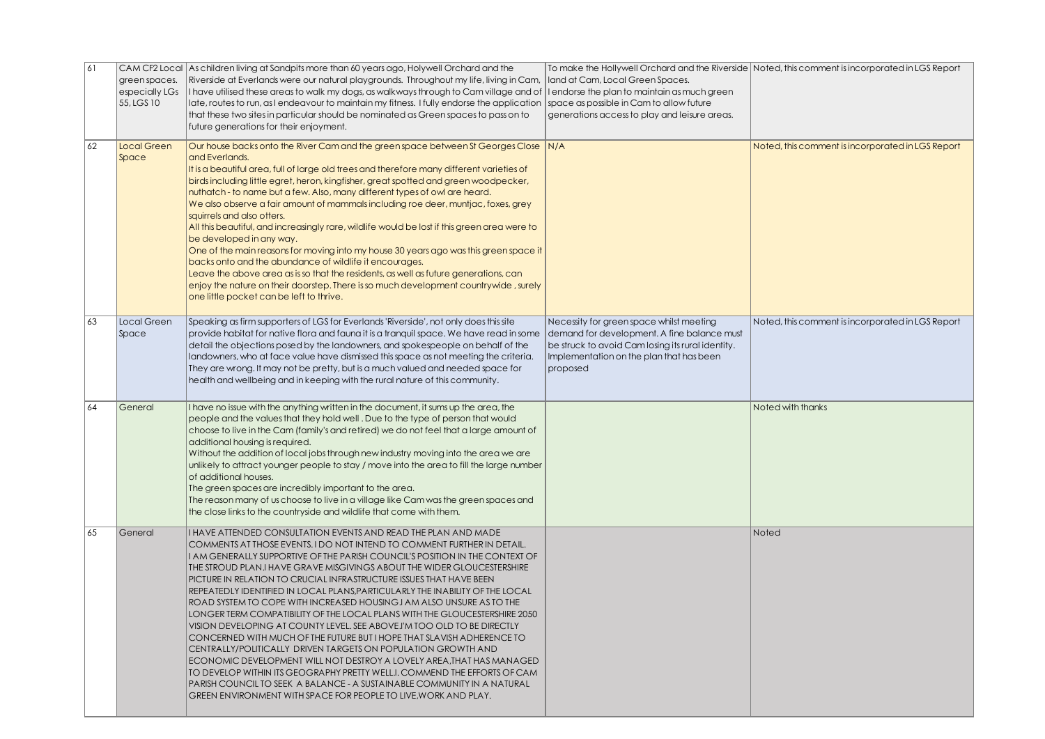| | | | | |
|---|---|---|---|---|
| 61 | CAM CF2 Local green spaces. especially LGs 55, LGS 10 | As children living at Sandpits more than 60 years ago, Holywell Orchard and the Riverside at Everlands were our natural playgrounds. Throughout my life, living in Cam, I have utilised these areas to walk my dogs, as walkways through to Cam village and of late, routes to run, as I endeavour to maintain my fitness. I fully endorse the application that these two sites in particular should be nominated as Green spaces to pass on to future generations for their enjoyment. | To make the Hollywell Orchard and the Riverside land at Cam, Local Green Spaces. I endorse the plan to maintain as much green space as possible in Cam to allow future generations access to play and leisure areas. | Noted, this comment is incorporated in LGS Report |
| 62 | Local Green Space | Our house backs onto the River Cam and the green space between St Georges Close and Everlands.<br>It is a beautiful area, full of large old trees and therefore many different varieties of birds including little egret, heron, kingfisher, great spotted and green woodpecker, nuthatch - to name but a few. Also, many different types of owl are heard.<br>We also observe a fair amount of mammals including roe deer, muntjac, foxes, grey squirrels and also otters.<br>All this beautiful, and increasingly rare, wildlife would be lost if this green area were to be developed in any way.<br>One of the main reasons for moving into my house 30 years ago was this green space it backs onto and the abundance of wildlife it encourages.<br>Leave the above area as is so that the residents, as well as future generations, can enjoy the nature on their doorstep. There is so much development countrywide , surely one little pocket can be left to thrive. | N/A | Noted, this comment is incorporated in LGS Report |
| 63 | Local Green Space | Speaking as firm supporters of LGS for Everlands 'Riverside', not only does this site provide habitat for native flora and fauna it is a tranquil space. We have read in some detail the objections posed by the landowners, and spokespeople on behalf of the landowners, who at face value have dismissed this space as not meeting the criteria. They are wrong. It may not be pretty, but is a much valued and needed space for health and wellbeing and in keeping with the rural nature of this community. | Necessity for green space whilst meeting demand for development. A fine balance must be struck to avoid Cam losing its rural identity. Implementation on the plan that has been proposed | Noted, this comment is incorporated in LGS Report |
| 64 | General | I have no issue with the anything written in the document, it sums up the area, the people and the values that they hold well . Due to the type of person that would choose to live in the Cam (family's and retired) we do not feel that a large amount of additional housing is required.<br>Without the addition of local jobs through new industry moving into the area we are unlikely to attract younger people to stay / move into the area to fill the large number of additional houses.<br>The green spaces are incredibly important to the area.<br>The reason many of us choose to live in a village like Cam was the green spaces and the close links to the countryside and wildlife that come with them. | | Noted with thanks |
| 65 | General | I HAVE ATTENDED CONSULTATION EVENTS AND READ THE PLAN AND MADE COMMENTS AT THOSE EVENTS. I DO NOT INTEND TO COMMENT FURTHER IN DETAIL. I AM GENERALLY SUPPORTIVE OF THE PARISH COUNCIL'S POSITION IN THE CONTEXT OF THE STROUD PLAN.I HAVE GRAVE MISGIVINGS ABOUT THE WIDER GLOUCESTERSHIRE PICTURE IN RELATION TO CRUCIAL INFRASTRUCTURE ISSUES THAT HAVE BEEN REPEATEDLY IDENTIFIED IN LOCAL PLANS,PARTICULARLY THE INABILITY OF THE LOCAL ROAD SYSTEM TO COPE WITH INCREASED HOUSING.I AM ALSO UNSURE AS TO THE LONGER TERM COMPATIBILITY OF THE LOCAL PLANS WITH THE GLOUCESTERSHIRE 2050 VISION DEVELOPING AT COUNTY LEVEL. SEE ABOVE.I'M TOO OLD TO BE DIRECTLY CONCERNED WITH MUCH OF THE FUTURE BUT I HOPE THAT SLAVISH ADHERENCE TO CENTRALLY/POLITICALLY DRIVEN TARGETS ON POPULATION GROWTH AND ECONOMIC DEVELOPMENT WILL NOT DESTROY A LOVELY AREA,THAT HAS MANAGED TO DEVELOP WITHIN ITS GEOGRAPHY PRETTY WELL.I. COMMEND THE EFFORTS OF CAM PARISH COUNCIL TO SEEK A BALANCE - A SUSTAINABLE COMMUNITY IN A NATURAL GREEN ENVIRONMENT WITH SPACE FOR PEOPLE TO LIVE,WORK AND PLAY. | | Noted |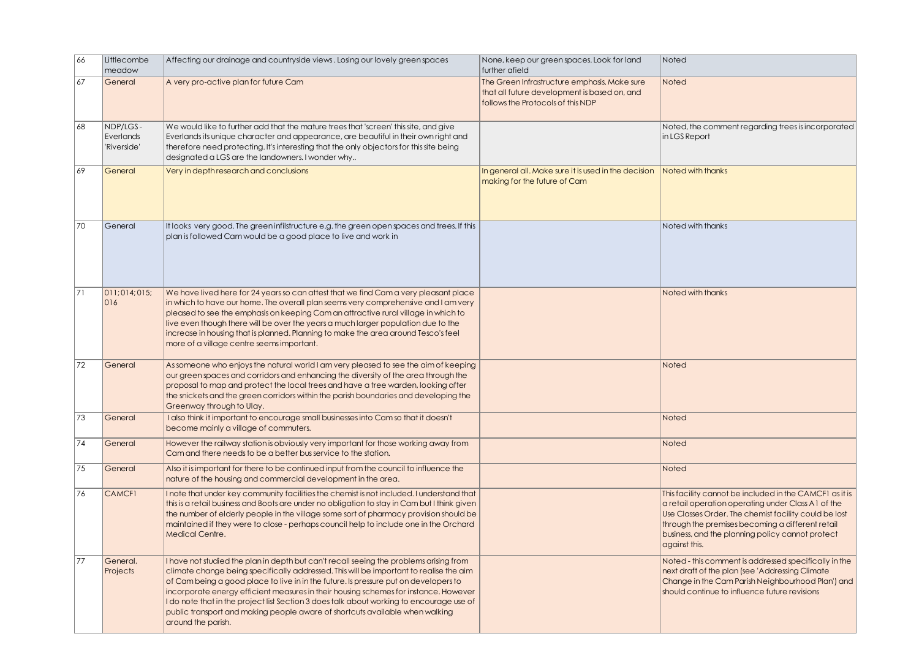| | | | | |
|---|---|---|---|---|
| 66 | Littlecombe meadow | Affecting our drainage and countryside views . Losing our lovely green spaces | None, keep our green spaces. Look for land further afield | Noted |
| 67 | General | A very pro-active plan for future Cam | The Green Infrastructure emphasis. Make sure that all future development is based on, and follows the Protocols of this NDP | Noted |
| 68 | NDP/LGS - Everlands 'Riverside' | We would like to further add that the mature trees that 'screen' this site, and give Everlands its unique character and appearance, are beautiful in their own right and therefore need protecting. It's interesting that the only objectors for this site being designated a LGS are the landowners. I wonder why.. | | Noted, the comment regarding trees is incorporated in LGS Report |
| 69 | General | Very in depth research and conclusions | In general all. Make sure it is used in the decision making for the future of Cam | Noted with thanks |
| 70 | General | It looks very good. The green infilstructure e.g. the green open spaces and trees. If this plan is followed Cam would be a good place to live and work in | | Noted with thanks |
| 71 | 011; 014; 015; 016 | We have lived here for 24 years so can attest that we find Cam a very pleasant place in which to have our home. The overall plan seems very comprehensive and I am very pleased to see the emphasis on keeping Cam an attractive rural village in which to live even though there will be over the years a much larger population due to the increase in housing that is planned. Planning to make the area around Tesco's feel more of a village centre seems important. | | Noted with thanks |
| 72 | General | As someone who enjoys the natural world I am very pleased to see the aim of keeping our green spaces and corridors and enhancing the diversity of the area through the proposal to map and protect the local trees and have a tree warden, looking after the snickets and the green corridors within the parish boundaries and developing the Greenway through to Ulay. | | Noted |
| 73 | General | I also think it important to encourage small businesses into Cam so that it doesn't become mainly a village of commuters. | | Noted |
| 74 | General | However the railway station is obviously very important for those working away from Cam and there needs to be a better bus service to the station. | | Noted |
| 75 | General | Also it is important for there to be continued input from the council to influence the nature of the housing and commercial development in the area. | | Noted |
| 76 | CAMCF1 | I note that under key community facilities the chemist is not included. I understand that this is a retail business and Boots are under no obligation to stay in Cam but I think given the number of elderly people in the village some sort of pharmacy provision should be maintained if they were to close - perhaps council help to include one in the Orchard Medical Centre. | | This facility cannot be included in the CAMCF1 as it is a retail operation operating under Class A1 of the Use Classes Order. The chemist facility could be lost through the premises becoming a different retail business, and the planning policy cannot protect against this. |
| 77 | General, Projects | I have not studied the plan in depth but can't recall seeing the problems arising from climate change being specifically addressed. This will be important to realise the aim of Cam being a good place to live in in the future. Is pressure put on developers to incorporate energy efficient measures in their housing schemes for instance. However I do note that in the project list Section 3 does talk about working to encourage use of public transport and making people aware of shortcuts available when walking around the parish. | | Noted - this comment is addressed specifically in the next draft of the plan (see 'Addressing Climate Change in the Cam Parish Neighbourhood Plan') and should continue to influence future revisions |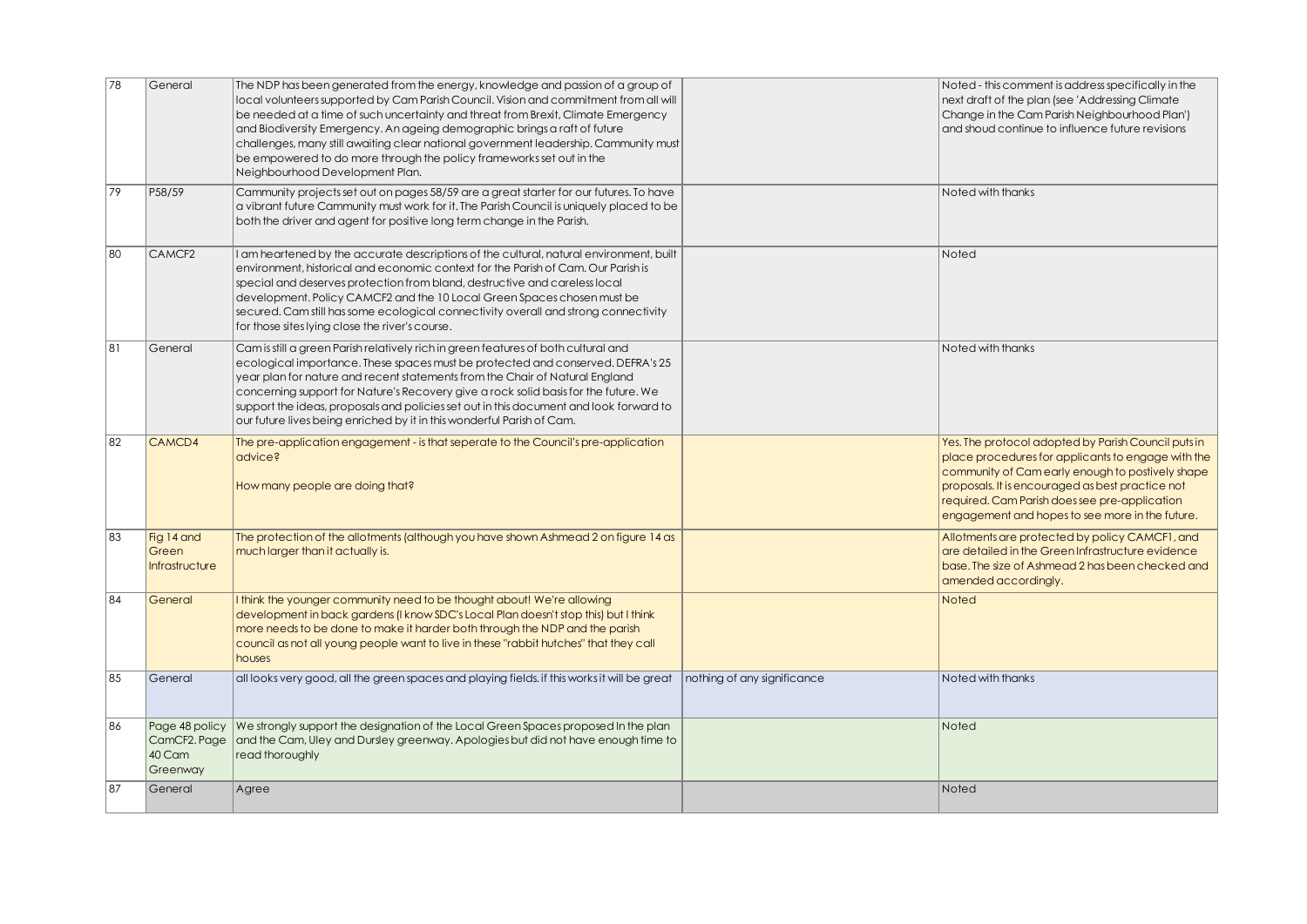| | | | | |
|---|---|---|---|---|
| 78 | General | The NDP has been generated from the energy, knowledge and passion of a group of local volunteers supported by Cam Parish Council. Vision and commitment from all will be needed at a time of such uncertainty and threat from Brexit, Climate Emergency and Biodiversity Emergency. An ageing demographic brings a raft of future challenges, many still awaiting clear national government leadership. Cammunity must be empowered to do more through the policy frameworks set out in the Neighbourhood Development Plan. | | Noted - this comment is address specifically in the next draft of the plan (see 'Addressing Climate Change in the Cam Parish Neighbourhood Plan') and shoud continue to influence future revisions |
| 79 | P58/59 | Cammunity projects set out on pages 58/59 are a great starter for our futures. To have a vibrant future Cammunity must work for it. The Parish Council is uniquely placed to be both the driver and agent for positive long term change in the Parish. | | Noted with thanks |
| 80 | CAMCF2 | I am heartened by the accurate descriptions of the cultural, natural environment, built environment, historical and economic context for the Parish of Cam. Our Parish is special and deserves protection from bland, destructive and careless local development. Policy CAMCF2 and the 10 Local Green Spaces chosen must be secured. Cam still has some ecological connectivity overall and strong connectivity for those sites lying close the river's course. | | Noted |
| 81 | General | Cam is still a green Parish relatively rich in green features of both cultural and ecological importance. These spaces must be protected and conserved. DEFRA's 25 year plan for nature and recent statements from the Chair of Natural England concerning support for Nature's Recovery give a rock solid basis for the future. We support the ideas, proposals and policies set out in this document and look forward to our future lives being enriched by it in this wonderful Parish of Cam. | | Noted with thanks |
| 82 | CAMCD4 | The pre-application engagement - is that seperate to the Council's pre-application advice?<br><br>How many people are doing that? | | Yes. The protocol adopted by Parish Council puts in place procedures for applicants to engage with the community of Cam early enough to postively shape proposals. It is encouraged as best practice not required. Cam Parish does see pre-application engagement and hopes to see more in the future. |
| 83 | Fig 14 and Green Infrastructure | The protection of the allotments (although you have shown Ashmead 2 on figure 14 as much larger than it actually is. | | Allotments are protected by policy CAMCF1, and are detailed in the Green Infrastructure evidence base. The size of Ashmead 2 has been checked and amended accordingly. |
| 84 | General | I think the younger community need to be thought about! We're allowing development in back gardens (I know SDC's Local Plan doesn't stop this) but I think more needs to be done to make it harder both through the NDP and the parish council as not all young people want to live in these "rabbit hutches" that they call houses | | Noted |
| 85 | General | all looks very good, all the green spaces and playing fields. if this works it will be great | nothing of any significance | Noted with thanks |
| 86 | Page 48 policy CamCF2. Page 40 Cam Greenway | We strongly support the designation of the Local Green Spaces proposed In the plan and the Cam, Uley and Dursley greenway. Apologies but did not have enough time to read thoroughly | | Noted |
| 87 | General | Agree | | Noted |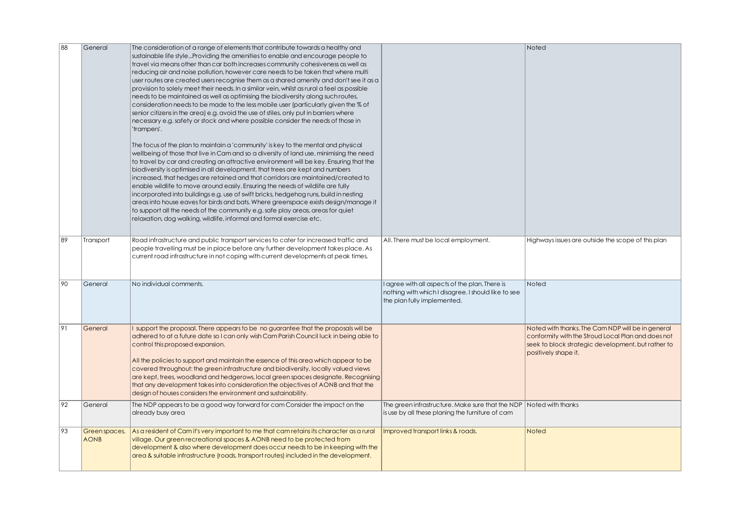| | | | | |
|---|---|---|---|---|
| 88 | General | The consideration of a range of elements that contribute towards a healthy and sustainable life style...Providing the amenities to enable and encourage people to travel via means other than car both increases community cohesiveness as well as reducing air and noise pollution, however care needs to be taken that where multi user routes are created users recognise them as a shared amenity and don't see it as a provision to solely meet their needs. In a similar vein, whilst as rural a feel as possible needs to be maintained as well as optimising the biodiversity along such routes, consideration needs to be made to the less mobile user (particularly given the % of senior citizens in the area) e.g. avoid the use of stiles, only put in barriers where necessary e.g. safety or stock and where possible consider the needs of those in 'trampers'.<br><br>The focus of the plan to maintain a 'community' is key to the mental and physical wellbeing of those that live in Cam and so a diversity of land use, minimising the need to travel by car and creating an attractive environment will be key. Ensuring that the biodiversity is optimised in all development, that trees are kept and numbers increased, that hedges are retained and that corridors are maintained/created to enable wildlife to move around easily. Ensuring the needs of wildlife are fully incorporated into buildings e.g. use of swift bricks, hedgehog runs, build in nesting areas into house eaves for birds and bats. Where greenspace exists design/manage it to support all the needs of the community e.g. safe play areas, areas for quiet relaxation, dog walking, wildlife, informal and formal exercise etc. | | Noted |
| 89 | Transport | Road infrastructure and public transport services to cater for increased traffic and people travelling must be in place before any further development takes place. As current road infrastructure in not coping with current developments at peak times. | All. There must be local employment. | Highways issues are outside the scope of this plan |
| 90 | General | No individual comments. | I agree with all aspects of the plan. There is nothing with which I disagree. I should like to see the plan fully implemented. | Noted |
| 91 | General | I support the proposal. There appears to be no guarantee that the proposals will be adhered to at a future date so I can only wish Cam Parish Council luck in being able to control this proposed expansion.<br><br>All the policies to support and maintain the essence of this area which appear to be covered throughout: the green infrastructure and biodiversity, locally valued views are kept, trees, woodland and hedgerows, local green spaces designate. Recognising that any development takes into consideration the objectives of AONB and that the design of houses considers the environment and sustainability. | | Noted with thanks. The Cam NDP will be in general conformity with the Stroud Local Plan and does not seek to block strategic development, but rather to positively shape it. |
| 92 | General | The NDP appears to be a good way forward for cam Consider the impact on the already busy area | The green infrastructure. Make sure that the NDP is use by all these planing the furniture of cam | Noted with thanks |
| 93 | Green spaces, AONB | As a resident of Cam it's very important to me that cam retains its character as a rural village. Our green recreational spaces & AONB need to be protected from development & also where development does occur needs to be in keeping with the area & suitable infrastructure (roads, transport routes) included in the development. | Improved transport links & roads. | Noted |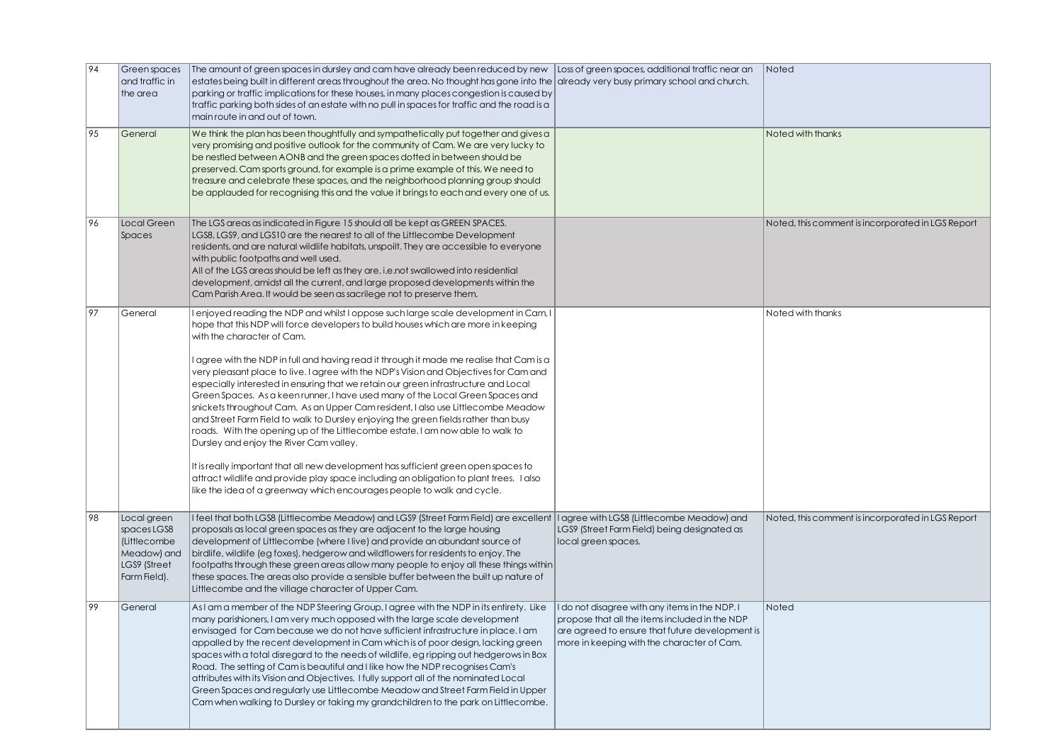| | | | | |
|---|---|---|---|---|
| 94 | Green spaces and traffic in the area | The amount of green spaces in dursley and cam have already been reduced by new estates being built in different areas throughout the area. No thought has gone into the parking or traffic implications for these houses, in many places congestion is caused by traffic parking both sides of an estate with no pull in spaces for traffic and the road is a main route in and out of town. | Loss of green spaces, additional traffic near an already very busy primary school and church. | Noted |
| 95 | General | We think the plan has been thoughtfully and sympathetically put together and gives a very promising and positive outlook for the community of Cam. We are very lucky to be nestled between AONB and the green spaces dotted in between should be preserved. Cam sports ground, for example is a prime example of this. We need to treasure and celebrate these spaces, and the neighborhood planning group should be applauded for recognising this and the value it brings to each and every one of us. | | Noted with thanks |
| 96 | Local Green Spaces | The LGS areas as indicated in Figure 15 should all be kept as GREEN SPACES.<br>LGS8, LGS9, and LGS10 are the nearest to all of the Littlecombe Development residents, and are natural wildlife habitats, unspoilt. They are accessible to everyone with public footpaths and well used.<br>All of the LGS areas should be left as they are, i.e.not swallowed into residential development, amidst all the current, and large proposed developments within the Cam Parish Area. It would be seen as sacrilege not to preserve them. | | Noted, this comment is incorporated in LGS Report |
| 97 | General | I enjoyed reading the NDP and whilst I oppose such large scale development in Cam, I hope that this NDP will force developers to build houses which are more in keeping with the character of Cam.<br><br>I agree with the NDP in full and having read it through it made me realise that Cam is a very pleasant place to live. I agree with the NDP's Vision and Objectives for Cam and especially interested in ensuring that we retain our green infrastructure and Local Green Spaces. As a keen runner, I have used many of the Local Green Spaces and snickets throughout Cam. As an Upper Cam resident, I also use Littlecombe Meadow and Street Farm Field to walk to Dursley enjoying the green fields rather than busy roads. With the opening up of the Littlecombe estate, I am now able to walk to Dursley and enjoy the River Cam valley.<br><br>It is really important that all new development has sufficient green open spaces to attract wildlife and provide play space including an obligation to plant trees. I also like the idea of a greenway which encourages people to walk and cycle. | | Noted with thanks |
| 98 | Local green spaces LGS8 (Littlecombe Meadow) and LGS9 (Street Farm Field). | I feel that both LGS8 (Littlecombe Meadow) and LGS9 (Street Farm Field) are excellent proposals as local green spaces as they are adjacent to the large housing development of Littlecombe (where I live) and provide an abundant source of birdlife, wildlife (eg foxes), hedgerow and wildflowers for residents to enjoy. The footpaths through these green areas allow many people to enjoy all these things within these spaces. The areas also provide a sensible buffer between the built up nature of Littlecombe and the village character of Upper Cam. | I agree with LGS8 (Littlecombe Meadow) and LGS9 (Street Farm Field) being designated as local green spaces. | Noted, this comment is incorporated in LGS Report |
| 99 | General | As I am a member of the NDP Steering Group, I agree with the NDP in its entirety. Like many parishioners, I am very much opposed with the large scale development envisaged for Cam because we do not have sufficient infrastructure in place. I am appalled by the recent development in Cam which is of poor design, lacking green spaces with a total disregard to the needs of wildlife, eg ripping out hedgerows in Box Road. The setting of Cam is beautiful and I like how the NDP recognises Cam's attributes with its Vision and Objectives. I fully support all of the nominated Local Green Spaces and regularly use Littlecombe Meadow and Street Farm Field in Upper Cam when walking to Dursley or taking my grandchildren to the park on Littlecombe. | I do not disagree with any items in the NDP. I propose that all the items included in the NDP are agreed to ensure that future development is more in keeping with the character of Cam. | Noted |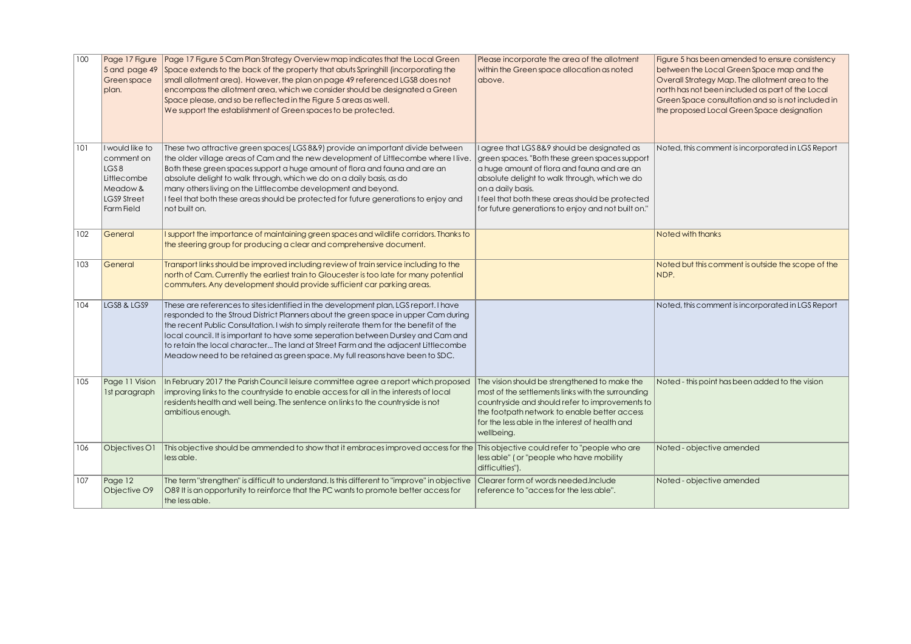| | | | | |
|---|---|---|---|---|
| 100 | Page 17 Figure 5 and page 49 Green space plan. | Page 17 Figure 5 Cam Plan Strategy Overview map indicates that the Local Green Space extends to the back of the property that abuts Springhill (incorporating the small allotment area). However, the plan on page 49 referenced LGS8 does not encompass the allotment area, which we consider should be designated a Green Space please, and so be reflected in the Figure 5 areas as well. We support the establishment of Green spaces to be protected. | Please incorporate the area of the allotment within the Green space allocation as noted above. | Figure 5 has been amended to ensure consistency between the Local Green Space map and the Overall Strategy Map. The allotment area to the north has not been included as part of the Local Green Space consultation and so is not included in the proposed Local Green Space designation |
| 101 | I would like to comment on LGS 8 Littlecombe Meadow & LGS9 Street Farm Field | These two attractive green spaces( LGS 8&9) provide an important divide between the older village areas of Cam and the new development of Littlecombe where I live. Both these green spaces support a huge amount of flora and fauna and are an absolute delight to walk through, which we do on a daily basis, as do many others living on the Littlecombe development and beyond. I feel that both these areas should be protected for future generations to enjoy and not built on. | I agree that LGS 8&9 should be designated as green spaces. "Both these green spaces support a huge amount of flora and fauna and are an absolute delight to walk through, which we do on a daily basis. I feel that both these areas should be protected for future generations to enjoy and not built on." | Noted, this comment is incorporated in LGS Report |
| 102 | General | I support the importance of maintaining green spaces and wildlife corridors. Thanks to the steering group for producing a clear and comprehensive document. | | Noted with thanks |
| 103 | General | Transport links should be improved including review of train service including to the north of Cam. Currently the earliest train to Gloucester is too late for many potential commuters. Any development should provide sufficient car parking areas. | | Noted but this comment is outside the scope of the NDP. |
| 104 | LGS8 & LGS9 | These are references to sites identified in the development plan, LGS report. I have responded to the Stroud District Planners about the green space in upper Cam during the recent Public Consultation. I wish to simply reiterate them for the benefit of the local council. It is important to have some seperation between Dursley and Cam and to retain the local character... The land at Street Farm and the adjacent Littlecombe Meadow need to be retained as green space. My full reasons have been to SDC. | | Noted, this comment is incorporated in LGS Report |
| 105 | Page 11 Vision 1st paragraph | In February 2017 the Parish Council leisure committee agree a report which proposed improving links to the countryside to enable access for all in the interests of local residents health and well being. The sentence on links to the countryside is not ambitious enough. | The vision should be strengthened to make the most of the settlements links with the surrounding countryside and should refer to improvements to the footpath network to enable better access for the less able in the interest of health and wellbeing. | Noted - this point has been added to the vision |
| 106 | Objectives O1 | This objective should be ammended to show that it embraces improved access for the less able. | This objective could refer to "people who are less able" ( or "people who have mobility difficulties"). | Noted - objective amended |
| 107 | Page 12 Objective O9 | The term "strengthen" is difficult to understand. Is this different to "improve" in objective O8? It is an opportunity to reinforce that the PC wants to promote better access for the less able. | Clearer form of words needed.Include reference to "access for the less able". | Noted - objective amended |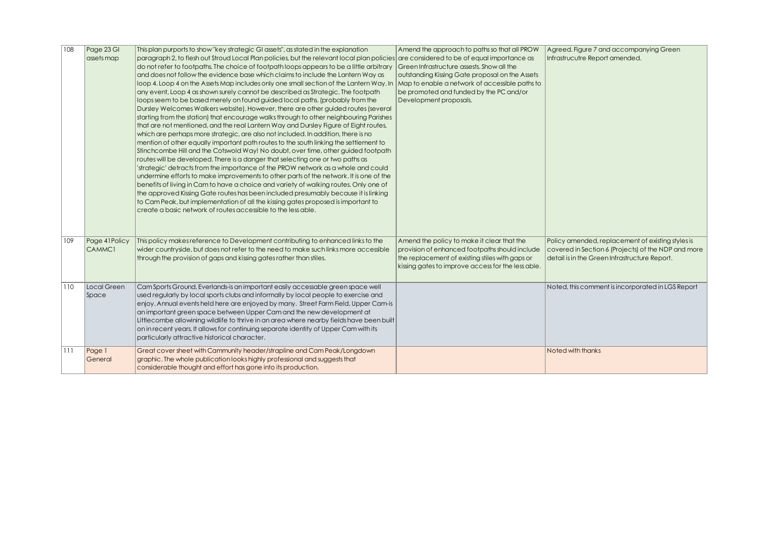| | | | | |
|---|---|---|---|---|
| 108 | Page 23 GI assets map | This plan purports to show "key strategic GI assets", as stated in the explanation paragraph 2, to flesh out Stroud Local Plan policies, but the relevant local plan policies do not refer to footpaths. The choice of footpath loops appears to be a little arbitrary and does not follow the evidence base which claims to include the Lantern Way as loop 4. Loop 4 on the Assets Map includes only one small section of the Lantern Way. In any event, Loop 4 as shown surely cannot be described as Strategic. The footpath loops seem to be based merely on found guided local paths. (probably from the Dursley Welcomes Walkers website). However, there are other guided routes (several starting from the station) that encourage walks through to other neighbouring Parishes that are not mentioned, and the real Lantern Way and Dursley Figure of Eight routes, which are perhaps more strategic, are also not included. In addition, there is no mention of other equally important path routes to the south linking the settlement to Stinchcombe Hill and the Cotswold Way! No doubt, over time, other guided footpath routes will be developed. There is a danger that selecting one or two paths as 'strategic' detracts from the importance of the PROW network as a whole and could undermine efforts to make improvements to other parts of the network. It is one of the benefits of living in Cam to have a choice and variety of walking routes. Only one of the approved Kissing Gate routes has been included presumably because it is linking to Cam Peak, but implementation of all the kissing gates proposed is important to create a basic network of routes accessible to the less able. | Amend the approach to paths so that all PROW are considered to be of equal importance as Green Infrastructure assests. Show all the outstanding Kissing Gate proposal on the Assets Map to enable a network of accessible paths to be promoted and funded by the PC and/or Development proposals. | Agreed. Figure 7 and accompanying Green Infrastrucutre Report amended. |
| 109 | Page 41 Policy CAMMC1 | This policy makes reference to Development contributing to enhanced links to the wider countryside, but does not refer to the need to make such links more accessible through the provision of gaps and kissing gates rather than stiles. | Amend the policy to make it clear that the provision of enhanced footpaths should include the replacement of existing stiles with gaps or kissing gates to improve access for the less able. | Policy amended, replacement of existing styles is covered in Section 6 (Projects) of the NDP and more detail is in the Green Infrastructure Report. |
| 110 | Local Green Space | Cam Sports Ground, Everlands-is an important easily accessable green space well used regularly by local sports clubs and informally by local people to exercise and enjoy. Annual events held here are enjoyed by many. Street Farm Field, Upper Cam-is an important green space between Upper Cam and the new development at Littlecombe allowining wildlife to thrive in an area where nearby fields have been built on in recent years. It allows for continuing separate identity of Upper Cam with its particularly attractive historical character. | | Noted, this comment is incorporated in LGS Report |
| 111 | Page 1 General | Great cover sheet with Cammunity header/strapline and Cam Peak/Longdown graphic. The whole publication looks highly professional and suggests that considerable thought and effort has gone into its production. | | Noted with thanks |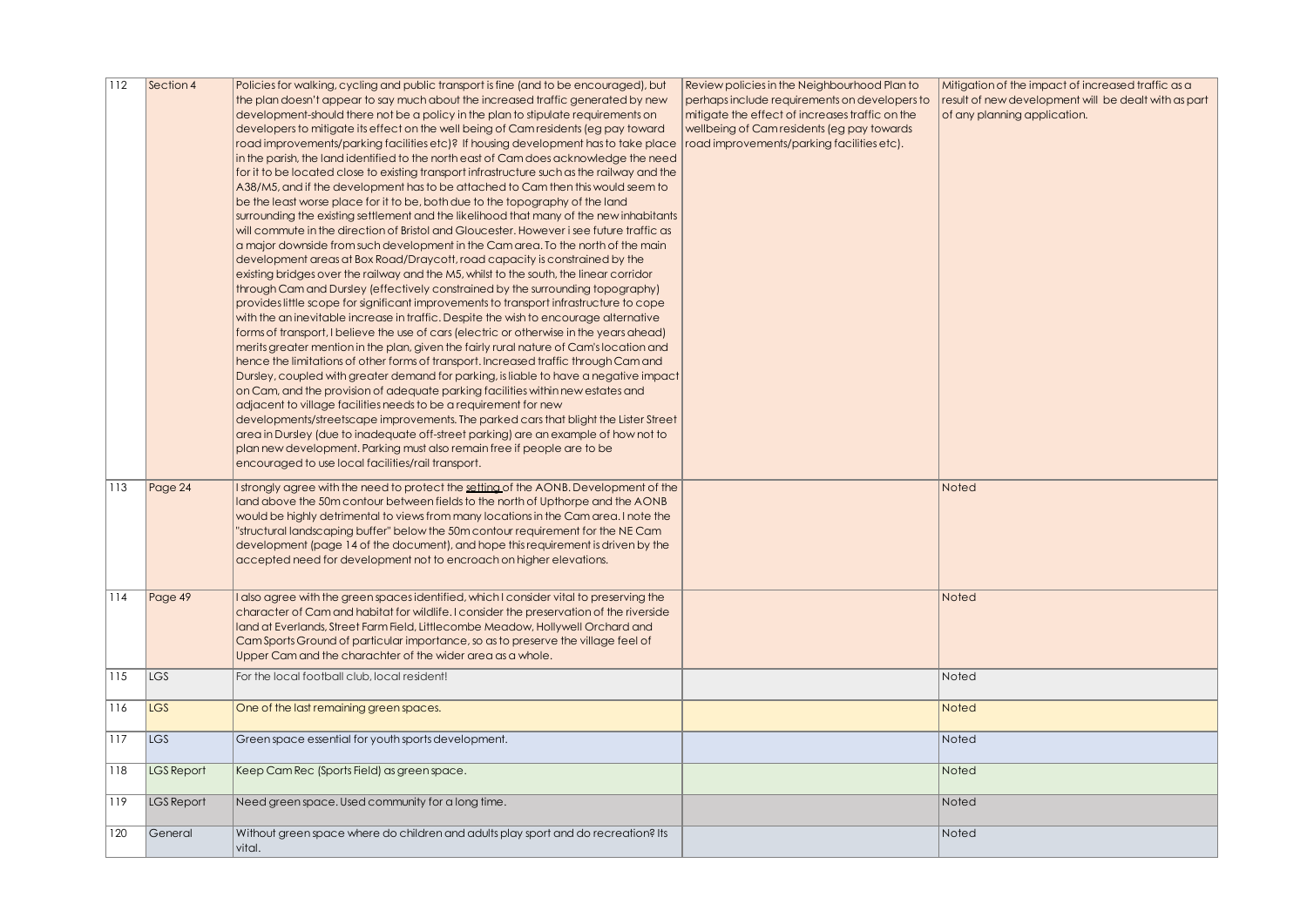| | | | | |
|---|---|---|---|---|
| 112 | Section 4 | Policies for walking, cycling and public transport is fine (and to be encouraged), but the plan doesn't appear to say much about the increased traffic generated by new development-should there not be a policy in the plan to stipulate requirements on developers to mitigate its effect on the well being of Cam residents (eg pay toward road improvements/parking facilities etc)? If housing development has to take place in the parish, the land identified to the north east of Cam does acknowledge the need for it to be located close to existing transport infrastructure such as the railway and the A38/M5, and if the development has to be attached to Cam then this would seem to be the least worse place for it to be, both due to the topography of the land surrounding the existing settlement and the likelihood that many of the new inhabitants will commute in the direction of Bristol and Gloucester. However i see future traffic as a major downside from such development in the Cam area. To the north of the main development areas at Box Road/Draycott, road capacity is constrained by the existing bridges over the railway and the M5, whilst to the south, the linear corridor through Cam and Dursley (effectively constrained by the surrounding topography) provides little scope for significant improvements to transport infrastructure to cope with the an inevitable increase in traffic. Despite the wish to encourage alternative forms of transport, I believe the use of cars (electric or otherwise in the years ahead) merits greater mention in the plan, given the fairly rural nature of Cam's location and hence the limitations of other forms of transport. Increased traffic through Cam and Dursley, coupled with greater demand for parking, is liable to have a negative impact on Cam, and the provision of adequate parking facilities within new estates and adjacent to village facilities needs to be a requirement for new developments/streetscape improvements. The parked cars that blight the Lister Street area in Dursley (due to inadequate off-street parking) are an example of how not to plan new development. Parking must also remain free if people are to be encouraged to use local facilities/rail transport. | Review policies in the Neighbourhood Plan to perhaps include requirements on developers to mitigate the effect of increases traffic on the wellbeing of Cam residents (eg pay towards road improvements/parking facilities etc). | Mitigation of the impact of increased traffic as a result of new development will be dealt with as part of any planning application. |
| 113 | Page 24 | I strongly agree with the need to protect the setting of the AONB. Development of the land above the 50m contour between fields to the north of Upthorpe and the AONB would be highly detrimental to views from many locations in the Cam area. I note the "structural landscaping buffer" below the 50m contour requirement for the NE Cam development (page 14 of the document), and hope this requirement is driven by the accepted need for development not to encroach on higher elevations. | | Noted |
| 114 | Page 49 | I also agree with the green spaces identified, which I consider vital to preserving the character of Cam and habitat for wildlife. I consider the preservation of the riverside land at Everlands, Street Farm Field, Littlecombe Meadow, Hollywell Orchard and Cam Sports Ground of particular importance, so as to preserve the village feel of Upper Cam and the charachter of the wider area as a whole. | | Noted |
| 115 | LGS | For the local football club, local resident! | | Noted |
| 116 | LGS | One of the last remaining green spaces. | | Noted |
| 117 | LGS | Green space essential for youth sports development. | | Noted |
| 118 | LGS Report | Keep Cam Rec (Sports Field) as green space. | | Noted |
| 119 | LGS Report | Need green space. Used community for a long time. | | Noted |
| 120 | General | Without green space where do children and adults play sport and do recreation? Its vital. | | Noted |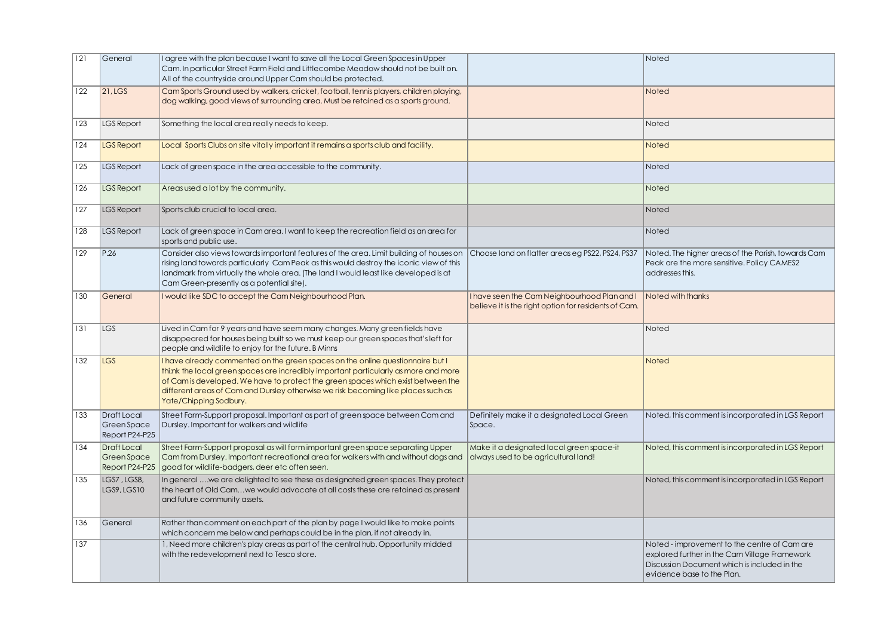| | | | | |
|---|---|---|---|---|
| 121 | General | I agree with the plan because I want to save all the Local Green Spaces in Upper Cam. In particular Street Farm Field and Littlecombe Meadow should not be built on. All of the countryside around Upper Cam should be protected. | | Noted |
| 122 | 21, LGS | Cam Sports Ground used by walkers, cricket, football, tennis players, children playing, dog walking, good views of surrounding area. Must be retained as a sports ground. | | Noted |
| 123 | LGS Report | Something the local area really needs to keep. | | Noted |
| 124 | LGS Report | Local Sports Clubs on site vitally important it remains a sports club and facility. | | Noted |
| 125 | LGS Report | Lack of green space in the area accessible to the community. | | Noted |
| 126 | LGS Report | Areas used a lot by the community. | | Noted |
| 127 | LGS Report | Sports club crucial to local area. | | Noted |
| 128 | LGS Report | Lack of green space in Cam area. I want to keep the recreation field as an area for sports and public use. | | Noted |
| 129 | P.26 | Consider also views towards important features of the area. Limit building of houses on rising land towards particularly Cam Peak as this would destroy the iconic view of this landmark from virtually the whole area. (The land I would least like developed is at Cam Green-presently as a potential site). | Choose land on flatter areas eg PS22, PS24, PS37 | Noted. The higher areas of the Parish, towards Cam Peak are the more sensitive. Policy CAMES2 addresses this. |
| 130 | General | I would like SDC to accept the Cam Neighbourhood Plan. | I have seen the Cam Neighbourhood Plan and I believe it is the right option for residents of Cam. | Noted with thanks |
| 131 | LGS | Lived in Cam for 9 years and have seem many changes. Many green fields have disappeared for houses being built so we must keep our green spaces that's left for people and wildlife to enjoy for the future. B Minns | | Noted |
| 132 | LGS | I have already commented on the green spaces on the online questionnaire but I thi;nk the local green spaces are incredibly important particularly as more and more of Cam is developed. We have to protect the green spaces which exist between the different areas of Cam and Dursley otherwise we risk becoming like places such as Yate/Chipping Sodbury. | | Noted |
| 133 | Draft Local Green Space Report P24-P25 | Street Farm-Support proposal. Important as part of green space between Cam and Dursley. Important for walkers and wildlife | Definitely make it a designated Local Green Space. | Noted, this comment is incorporated in LGS Report |
| 134 | Draft Local Green Space Report P24-P25 | Street Farm-Support proposal as will form important green space separating Upper Cam from Dursley. Important recreational area for walkers with and without dogs and good for wildlife-badgers, deer etc often seen. | Make it a designated local green space-it always used to be agricultural land! | Noted, this comment is incorporated in LGS Report |
| 135 | LGS7 , LGS8, LGS9, LGS10 | In general ….we are delighted to see these as designated green spaces. They protect the heart of Old Cam…we would advocate at all costs these are retained as present and future community assets. | | Noted, this comment is incorporated in LGS Report |
| 136 | General | Rather than comment on each part of the plan by page I would like to make points which concern me below and perhaps could be in the plan, if not already in. | | |
| 137 | | 1, Need more children's play areas as part of the central hub. Opportunity midded with the redevelopment next to Tesco store. | | Noted - improvement to the centre of Cam are explored further in the Cam Village Framework Discussion Document which is included in the evidence base to the Plan. |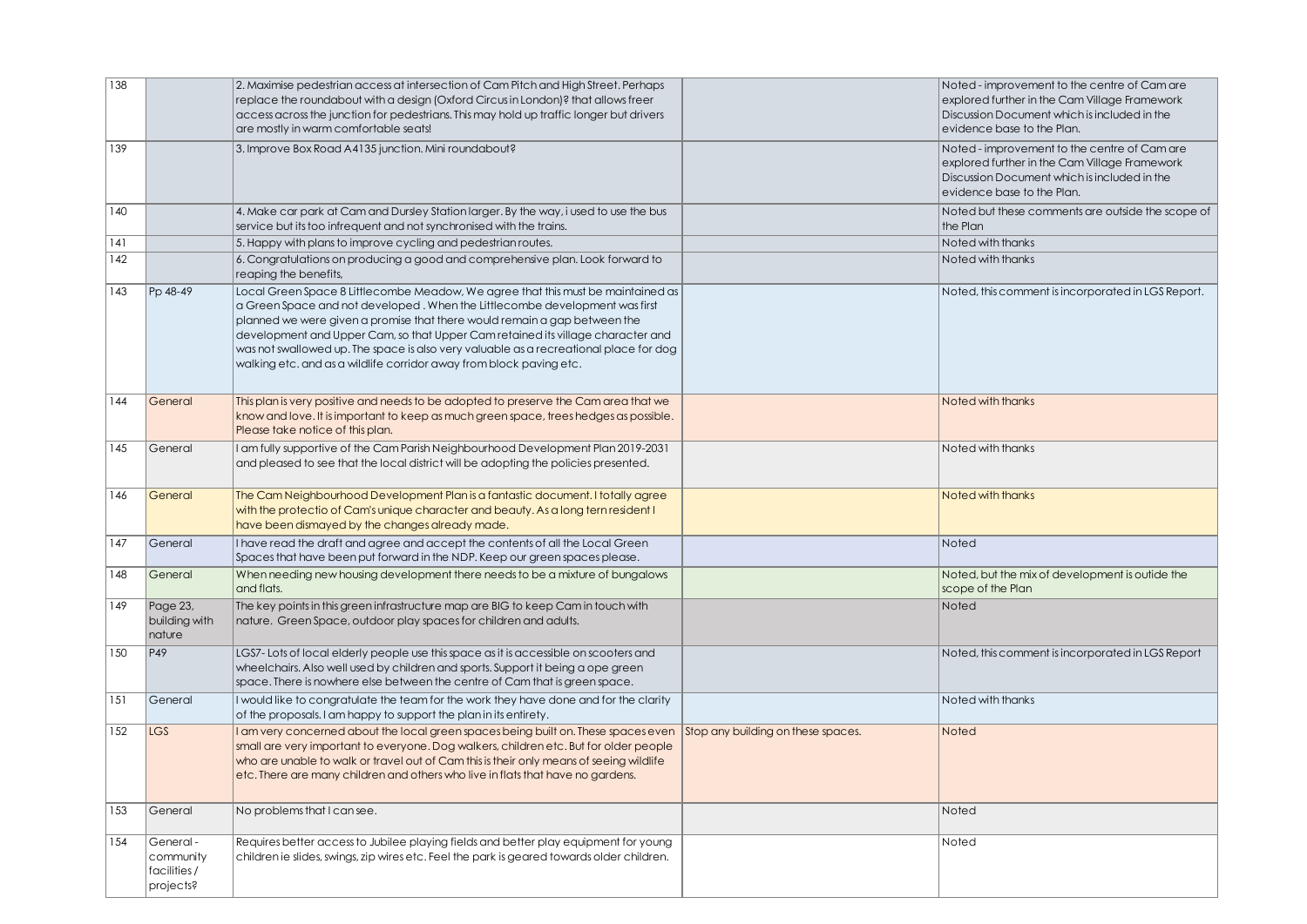| | | | | |
|---|---|---|---|---|
| 138 | | 2. Maximise pedestrian access at intersection of Cam Pitch and High Street. Perhaps replace the roundabout with a design (Oxford Circus in London)? that allows freer access across the junction for pedestrians. This may hold up traffic longer but drivers are mostly in warm comfortable seats! | | Noted - improvement to the centre of Cam are explored further in the Cam Village Framework Discussion Document which is included in the evidence base to the Plan. |
| 139 | | 3. Improve Box Road A4135 junction. Mini roundabout? | | Noted - improvement to the centre of Cam are explored further in the Cam Village Framework Discussion Document which is included in the evidence base to the Plan. |
| 140 | | 4. Make car park at Cam and Dursley Station larger. By the way, i used to use the bus service but its too infrequent and not synchronised with the trains. | | Noted but these comments are outside the scope of the Plan |
| 141 | | 5. Happy with plans to improve cycling and pedestrian routes. | | Noted with thanks |
| 142 | | 6. Congratulations on producing a good and comprehensive plan. Look forward to reaping the benefits, | | Noted with thanks |
| 143 | Pp 48-49 | Local Green Space 8 Littlecombe Meadow, We agree that this must be maintained as a Green Space and not developed . When the Littlecombe development was first planned we were given a promise that there would remain a gap between the development and Upper Cam, so that Upper Cam retained its village character and was not swallowed up. The space is also very valuable as a recreational place for dog walking etc. and as a wildlife corridor away from block paving etc. | | Noted, this comment is incorporated in LGS Report. |
| 144 | General | This plan is very positive and needs to be adopted to preserve the Cam area that we know and love. It is important to keep as much green space, trees hedges as possible. Please take notice of this plan. | | Noted with thanks |
| 145 | General | I am fully supportive of the Cam Parish Neighbourhood Development Plan 2019-2031 and pleased to see that the local district will be adopting the policies presented. | | Noted with thanks |
| 146 | General | The Cam Neighbourhood Development Plan is a fantastic document. I totally agree with the protectio of Cam's unique character and beauty. As a long tern resident I have been dismayed by the changes already made. | | Noted with thanks |
| 147 | General | I have read the draft and agree and accept the contents of all the Local Green Spaces that have been put forward in the NDP. Keep our green spaces please. | | Noted |
| 148 | General | When needing new housing development there needs to be a mixture of bungalows and flats. | | Noted, but the mix of development is outide the scope of the Plan |
| 149 | Page 23, building with nature | The key points in this green infrastructure map are BIG to keep Cam in touch with nature. Green Space, outdoor play spaces for children and adults. | | Noted |
| 150 | P49 | LGS7- Lots of local elderly people use this space as it is accessible on scooters and wheelchairs. Also well used by children and sports. Support it being a ope green space. There is nowhere else between the centre of Cam that is green space. | | Noted, this comment is incorporated in LGS Report |
| 151 | General | I would like to congratulate the team for the work they have done and for the clarity of the proposals. I am happy to support the plan in its entirety. | | Noted with thanks |
| 152 | LGS | I am very concerned about the local green spaces being built on. These spaces even small are very important to everyone. Dog walkers, children etc. But for older people who are unable to walk or travel out of Cam this is their only means of seeing wildlife etc. There are many children and others who live in flats that have no gardens. | Stop any building on these spaces. | Noted |
| 153 | General | No problems that I can see. | | Noted |
| 154 | General - community facilities / projects? | Requires better access to Jubilee playing fields and better play equipment for young children ie slides, swings, zip wires etc. Feel the park is geared towards older children. | | Noted |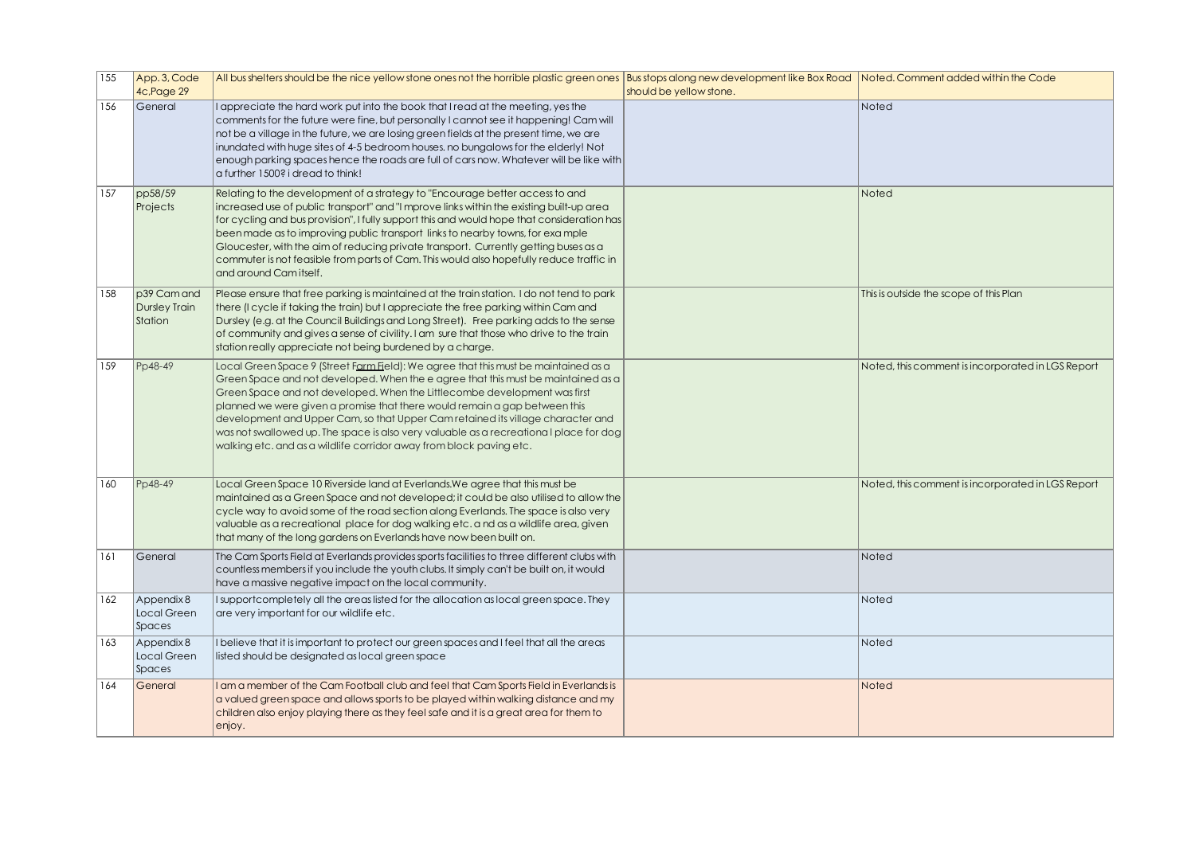| | | | | |
|---|---|---|---|---|
| 155 | App. 3, Code 4c,Page 29 | All bus shelters should be the nice yellow stone ones not the horrible plastic green ones | Bus stops along new development like Box Road should be yellow stone. | Noted. Comment added within the Code |
| 156 | General | I appreciate the hard work put into the book that I read at the meeting, yes the comments for the future were fine, but personally I cannot see it happening! Cam will not be a village in the future, we are losing green fields at the present time, we are inundated with huge sites of 4-5 bedroom houses. no bungalows for the elderly! Not enough parking spaces hence the roads are full of cars now. Whatever will be like with a further 1500? i dread to think! | | Noted |
| 157 | pp58/59 Projects | Relating to the development of a strategy to "Encourage better access to and increased use of public transport" and "I mprove links within the existing built-up area for cycling and bus provision", I fully support this and would hope that consideration has been made as to improving public transport links to nearby towns, for exa mple Gloucester, with the aim of reducing private transport. Currently getting buses as a commuter is not feasible from parts of Cam. This would also hopefully reduce traffic in and around Cam itself. | | Noted |
| 158 | p39 Cam and Dursley Train Station | Please ensure that free parking is maintained at the train station. I do not tend to park there (I cycle if taking the train) but I appreciate the free parking within Cam and Dursley (e.g. at the Council Buildings and Long Street). Free parking adds to the sense of community and gives a sense of civility. I am sure that those who drive to the train station really appreciate not being burdened by a charge. | | This is outside the scope of this Plan |
| 159 | Pp48-49 | Local Green Space 9 (Street Farm Field): We agree that this must be maintained as a Green Space and not developed. When the e agree that this must be maintained as a Green Space and not developed. When the Littlecombe development was first planned we were given a promise that there would remain a gap between this development and Upper Cam, so that Upper Cam retained its village character and was not swallowed up. The space is also very valuable as a recreationa l place for dog walking etc. and as a wildlife corridor away from block paving etc. | | Noted, this comment is incorporated in LGS Report |
| 160 | Pp48-49 | Local Green Space 10 Riverside land at Everlands.We agree that this must be maintained as a Green Space and not developed; it could be also utilised to allow the cycle way to avoid some of the road section along Everlands. The space is also very valuable as a recreational place for dog walking etc. a nd as a wildlife area, given that many of the long gardens on Everlands have now been built on. | | Noted, this comment is incorporated in LGS Report |
| 161 | General | The Cam Sports Field at Everlands provides sports facilities to three different clubs with countless members if you include the youth clubs. It simply can't be built on, it would have a massive negative impact on the local community. | | Noted |
| 162 | Appendix 8 Local Green Spaces | I supportcompletely all the areas listed for the allocation as local green space. They are very important for our wildlife etc. | | Noted |
| 163 | Appendix 8 Local Green Spaces | I believe that it is important to protect our green spaces and I feel that all the areas listed should be designated as local green space | | Noted |
| 164 | General | I am a member of the Cam Football club and feel that Cam Sports Field in Everlands is a valued green space and allows sports to be played within walking distance and my children also enjoy playing there as they feel safe and it is a great area for them to enjoy. | | Noted |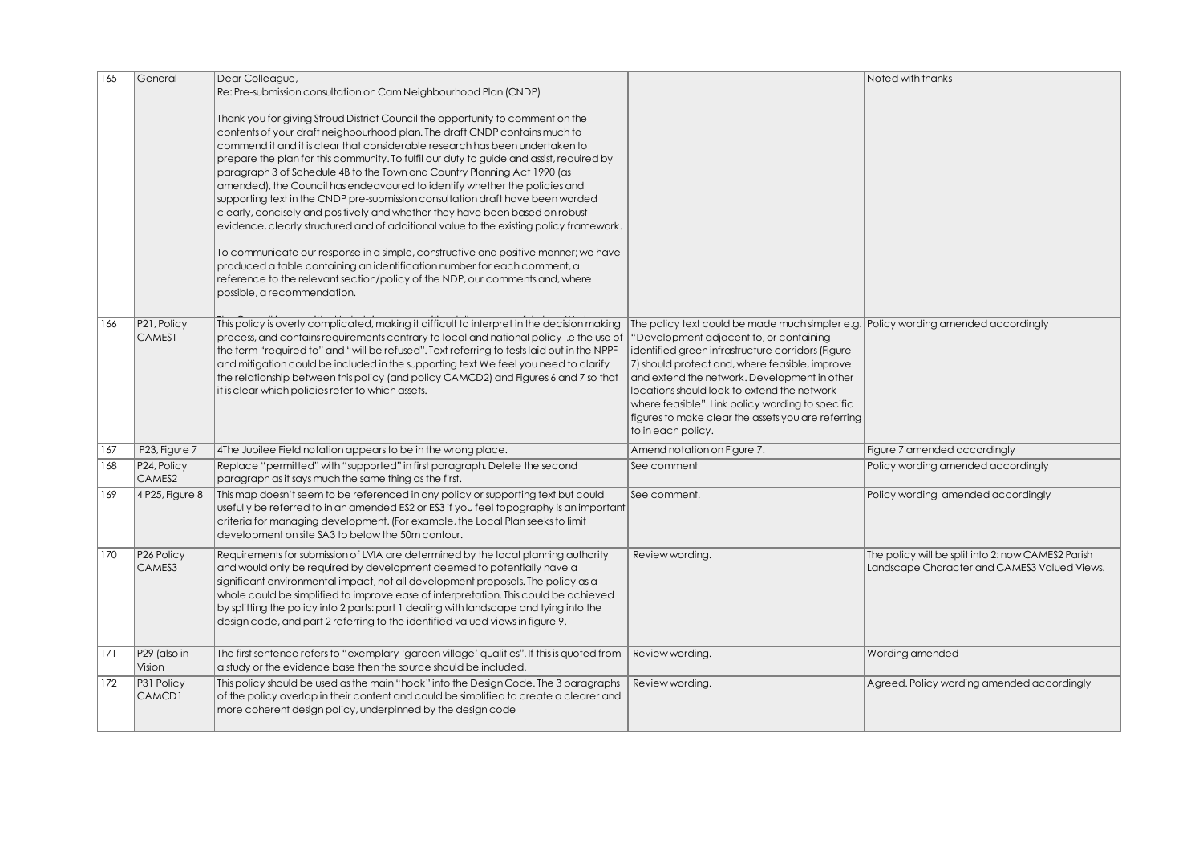| | | | | |
|---|---|---|---|---|
| 165 | General | Dear Colleague,<br>Re: Pre-submission consultation on Cam Neighbourhood Plan (CNDP)<br><br>Thank you for giving Stroud District Council the opportunity to comment on the contents of your draft neighbourhood plan. The draft CNDP contains much to commend it and it is clear that considerable research has been undertaken to prepare the plan for this community. To fulfil our duty to guide and assist, required by paragraph 3 of Schedule 4B to the Town and Country Planning Act 1990 (as amended), the Council has endeavoured to identify whether the policies and supporting text in the CNDP pre-submission consultation draft have been worded clearly, concisely and positively and whether they have been based on robust evidence, clearly structured and of additional value to the existing policy framework.<br><br>To communicate our response in a simple, constructive and positive manner; we have produced a table containing an identification number for each comment, a reference to the relevant section/policy of the NDP, our comments and, where possible, a recommendation. | | Noted with thanks |
| 166 | P21, Policy CAMES1 | This policy is overly complicated, making it difficult to interpret in the decision making process, and contains requirements contrary to local and national policy i.e the use of the term "required to" and "will be refused". Text referring to tests laid out in the NPPF and mitigation could be included in the supporting text We feel you need to clarify the relationship between this policy (and policy CAMCD2) and Figures 6 and 7 so that it is clear which policies refer to which assets. | The policy text could be made much simpler e.g. "Development adjacent to, or containing identified green infrastructure corridors (Figure 7) should protect and, where feasible, improve and extend the network. Development in other locations should look to extend the network where feasible". Link policy wording to specific figures to make clear the assets you are referring to in each policy. | Policy wording amended accordingly |
| 167 | P23, Figure 7 | 4The Jubilee Field notation appears to be in the wrong place. | Amend notation on Figure 7. | Figure 7 amended accordingly |
| 168 | P24, Policy CAMES2 | Replace "permitted" with "supported" in first paragraph. Delete the second paragraph as it says much the same thing as the first. | See comment | Policy wording amended accordingly |
| 169 | 4 P25, Figure 8 | This map doesn't seem to be referenced in any policy or supporting text but could usefully be referred to in an amended ES2 or ES3 if you feel topography is an important criteria for managing development. (For example, the Local Plan seeks to limit development on site SA3 to below the 50m contour. | See comment. | Policy wording amended accordingly |
| 170 | P26 Policy CAMES3 | Requirements for submission of LVIA are determined by the local planning authority and would only be required by development deemed to potentially have a significant environmental impact, not all development proposals. The policy as a whole could be simplified to improve ease of interpretation. This could be achieved by splitting the policy into 2 parts: part 1 dealing with landscape and tying into the design code, and part 2 referring to the identified valued views in figure 9. | Review wording. | The policy will be split into 2: now CAMES2 Parish Landscape Character and CAMES3 Valued Views. |
| 171 | P29 (also in Vision | The first sentence refers to "exemplary 'garden village' qualities". If this is quoted from a study or the evidence base then the source should be included. | Review wording. | Wording amended |
| 172 | P31 Policy CAMCD1 | This policy should be used as the main "hook" into the Design Code. The 3 paragraphs of the policy overlap in their content and could be simplified to create a clearer and more coherent design policy, underpinned by the design code | Review wording. | Agreed. Policy wording amended accordingly |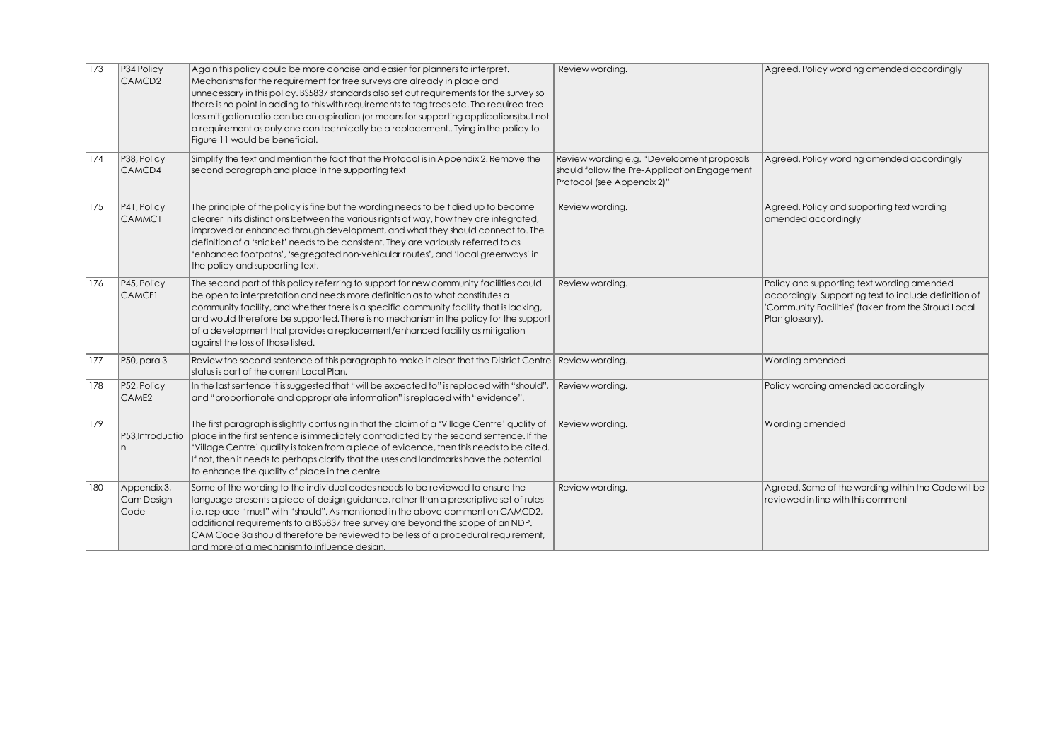| | | | | |
|---|---|---|---|---|
| 173 | P34 Policy CAMCD2 | Again this policy could be more concise and easier for planners to interpret. Mechanisms for the requirement for tree surveys are already in place and unnecessary in this policy. BS5837 standards also set out requirements for the survey so there is no point in adding to this with requirements to tag trees etc. The required tree loss mitigation ratio can be an aspiration (or means for supporting applications)but not a requirement as only one can technically be a replacement.. Tying in the policy to Figure 11 would be beneficial. | Review wording. | Agreed. Policy wording amended accordingly |
| 174 | P38, Policy CAMCD4 | Simplify the text and mention the fact that the Protocol is in Appendix 2. Remove the second paragraph and place in the supporting text | Review wording e.g. "Development proposals should follow the Pre-Application Engagement Protocol (see Appendix 2)" | Agreed. Policy wording amended accordingly |
| 175 | P41, Policy CAMMC1 | The principle of the policy is fine but the wording needs to be tidied up to become clearer in its distinctions between the various rights of way, how they are integrated, improved or enhanced through development, and what they should connect to. The definition of a 'snicket' needs to be consistent. They are variously referred to as 'enhanced footpaths', 'segregated non-vehicular routes', and 'local greenways' in the policy and supporting text. | Review wording. | Agreed. Policy and supporting text wording amended accordingly |
| 176 | P45, Policy CAMCF1 | The second part of this policy referring to support for new community facilities could be open to interpretation and needs more definition as to what constitutes a community facility, and whether there is a specific community facility that is lacking, and would therefore be supported. There is no mechanism in the policy for the support of a development that provides a replacement/enhanced facility as mitigation against the loss of those listed. | Review wording. | Policy and supporting text wording amended accordingly. Supporting text to include definition of 'Community Facilities' (taken from the Stroud Local Plan glossary). |
| 177 | P50, para 3 | Review the second sentence of this paragraph to make it clear that the District Centre status is part of the current Local Plan. | Review wording. | Wording amended |
| 178 | P52, Policy CAME2 | In the last sentence it is suggested that "will be expected to" is replaced with "should", and "proportionate and appropriate information" is replaced with "evidence". | Review wording. | Policy wording amended accordingly |
| 179 | P53,Introduction | The first paragraph is slightly confusing in that the claim of a 'Village Centre' quality of place in the first sentence is immediately contradicted by the second sentence. If the 'Village Centre' quality is taken from a piece of evidence, then this needs to be cited. If not, then it needs to perhaps clarify that the uses and landmarks have the potential to enhance the quality of place in the centre | Review wording. | Wording amended |
| 180 | Appendix 3, Cam Design Code | Some of the wording to the individual codes needs to be reviewed to ensure the language presents a piece of design guidance, rather than a prescriptive set of rules i.e. replace "must" with "should". As mentioned in the above comment on CAMCD2, additional requirements to a BS5837 tree survey are beyond the scope of an NDP. CAM Code 3a should therefore be reviewed to be less of a procedural requirement, and more of a mechanism to influence design. | Review wording. | Agreed. Some of the wording within the Code will be reviewed in line with this comment |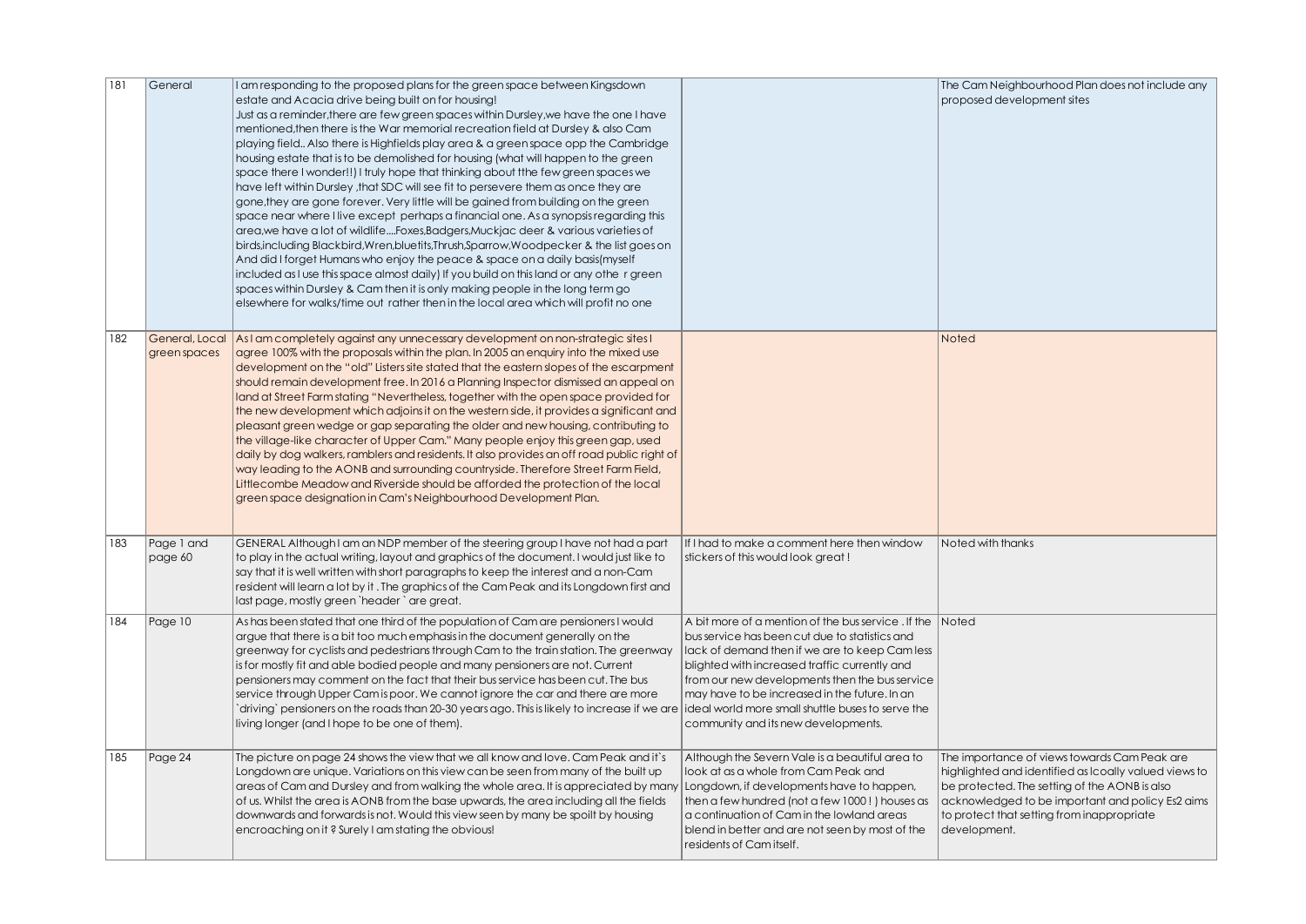| | | | | |
|---|---|---|---|---|
| 181 | General | I am responding to the proposed plans for the green space between Kingsdown estate and Acacia drive being built on for housing! Just as a reminder,there are few green spaces within Dursley,we have the one I have mentioned,then there is the War memorial recreation field at Dursley & also Cam playing field.. Also there is Highfields play area & a green space opp the Cambridge housing estate that is to be demolished for housing (what will happen to the green space there I wonder!!) I truly hope that thinking about tthe few green spaces we have left within Dursley ,that SDC will see fit to persevere them as once they are gone,they are gone forever. Very little will be gained from building on the green space near where I live except perhaps a financial one. As a synopsis regarding this area,we have a lot of wildlife....Foxes,Badgers,Muckjac deer & various varieties of birds,including Blackbird,Wren,bluetits,Thrush,Sparrow,Woodpecker & the list goes on And did I forget Humans who enjoy the peace & space on a daily basis(myself included as I use this space almost daily) If you build on this land or any othe r green spaces within Dursley & Cam then it is only making people in the long term go elsewhere for walks/time out rather then in the local area which will profit no one | | The Cam Neighbourhood Plan does not include any proposed development sites |
| 182 | General, Local green spaces | As I am completely against any unnecessary development on non-strategic sites I agree 100% with the proposals within the plan. In 2005 an enquiry into the mixed use development on the "old" Listers site stated that the eastern slopes of the escarpment should remain development free. In 2016 a Planning Inspector dismissed an appeal on land at Street Farm stating "Nevertheless, together with the open space provided for the new development which adjoins it on the western side, it provides a significant and pleasant green wedge or gap separating the older and new housing, contributing to the village-like character of Upper Cam." Many people enjoy this green gap, used daily by dog walkers, ramblers and residents. It also provides an off road public right of way leading to the AONB and surrounding countryside. Therefore Street Farm Field, Littlecombe Meadow and Riverside should be afforded the protection of the local green space designation in Cam's Neighbourhood Development Plan. | | Noted |
| 183 | Page 1 and page 60 | GENERAL Although I am an NDP member of the steering group I have not had a part to play in the actual writing, layout and graphics of the document. I would just like to say that it is well written with short paragraphs to keep the interest and a non-Cam resident will learn a lot by it . The graphics of the Cam Peak and its Longdown first and last page, mostly green `header ` are great. | If I had to make a comment here then window stickers of this would look great ! | Noted with thanks |
| 184 | Page 10 | As has been stated that one third of the population of Cam are pensioners I would argue that there is a bit too much emphasis in the document generally on the greenway for cyclists and pedestrians through Cam to the train station. The greenway is for mostly fit and able bodied people and many pensioners are not. Current pensioners may comment on the fact that their bus service has been cut. The bus service through Upper Cam is poor. We cannot ignore the car and there are more `driving` pensioners on the roads than 20-30 years ago. This is likely to increase if we are living longer (and I hope to be one of them). | A bit more of a mention of the bus service . If the bus service has been cut due to statistics and lack of demand then if we are to keep Cam less blighted with increased traffic currently and from our new developments then the bus service may have to be increased in the future. In an ideal world more small shuttle buses to serve the community and its new developments. | Noted |
| 185 | Page 24 | The picture on page 24 shows the view that we all know and love. Cam Peak and it`s Longdown are unique. Variations on this view can be seen from many of the built up areas of Cam and Dursley and from walking the whole area. It is appreciated by many of us. Whilst the area is AONB from the base upwards, the area including all the fields downwards and forwards is not. Would this view seen by many be spoilt by housing encroaching on it ? Surely I am stating the obvious! | Although the Severn Vale is a beautiful area to look at as a whole from Cam Peak and Longdown, if developments have to happen, then a few hundred (not a few 1000 ! ) houses as a continuation of Cam in the lowland areas blend in better and are not seen by most of the residents of Cam itself. | The importance of views towards Cam Peak are highlighted and identified as lcoally valued views to be protected. The setting of the AONB is also acknowledged to be important and policy Es2 aims to protect that setting from inappropriate development. |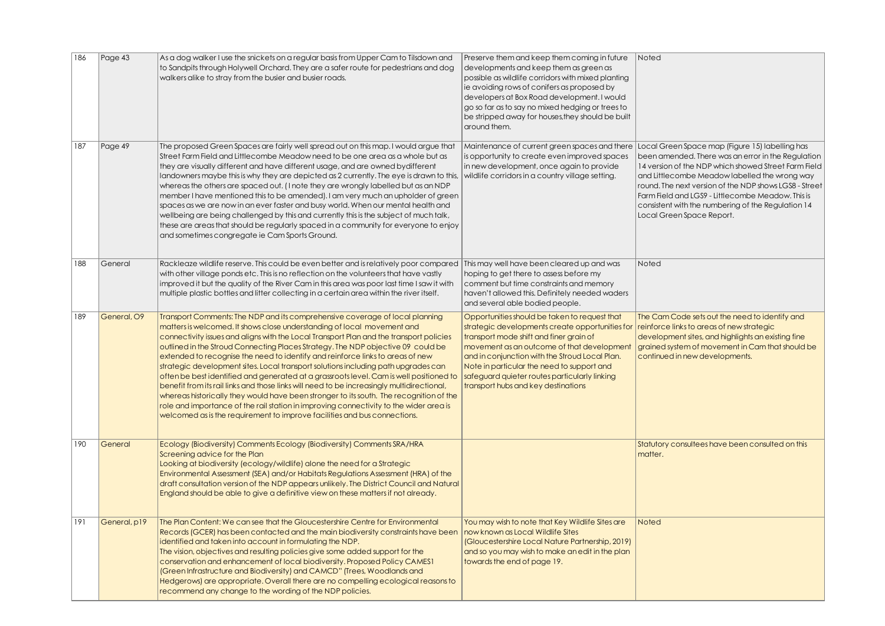| | | | | |
|---|---|---|---|---|
| 186 | Page 43 | As a dog walker I use the snickets on a regular basis from Upper Cam to Tilsdown and to Sandpits through Holywell Orchard. They are a safer route for pedestrians and dog walkers alike to stray from the busier and busier roads. | Preserve them and keep them coming in future developments and keep them as green as possible as wildlife corridors with mixed planting ie avoiding rows of conifers as proposed by developers at Box Road development. I would go so far as to say no mixed hedging or trees to be stripped away for houses,they should be built around them. | Noted |
| 187 | Page 49 | The proposed Green Spaces are fairly well spread out on this map. I would argue that Street Farm Field and Littlecombe Meadow need to be one area as a whole but as they are visually different and have different usage, and are owned bydifferent landowners maybe this is why they are depicted as 2 currently. The eye is drawn to this, whereas the others are spaced out. ( I note they are wrongly labelled but as an NDP member I have mentioned this to be amended). I am very much an upholder of green spaces as we are now in an ever faster and busy world. When our mental health and wellbeing are being challenged by this and currently this is the subject of much talk, these are areas that should be regularly spaced in a community for everyone to enjoy and sometimes congregate ie Cam Sports Ground. | Maintenance of current green spaces and there is opportunity to create even improved spaces in new development, once again to provide wildlife corridors in a country village setting. | Local Green Space map (Figure 15) labelling has been amended. There was an error in the Regulation 14 version of the NDP which showed Street Farm Field and Littlecombe Meadow labelled the wrong way round. The next version of the NDP shows LGS8 - Street Farm Field and LGS9 - Littlecombe Meadow. This is consistent with the numbering of the Regulation 14 Local Green Space Report. |
| 188 | General | Rackleaze wildlife reserve. This could be even better and is relatively poor compared with other village ponds etc. This is no reflection on the volunteers that have vastly improved it but the quality of the River Cam in this area was poor last time I saw it with multiple plastic bottles and litter collecting in a certain area within the river itself. | This may well have been cleared up and was hoping to get there to assess before my comment but time constraints and memory haven't allowed this. Definitely needed waders and several able bodied people. | Noted |
| 189 | General, O9 | Transport Comments: The NDP and its comprehensive coverage of local planning matters is welcomed. It shows close understanding of local movement and connectivity issues and aligns with the Local Transport Plan and the transport policies outlined in the Stroud Connecting Places Strategy. The NDP objective 09 could be extended to recognise the need to identify and reinforce links to areas of new strategic development sites. Local transport solutions including path upgrades can often be best identified and generated at a grassroots level. Cam is well positioned to benefit from its rail links and those links will need to be increasingly multidirectional, whereas historically they would have been stronger to its south. The recognition of the role and importance of the rail station in improving connectivity to the wider area is welcomed as is the requirement to improve facilities and bus connections. | Opportunities should be taken to request that strategic developments create opportunities for transport mode shift and finer grain of movement as an outcome of that development and in conjunction with the Stroud Local Plan. Note in particular the need to support and safeguard quieter routes particularly linking transport hubs and key destinations | The Cam Code sets out the need to identify and reinforce links to areas of new strategic development sites, and highlights an existing fine grained system of movement in Cam that should be continued in new developments. |
| 190 | General | Ecology (Biodiversity) Comments Ecology (Biodiversity) Comments SRA/HRA Screening advice for the Plan Looking at biodiversity (ecology/wildlife) alone the need for a Strategic Environmental Assessment (SEA) and/or Habitats Regulations Assessment (HRA) of the draft consultation version of the NDP appears unlikely. The District Council and Natural England should be able to give a definitive view on these matters if not already. | | Statutory consultees have been consulted on this matter. |
| 191 | General, p19 | The Plan Content: We can see that the Gloucestershire Centre for Environmental Records (GCER) has been contacted and the main biodiversity constraints have been identified and taken into account in formulating the NDP. The vision, objectives and resulting policies give some added support for the conservation and enhancement of local biodiversity. Proposed Policy CAMES1 (Green Infrastructure and Biodiversity) and CAMCD" (Trees, Woodlands and Hedgerows) are appropriate. Overall there are no compelling ecological reasons to recommend any change to the wording of the NDP policies. | You may wish to note that Key Wildlife Sites are now known as Local Wildlife Sites (Gloucestershire Local Nature Partnership, 2019) and so you may wish to make an edit in the plan towards the end of page 19. | Noted |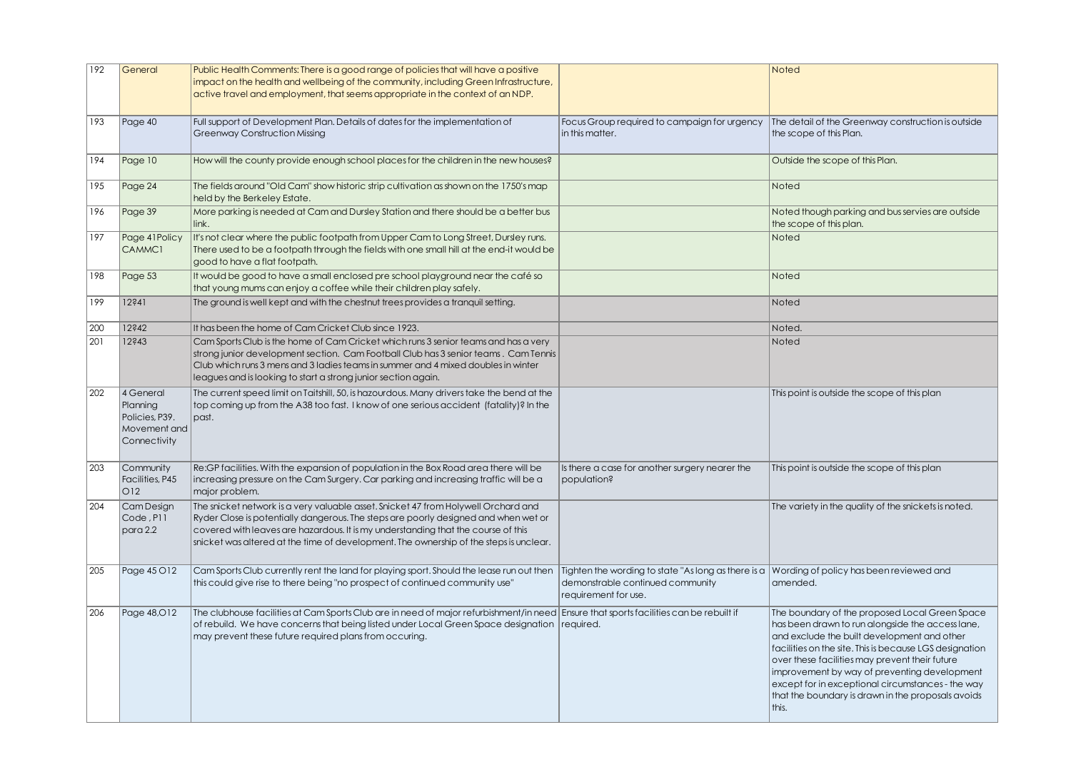| | | | | |
|---|---|---|---|---|
| 192 | General | Public Health Comments: There is a good range of policies that will have a positive impact on the health and wellbeing of the community, including Green Infrastructure, active travel and employment, that seems appropriate in the context of an NDP. | | Noted |
| 193 | Page 40 | Full support of Development Plan. Details of dates for the implementation of Greenway Construction Missing | Focus Group required to campaign for urgency in this matter. | The detail of the Greenway construction is outside the scope of this Plan. |
| 194 | Page 10 | How will the county provide enough school places for the children in the new houses? | | Outside the scope of this Plan. |
| 195 | Page 24 | The fields around "Old Cam" show historic strip cultivation as shown on the 1750's map held by the Berkeley Estate. | | Noted |
| 196 | Page 39 | More parking is needed at Cam and Dursley Station and there should be a better bus link. | | Noted though parking and bus servies are outside the scope of this plan. |
| 197 | Page 41Policy CAMMC1 | It's not clear where the public footpath from Upper Cam to Long Street, Dursley runs. There used to be a footpath through the fields with one small hill at the end-it would be good to have a flat footpath. | | Noted |
| 198 | Page 53 | It would be good to have a small enclosed pre school playground near the café so that young mums can enjoy a coffee while their children play safely. | | Noted |
| 199 | 12?41 | The ground is well kept and with the chestnut trees provides a tranquil setting. | | Noted |
| 200 | 12?42 | It has been the home of Cam Cricket Club since 1923. | | Noted. |
| 201 | 12?43 | Cam Sports Club is the home of Cam Cricket which runs 3 senior teams and has a very strong junior development section. Cam Football Club has 3 senior teams . Cam Tennis Club which runs 3 mens and 3 ladies teams in summer and 4 mixed doubles in winter leagues and is looking to start a strong junior section again. | | Noted |
| 202 | 4 General Planning Policies, P39. Movement and Connectivity | The current speed limit on Taitshill, 50, is hazourdous. Many drivers take the bend at the top coming up from the A38 too fast. I know of one serious accident (fatality)? In the past. | | This point is outside the scope of this plan |
| 203 | Community Facilities, P45 O12 | Re:GP facilities. With the expansion of population in the Box Road area there will be increasing pressure on the Cam Surgery. Car parking and increasing traffic will be a major problem. | Is there a case for another surgery nearer the population? | This point is outside the scope of this plan |
| 204 | Cam Design Code , P11 para 2.2 | The snicket network is a very valuable asset. Snicket 47 from Holywell Orchard and Ryder Close is potentially dangerous. The steps are poorly designed and when wet or covered with leaves are hazardous. It is my understanding that the course of this snicket was altered at the time of development. The ownership of the steps is unclear. | | The variety in the quality of the snickets is noted. |
| 205 | Page 45 O12 | Cam Sports Club currently rent the land for playing sport. Should the lease run out then this could give rise to there being "no prospect of continued community use" | Tighten the wording to state "As long as there is a demonstrable continued community requirement for use. | Wording of policy has been reviewed and amended. |
| 206 | Page 48,O12 | The clubhouse facilities at Cam Sports Club are in need of major refurbishment/in need of rebuild. We have concerns that being listed under Local Green Space designation may prevent these future required plans from occuring. | Ensure that sports facilities can be rebuilt if required. | The boundary of the proposed Local Green Space has been drawn to run alongside the access lane, and exclude the built development and other facilities on the site. This is because LGS designation over these facilities may prevent their future improvement by way of preventing development except for in exceptional circumstances - the way that the boundary is drawn in the proposals avoids this. |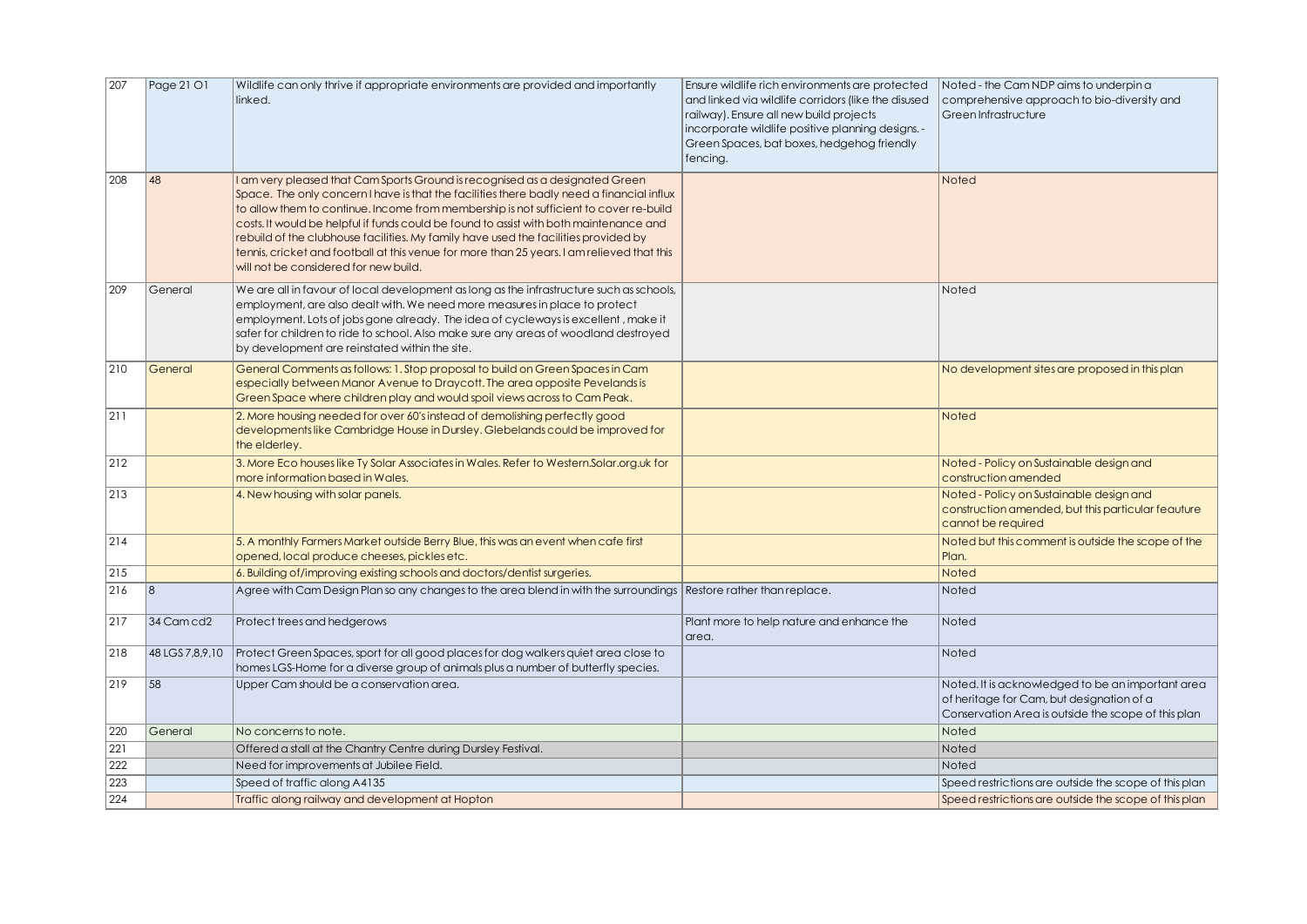| | | | | |
|---|---|---|---|---|
| 207 | Page 21 O1 | Wildlife can only thrive if appropriate environments are provided and importantly linked. | Ensure wildlife rich environments are protected and linked via wildlife corridors (like the disused railway). Ensure all new build projects incorporate wildlife positive planning designs. - Green Spaces, bat boxes, hedgehog friendly fencing. | Noted - the Cam NDP aims to underpin a comprehensive approach to bio-diversity and Green Infrastructure |
| 208 | 48 | I am very pleased that Cam Sports Ground is recognised as a designated Green Space. The only concern I have is that the facilities there badly need a financial influx to allow them to continue. Income from membership is not sufficient to cover re-build costs. It would be helpful if funds could be found to assist with both maintenance and rebuild of the clubhouse facilities. My family have used the facilities provided by tennis, cricket and football at this venue for more than 25 years. I am relieved that this will not be considered for new build. | | Noted |
| 209 | General | We are all in favour of local development as long as the infrastructure such as schools, employment, are also dealt with. We need more measures in place to protect employment. Lots of jobs gone already. The idea of cycleways is excellent , make it safer for children to ride to school. Also make sure any areas of woodland destroyed by development are reinstated within the site. | | Noted |
| 210 | General | General Comments as follows: 1. Stop proposal to build on Green Spaces in Cam especially between Manor Avenue to Draycott. The area opposite Pevelands is Green Space where children play and would spoil views across to Cam Peak. | | No development sites are proposed in this plan |
| 211 | | 2. More housing needed for over 60's instead of demolishing perfectly good developments like Cambridge House in Dursley. Glebelands could be improved for the elderley. | | Noted |
| 212 | | 3. More Eco houses like Ty Solar Associates in Wales. Refer to Western.Solar.org.uk for more information based in Wales. | | Noted - Policy on Sustainable design and construction amended |
| 213 | | 4. New housing with solar panels. | | Noted - Policy on Sustainable design and construction amended, but this particular feauture cannot be required |
| 214 | | 5. A monthly Farmers Market outside Berry Blue, this was an event when cafe first opened, local produce cheeses, pickles etc. | | Noted but this comment is outside the scope of the Plan. |
| 215 | | 6. Building of/improving existing schools and doctors/dentist surgeries. | | Noted |
| 216 | 8 | Agree with Cam Design Plan so any changes to the area blend in with the surroundings | Restore rather than replace. | Noted |
| 217 | 34 Cam cd2 | Protect trees and hedgerows | Plant more to help nature and enhance the area. | Noted |
| 218 | 48 LGS 7,8,9,10 | Protect Green Spaces, sport for all good places for dog walkers quiet area close to homes LGS-Home for a diverse group of animals plus a number of butterfly species. | | Noted |
| 219 | 58 | Upper Cam should be a conservation area. | | Noted. It is acknowledged to be an important area of heritage for Cam, but designation of a Conservation Area is outside the scope of this plan |
| 220 | General | No concerns to note. | | Noted |
| 221 | | Offered a stall at the Chantry Centre during Dursley Festival. | | Noted |
| 222 | | Need for improvements at Jubilee Field. | | Noted |
| 223 | | Speed of traffic along A4135 | | Speed restrictions are outside the scope of this plan |
| 224 | | Traffic along railway and development at Hopton | | Speed restrictions are outside the scope of this plan |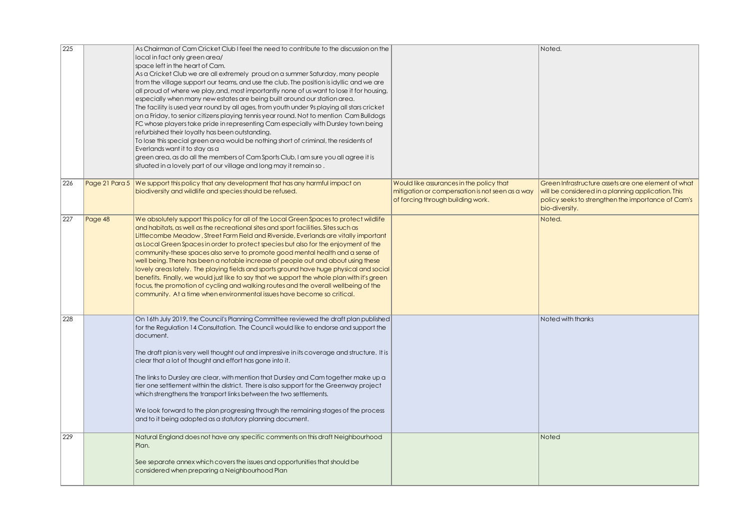| | | | | |
|---|---|---|---|---|
| 225 | | As Chairman of Cam Cricket Club I feel the need to contribute to the discussion on the local in fact only green area/ space left in the heart of Cam. As a Cricket Club we are all extremely proud on a summer Saturday, many people from the village support our teams, and use the club. The position is idyllic and we are all proud of where we play,and, most importantly none of us want to lose it for housing, especially when many new estates are being built around our station area. The facility is used year round by all ages, from youth under 9s playing all stars cricket on a Friday, to senior citizens playing tennis year round. Not to mention Cam Bulldogs FC whose players take pride in representing Cam especially with Dursley town being refurbished their loyalty has been outstanding. To lose this special green area would be nothing short of criminal, the residents of Everlands want it to stay as a green area, as do all the members of Cam Sports Club, I am sure you all agree it is situated in a lovely part of our village and long may it remain so . | | Noted. |
| 226 | Page 21 Para 5 | We support this policy that any development that has any harmful impact on biodiversity and wildlife and species should be refused. | Would like assurances in the policy that mitigation or compensation is not seen as a way of forcing through building work. | Green Infrastructure assets are one element of what will be considered in a planning application. This policy seeks to strengthen the importance of Cam's bio-diversity. |
| 227 | Page 48 | We absolutely support this policy for all of the Local Green Spaces to protect wildlife and habitats, as well as the recreational sites and sport facilities. Sites such as Littlecombe Meadow , Street Farm Field and Riverside, Everlands are vitally important as Local Green Spaces in order to protect species but also for the enjoyment of the community-these spaces also serve to promote good mental health and a sense of well being. There has been a notable increase of people out and about using these lovely areas lately. The playing fields and sports ground have huge physical and social benefits. Finally, we would just like to say that we support the whole plan with it's green focus, the promotion of cycling and walking routes and the overall wellbeing of the community. At a time when environmental issues have become so critical. | | Noted. |
| 228 | | On 16th July 2019, the Council's Planning Committee reviewed the draft plan published for the Regulation 14 Consultation. The Council would like to endorse and support the document.<br><br>The draft plan is very well thought out and impressive in its coverage and structure. It is clear that a lot of thought and effort has gone into it.<br><br>The links to Dursley are clear, with mention that Dursley and Cam together make up a tier one settlement within the district. There is also support for the Greenway project which strengthens the transport links between the two settlements.<br><br>We look forward to the plan progressing through the remaining stages of the process and to it being adopted as a statutory planning document. | | Noted with thanks |
| 229 | | Natural England does not have any specific comments on this draft Neighbourhood Plan.<br><br>See separate annex which covers the issues and opportunities that should be considered when preparing a Neighbourhood Plan | | Noted |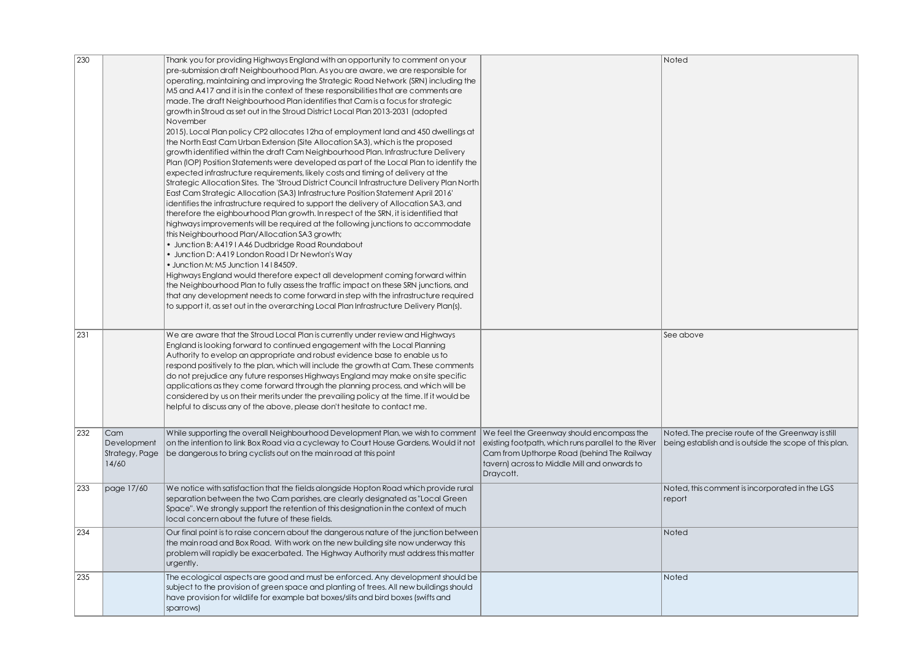| | | | | |
|---|---|---|---|---|
| 230 | | Thank you for providing Highways England with an opportunity to comment on your pre-submission draft Neighbourhood Plan. As you are aware, we are responsible for operating, maintaining and improving the Strategic Road Network (SRN) including the M5 and A417 and it is in the context of these responsibilities that are comments are made. The draft Neighbourhood Plan identifies that Cam is a focus for strategic growth in Stroud as set out in the Stroud District Local Plan 2013-2031 (adopted November 2015). Local Plan policy CP2 allocates 12ha of employment land and 450 dwellings at the North East Cam Urban Extension (Site Allocation SA3), which is the proposed growth identified within the draft Cam Neighbourhood Plan. Infrastructure Delivery Plan (IOP) Position Statements were developed as part of the Local Plan to identify the expected infrastructure requirements, likely costs and timing of delivery at the Strategic Allocation Sites. The 'Stroud District Council Infrastructure Delivery Plan North East Cam Strategic Allocation (SA3) Infrastructure Position Statement April 2016' identifies the infrastructure required to support the delivery of Allocation SA3, and therefore the eighbourhood Plan growth. In respect of the SRN, it is identified that highways improvements will be required at the following junctions to accommodate this Neighbourhood Plan/Allocation SA3 growth;<br>• Junction B: A419 I A46 Dudbridge Road Roundabout<br>• Junction D: A419 London Road I Dr Newton's Way<br>• Junction M: M5 Junction 14 I 84509.<br>Highways England would therefore expect all development coming forward within the Neighbourhood Plan to fully assess the traffic impact on these SRN junctions, and that any development needs to come forward in step with the infrastructure required to support it, as set out in the overarching Local Plan Infrastructure Delivery Plan(s). | | Noted |
| 231 | | We are aware that the Stroud Local Plan is currently under review and Highways England is looking forward to continued engagement with the Local Planning Authority to evelop an appropriate and robust evidence base to enable us to respond positively to the plan, which will include the growth at Cam. These comments do not prejudice any future responses Highways England may make on site specific applications as they come forward through the planning process, and which will be considered by us on their merits under the prevailing policy at the time. If it would be helpful to discuss any of the above, please don't hesitate to contact me. | | See above |
| 232 | Cam Development Strategy, Page 14/60 | While supporting the overall Neighbourhood Development Plan, we wish to comment on the intention to link Box Road via a cycleway to Court House Gardens. Would it not be dangerous to bring cyclists out on the main road at this point | We feel the Greenway should encompass the existing footpath, which runs parallel to the River Cam from Upthorpe Road (behind The Railway tavern) across to Middle Mill and onwards to Draycott. | Noted. The precise route of the Greenway is still being establish and is outside the scope of this plan. |
| 233 | page 17/60 | We notice with satisfaction that the fields alongside Hopton Road which provide rural separation between the two Cam parishes, are clearly designated as "Local Green Space". We strongly support the retention of this designation in the context of much local concern about the future of these fields. | | Noted, this comment is incorporated in the LGS report |
| 234 | | Our final point is to raise concern about the dangerous nature of the junction between the main road and Box Road. With work on the new building site now underway this problem will rapidly be exacerbated. The Highway Authority must address this matter urgently. | | Noted |
| 235 | | The ecological aspects are good and must be enforced. Any development should be subject to the provision of green space and planting of trees. All new buildings should have provision for wildlife for example bat boxes/slits and bird boxes (swifts and sparrows) | | Noted |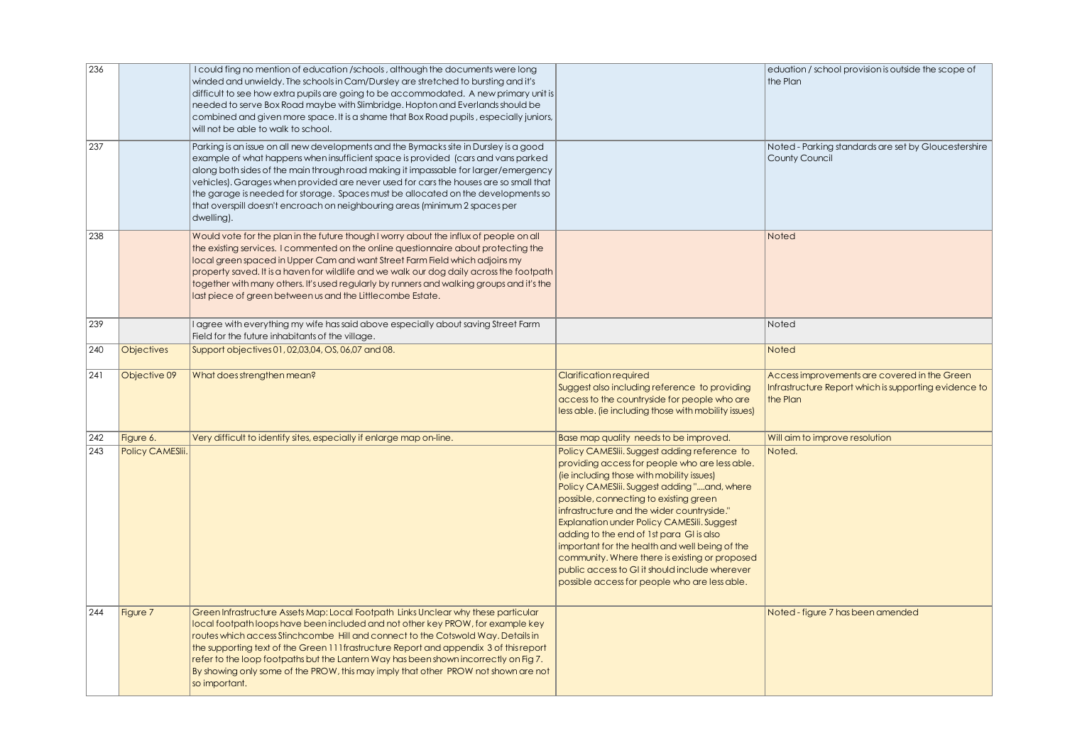| | | | | |
|---|---|---|---|---|
| 236 | | I could fing no mention of education /schools , although the documents were long winded and unwieldy. The schools in Cam/Dursley are stretched to bursting and it's difficult to see how extra pupils are going to be accommodated. A new primary unit is needed to serve Box Road maybe with Slimbridge. Hopton and Everlands should be combined and given more space. It is a shame that Box Road pupils , especially juniors, will not be able to walk to school. | | eduation / school provision is outside the scope of the Plan |
| 237 | | Parking is an issue on all new developments and the Bymacks site in Dursley is a good example of what happens when insufficient space is provided (cars and vans parked along both sides of the main through road making it impassable for larger/emergency vehicles). Garages when provided are never used for cars the houses are so small that the garage is needed for storage. Spaces must be allocated on the developments so that overspill doesn't encroach on neighbouring areas (minimum 2 spaces per dwelling). | | Noted - Parking standards are set by Gloucestershire County Council |
| 238 | | Would vote for the plan in the future though I worry about the influx of people on all the existing services. I commented on the online questionnaire about protecting the local green spaced in Upper Cam and want Street Farm Field which adjoins my property saved. It is a haven for wildlife and we walk our dog daily across the footpath together with many others. It's used regularly by runners and walking groups and it's the last piece of green between us and the Littlecombe Estate. | | Noted |
| 239 | | I agree with everything my wife has said above especially about saving Street Farm Field for the future inhabitants of the village. | | Noted |
| 240 | Objectives | Support objectives 01, 02,03,04, OS, 06,07 and 08. | | Noted |
| 241 | Objective 09 | What does strengthen mean? | Clarification required<br>Suggest also including reference to providing access to the countryside for people who are less able. (ie including those with mobility issues) | Access improvements are covered in the Green Infrastructure Report which is supporting evidence to the Plan |
| 242 | Figure 6. | Very difficult to identify sites, especially if enlarge map on-line. | Base map quality needs to be improved. | Will aim to improve resolution |
| 243 | Policy CAMESlii. | | Policy CAMESlii. Suggest adding reference to providing access for people who are less able. (ie including those with mobility issues)<br>Policy CAMESlii. Suggest adding "....and, where possible, connecting to existing green infrastructure and the wider countryside."<br>Explanation under Policy CAMESili. Suggest adding to the end of 1st para GI is also important for the health and well being of the community. Where there is existing or proposed public access to GI it should include wherever possible access for people who are less able. | Noted. |
| 244 | Figure 7 | Green Infrastructure Assets Map: Local Footpath Links Unclear why these particular local footpath loops have been included and not other key PROW, for example key routes which access Stinchcombe Hill and connect to the Cotswold Way. Details in the supporting text of the Green 111frastructure Report and appendix 3 of this report refer to the loop footpaths but the Lantern Way has been shown incorrectly on Fig 7. By showing only some of the PROW, this may imply that other PROW not shown are not so important. | | Noted - figure 7 has been amended |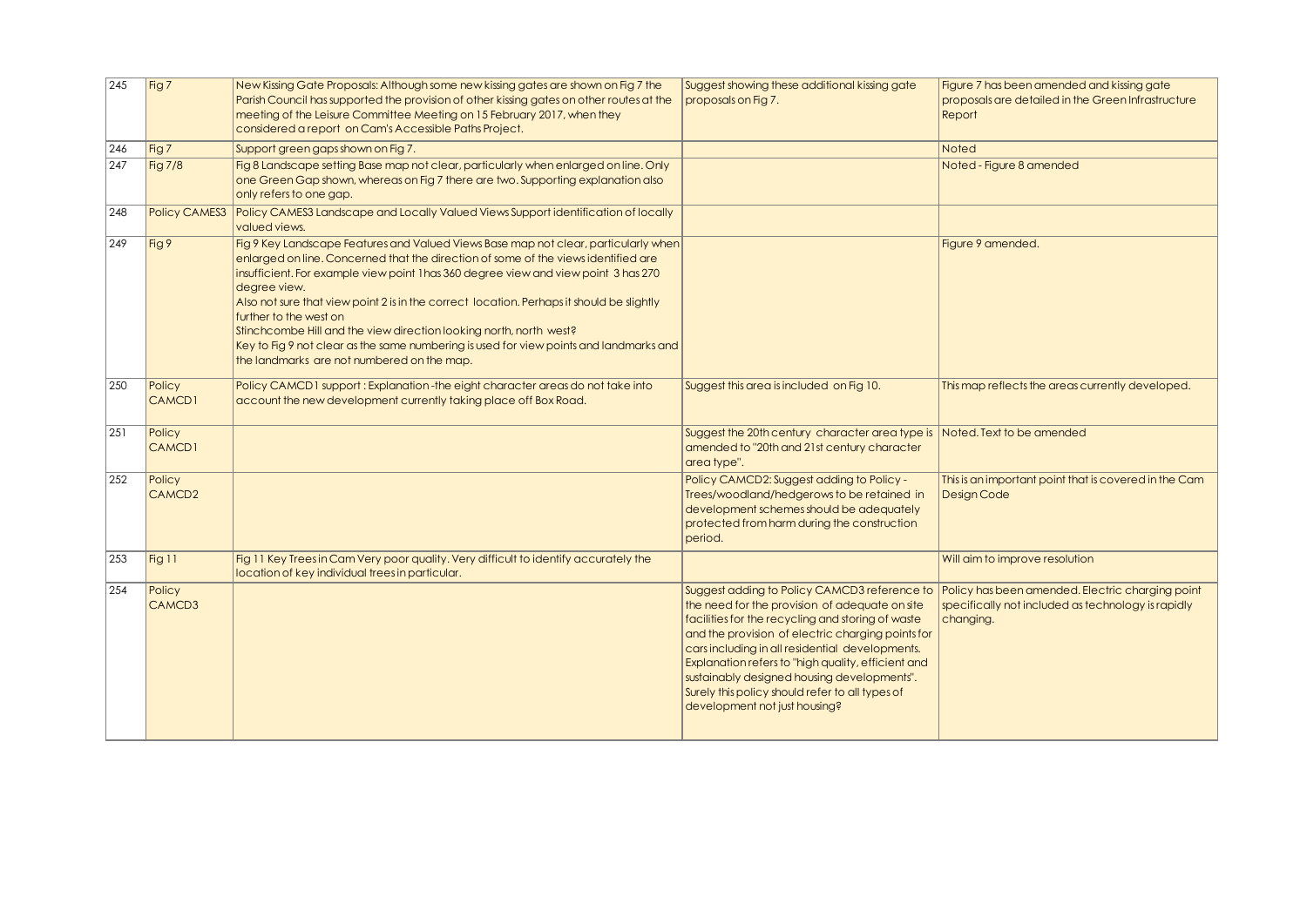| | | | | |
|---|---|---|---|---|
| 245 | Fig 7 | New Kissing Gate Proposals: Although some new kissing gates are shown on Fig 7 the Parish Council has supported the provision of other kissing gates on other routes at the meeting of the Leisure Committee Meeting on 15 February 2017, when they considered a report on Cam's Accessible Paths Project. | Suggest showing these additional kissing gate proposals on Fig 7. | Figure 7 has been amended and kissing gate proposals are detailed in the Green Infrastructure Report |
| 246 | Fig 7 | Support green gaps shown on Fig 7. | | Noted |
| 247 | Fig 7/8 | Fig 8 Landscape setting Base map not clear, particularly when enlarged on line. Only one Green Gap shown, whereas on Fig 7 there are two. Supporting explanation also only refers to one gap. | | Noted - Figure 8 amended |
| 248 | Policy CAMES3 | Policy CAMES3 Landscape and Locally Valued Views Support identification of locally valued views. | | |
| 249 | Fig 9 | Fig 9 Key Landscape Features and Valued Views Base map not clear, particularly when enlarged on line. Concerned that the direction of some of the views identified are insufficient. For example view point 1 has 360 degree view and view point 3 has 270 degree view.<br>Also not sure that view point 2 is in the correct location. Perhaps it should be slightly further to the west on<br>Stinchcombe Hill and the view direction looking north, north west?<br>Key to Fig 9 not clear as the same numbering is used for view points and landmarks and the landmarks are not numbered on the map. | | Figure 9 amended. |
| 250 | Policy CAMCD1 | Policy CAMCD1 support : Explanation -the eight character areas do not take into account the new development currently taking place off Box Road. | Suggest this area is included on Fig 10. | This map reflects the areas currently developed. |
| 251 | Policy CAMCD1 | | Suggest the 20th century character area type is amended to "20th and 21st century character area type". | Noted. Text to be amended |
| 252 | Policy CAMCD2 | | Policy CAMCD2: Suggest adding to Policy - Trees/woodland/hedgerows to be retained in development schemes should be adequately protected from harm during the construction period. | This is an important point that is covered in the Cam Design Code |
| 253 | Fig 11 | Fig 11 Key Trees in Cam Very poor quality. Very difficult to identify accurately the location of key individual trees in particular. | | Will aim to improve resolution |
| 254 | Policy CAMCD3 | | Suggest adding to Policy CAMCD3 reference to the need for the provision of adequate on site facilities for the recycling and storing of waste and the provision of electric charging points for cars including in all residential developments. Explanation refers to "high quality, efficient and sustainably designed housing developments". Surely this policy should refer to all types of development not just housing? | Policy has been amended. Electric charging point specifically not included as technology is rapidly changing. |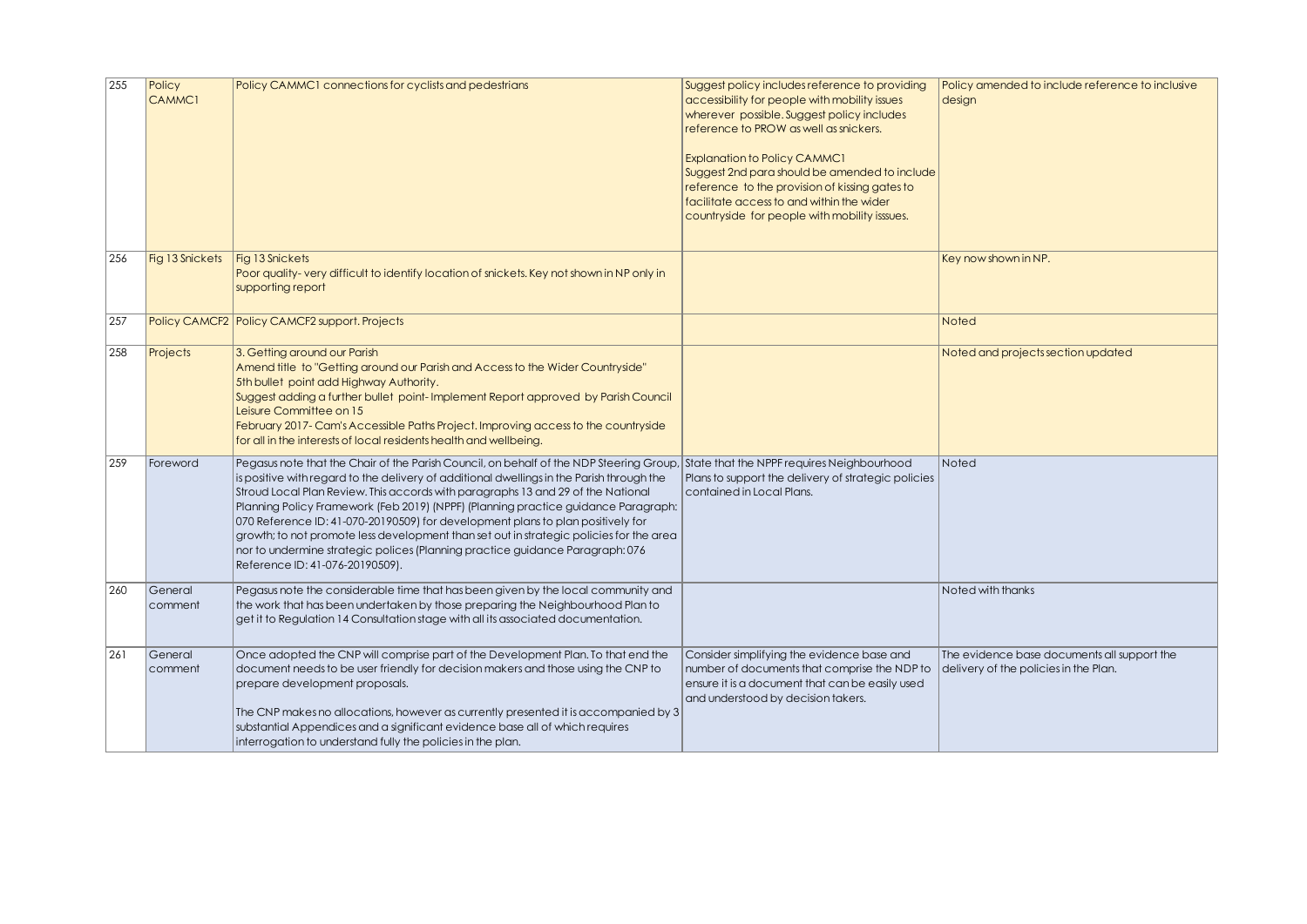| | | | | |
|---|---|---|---|---|
| 255 | Policy CAMMC1 | Policy CAMMC1 connections for cyclists and pedestrians | Suggest policy includes reference to providing accessibility for people with mobility issues wherever possible. Suggest policy includes reference to PROW as well as snickers.<br><br>Explanation to Policy CAMMC1<br>Suggest 2nd para should be amended to include reference to the provision of kissing gates to facilitate access to and within the wider countryside for people with mobility isssues. | Policy amended to include reference to inclusive design |
| 256 | Fig 13 Snickets | Fig 13 Snickets<br>Poor quality- very difficult to identify location of snickets. Key not shown in NP only in supporting report | | Key now shown in NP. |
| 257 | Policy CAMCF2 | Policy CAMCF2 support. Projects | | Noted |
| 258 | Projects | 3. Getting around our Parish<br>Amend title to "Getting around our Parish and Access to the Wider Countryside"<br>5th bullet point add Highway Authority.<br>Suggest adding a further bullet point- Implement Report approved by Parish Council Leisure Committee on 15<br>February 2017- Cam's Accessible Paths Project. Improving access to the countryside for all in the interests of local residents health and wellbeing. | | Noted and projects section updated |
| 259 | Foreword | Pegasus note that the Chair of the Parish Council, on behalf of the NDP Steering Group, is positive with regard to the delivery of additional dwellings in the Parish through the Stroud Local Plan Review. This accords with paragraphs 13 and 29 of the National Planning Policy Framework (Feb 2019) (NPPF) (Planning practice guidance Paragraph: 070 Reference ID: 41-070-20190509) for development plans to plan positively for growth; to not promote less development than set out in strategic policies for the area nor to undermine strategic polices (Planning practice guidance Paragraph: 076 Reference ID: 41-076-20190509). | State that the NPPF requires Neighbourhood Plans to support the delivery of strategic policies contained in Local Plans. | Noted |
| 260 | General comment | Pegasus note the considerable time that has been given by the local community and the work that has been undertaken by those preparing the Neighbourhood Plan to get it to Regulation 14 Consultation stage with all its associated documentation. | | Noted with thanks |
| 261 | General comment | Once adopted the CNP will comprise part of the Development Plan. To that end the document needs to be user friendly for decision makers and those using the CNP to prepare development proposals.<br><br>The CNP makes no allocations, however as currently presented it is accompanied by 3 substantial Appendices and a significant evidence base all of which requires interrogation to understand fully the policies in the plan. | Consider simplifying the evidence base and number of documents that comprise the NDP to ensure it is a document that can be easily used and understood by decision takers. | The evidence base documents all support the delivery of the policies in the Plan. |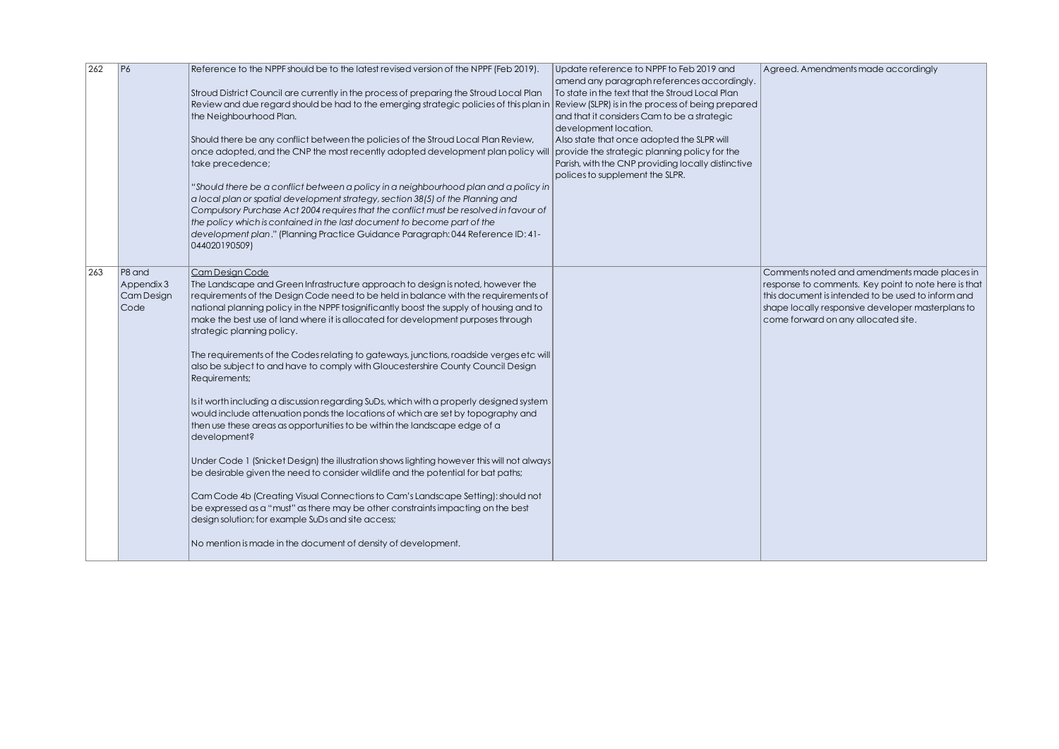| | | | | |
|---|---|---|---|---|
| 262 | P6 | Reference to the NPPF should be to the latest revised version of the NPPF (Feb 2019).<br><br>Stroud District Council are currently in the process of preparing the Stroud Local Plan Review and due regard should be had to the emerging strategic policies of this plan in the Neighbourhood Plan.<br><br>Should there be any conflict between the policies of the Stroud Local Plan Review, once adopted, and the CNP the most recently adopted development plan policy will take precedence;<br><br>"*Should there be a conflict between a policy in a neighbourhood plan and a policy in a local plan or spatial development strategy, section 38(5) of the Planning and Compulsory Purchase Act 2004 requires that the conflict must be resolved in favour of the policy which is contained in the last document to become part of the development plan*." (Planning Practice Guidance Paragraph: 044 Reference ID: 41-044020190509) | Update reference to NPPF to Feb 2019 and amend any paragraph references accordingly.<br>To state in the text that the Stroud Local Plan Review (SLPR) is in the process of being prepared and that it considers Cam to be a strategic development location.<br>Also state that once adopted the SLPR will provide the strategic planning policy for the Parish, with the CNP providing locally distinctive polices to supplement the SLPR. | Agreed. Amendments made accordingly |
| 263 | P8 and Appendix 3 Cam Design Code | <u>Cam Design Code</u><br>The Landscape and Green Infrastructure approach to design is noted, however the requirements of the Design Code need to be held in balance with the requirements of national planning policy in the NPPF tosignificantly boost the supply of housing and to make the best use of land where it is allocated for development purposes through strategic planning policy.<br><br>The requirements of the Codes relating to gateways, junctions, roadside verges etc will also be subject to and have to comply with Gloucestershire County Council Design Requirements;<br><br>Is it worth including a discussion regarding SuDs, which with a properly designed system would include attenuation ponds the locations of which are set by topography and then use these areas as opportunities to be within the landscape edge of a development?<br><br>Under Code 1 (Snicket Design) the illustration shows lighting however this will not always be desirable given the need to consider wildlife and the potential for bat paths;<br><br>Cam Code 4b (Creating Visual Connections to Cam's Landscape Setting): should not be expressed as a "must" as there may be other constraints impacting on the best design solution; for example SuDs and site access;<br><br>No mention is made in the document of density of development. | | Comments noted and amendments made places in response to comments. Key point to note here is that this document is intended to be used to inform and shape locally responsive developer masterplans to come forward on any allocated site. |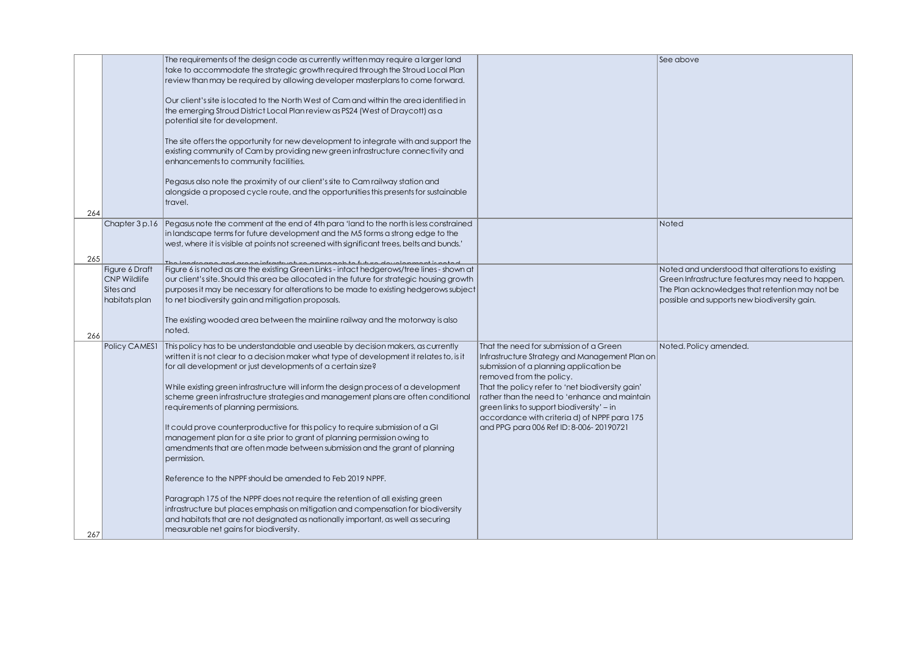| | | | | |
|---|---|---|---|---|
| 264 | | The requirements of the design code as currently written may require a larger land take to accommodate the strategic growth required through the Stroud Local Plan review than may be required by allowing developer masterplans to come forward.<br><br>Our client's site is located to the North West of Cam and within the area identified in the emerging Stroud District Local Plan review as PS24 (West of Draycott) as a potential site for development.<br><br>The site offers the opportunity for new development to integrate with and support the existing community of Cam by providing new green infrastructure connectivity and enhancements to community facilities.<br><br>Pegasus also note the proximity of our client's site to Cam railway station and alongside a proposed cycle route, and the opportunities this presents for sustainable travel. | | See above |
| 265 | Chapter 3 p.16 | Pegasus note the comment at the end of 4th para 'land to the north is less constrained in landscape terms for future development and the M5 forms a strong edge to the west, where it is visible at points not screened with significant trees, belts and bunds.'<br><br>The landscape and green infrastructure approach to future development is noted. | | Noted |
| 266 | Figure 6 Draft CNP Wildlife Sites and habitats plan | Figure 6 is noted as are the existing Green Links - intact hedgerows/tree lines - shown at our client's site. Should this area be allocated in the future for strategic housing growth purposes it may be necessary for alterations to be made to existing hedgerows subject to net biodiversity gain and mitigation proposals.<br><br>The existing wooded area between the mainline railway and the motorway is also noted. | | Noted and understood that alterations to existing Green Infrastructure features may need to happen. The Plan acknowledges that retention may not be possible and supports new biodiversity gain. |
| 267 | Policy CAMES1 | This policy has to be understandable and useable by decision makers, as currently written it is not clear to a decision maker what type of development it relates to, is it for all development or just developments of a certain size?<br><br>While existing green infrastructure will inform the design process of a development scheme green infrastructure strategies and management plans are often conditional requirements of planning permissions.<br><br>It could prove counterproductive for this policy to require submission of a GI management plan for a site prior to grant of planning permission owing to amendments that are often made between submission and the grant of planning permission.<br><br>Reference to the NPPF should be amended to Feb 2019 NPPF.<br><br>Paragraph 175 of the NPPF does not require the retention of all existing green infrastructure but places emphasis on mitigation and compensation for biodiversity and habitats that are not designated as nationally important, as well as securing measurable net gains for biodiversity. | That the need for submission of a Green Infrastructure Strategy and Management Plan on submission of a planning application be removed from the policy.<br>That the policy refer to 'net biodiversity gain' rather than the need to 'enhance and maintain green links to support biodiversity' – in accordance with criteria d) of NPPF para 175 and PPG para 006 Ref ID: 8-006- 20190721 | Noted. Policy amended. |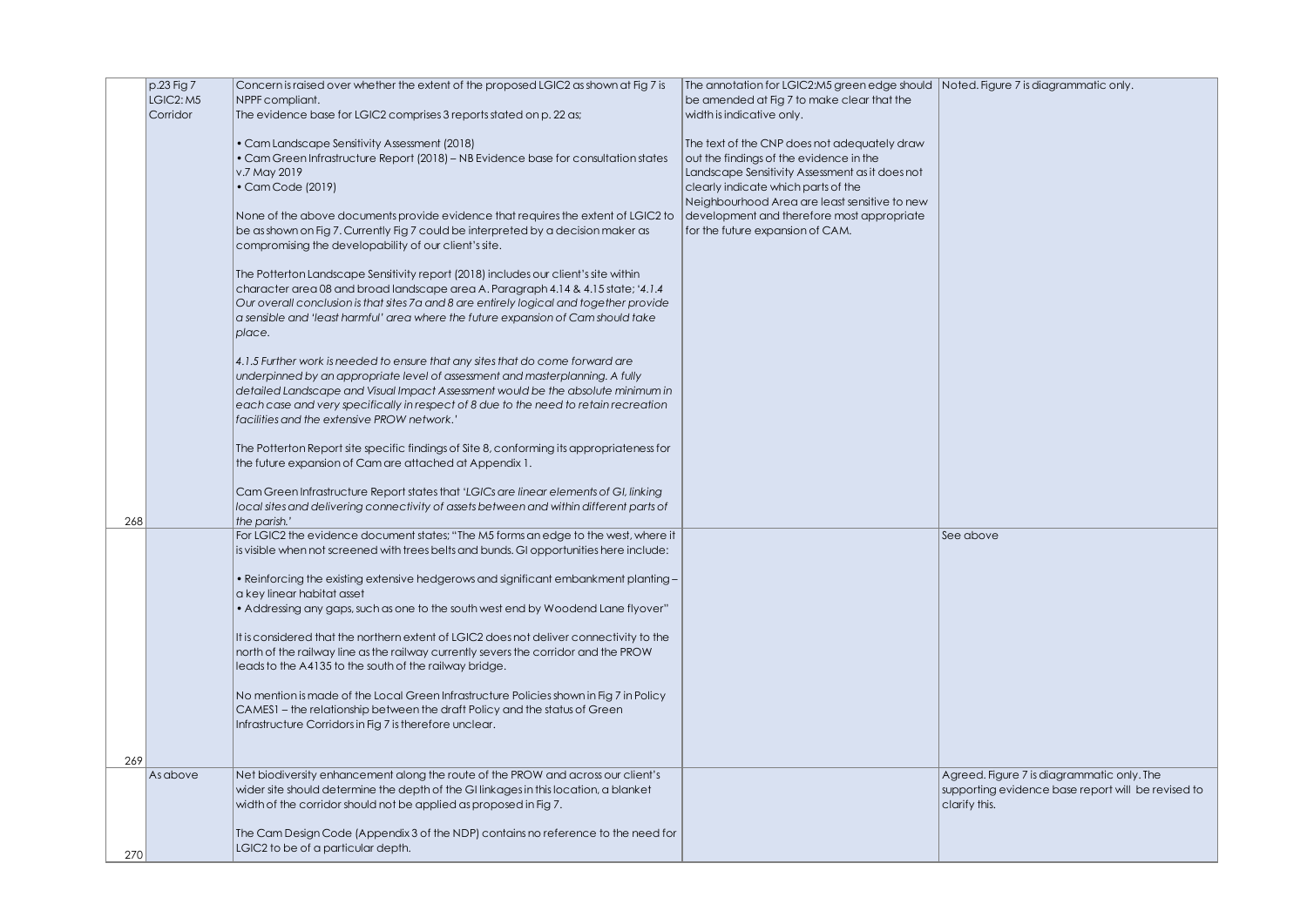| | | | | |
|---|---|---|---|---|
| 268 | p.23 Fig 7 LGIC2: M5 Corridor | Concern is raised over whether the extent of the proposed LGIC2 as shown at Fig 7 is NPPF compliant.<br>The evidence base for LGIC2 comprises 3 reports stated on p. 22 as;<br><br>• Cam Landscape Sensitivity Assessment (2018)<br>• Cam Green Infrastructure Report (2018) – NB Evidence base for consultation states v.7 May 2019<br>• Cam Code (2019)<br><br>None of the above documents provide evidence that requires the extent of LGIC2 to be as shown on Fig 7. Currently Fig 7 could be interpreted by a decision maker as compromising the developability of our client's site.<br><br>The Potterton Landscape Sensitivity report (2018) includes our client's site within character area 08 and broad landscape area A. Paragraph 4.14 & 4.15 state; '*4.1.4 Our overall conclusion is that sites 7a and 8 are entirely logical and together provide a sensible and 'least harmful' area where the future expansion of Cam should take place.*<br><br>*4.1.5 Further work is needed to ensure that any sites that do come forward are underpinned by an appropriate level of assessment and masterplanning. A fully detailed Landscape and Visual Impact Assessment would be the absolute minimum in each case and very specifically in respect of 8 due to the need to retain recreation facilities and the extensive PROW network.*'<br><br>The Potterton Report site specific findings of Site 8, conforming its appropriateness for the future expansion of Cam are attached at Appendix 1.<br><br>Cam Green Infrastructure Report states that '*LGICs are linear elements of GI, linking local sites and delivering connectivity of assets between and within different parts of the parish.*' | The annotation for LGIC2:M5 green edge should be amended at Fig 7 to make clear that the width is indicative only.<br><br>The text of the CNP does not adequately draw out the findings of the evidence in the Landscape Sensitivity Assessment as it does not clearly indicate which parts of the Neighbourhood Area are least sensitive to new development and therefore most appropriate for the future expansion of CAM. | Noted. Figure 7 is diagrammatic only. |
| 269 | | For LGIC2 the evidence document states; "The M5 forms an edge to the west, where it is visible when not screened with trees belts and bunds. GI opportunities here include:<br><br>• Reinforcing the existing extensive hedgerows and significant embankment planting – a key linear habitat asset<br>• Addressing any gaps, such as one to the south west end by Woodend Lane flyover"<br><br>It is considered that the northern extent of LGIC2 does not deliver connectivity to the north of the railway line as the railway currently severs the corridor and the PROW leads to the A4135 to the south of the railway bridge.<br><br>No mention is made of the Local Green Infrastructure Policies shown in Fig 7 in Policy CAMES1 – the relationship between the draft Policy and the status of Green Infrastructure Corridors in Fig 7 is therefore unclear. | | See above |
| 270 | As above | Net biodiversity enhancement along the route of the PROW and across our client's wider site should determine the depth of the GI linkages in this location, a blanket width of the corridor should not be applied as proposed in Fig 7.<br><br>The Cam Design Code (Appendix 3 of the NDP) contains no reference to the need for LGIC2 to be of a particular depth. | | Agreed. Figure 7 is diagrammatic only. The supporting evidence base report will be revised to clarify this. |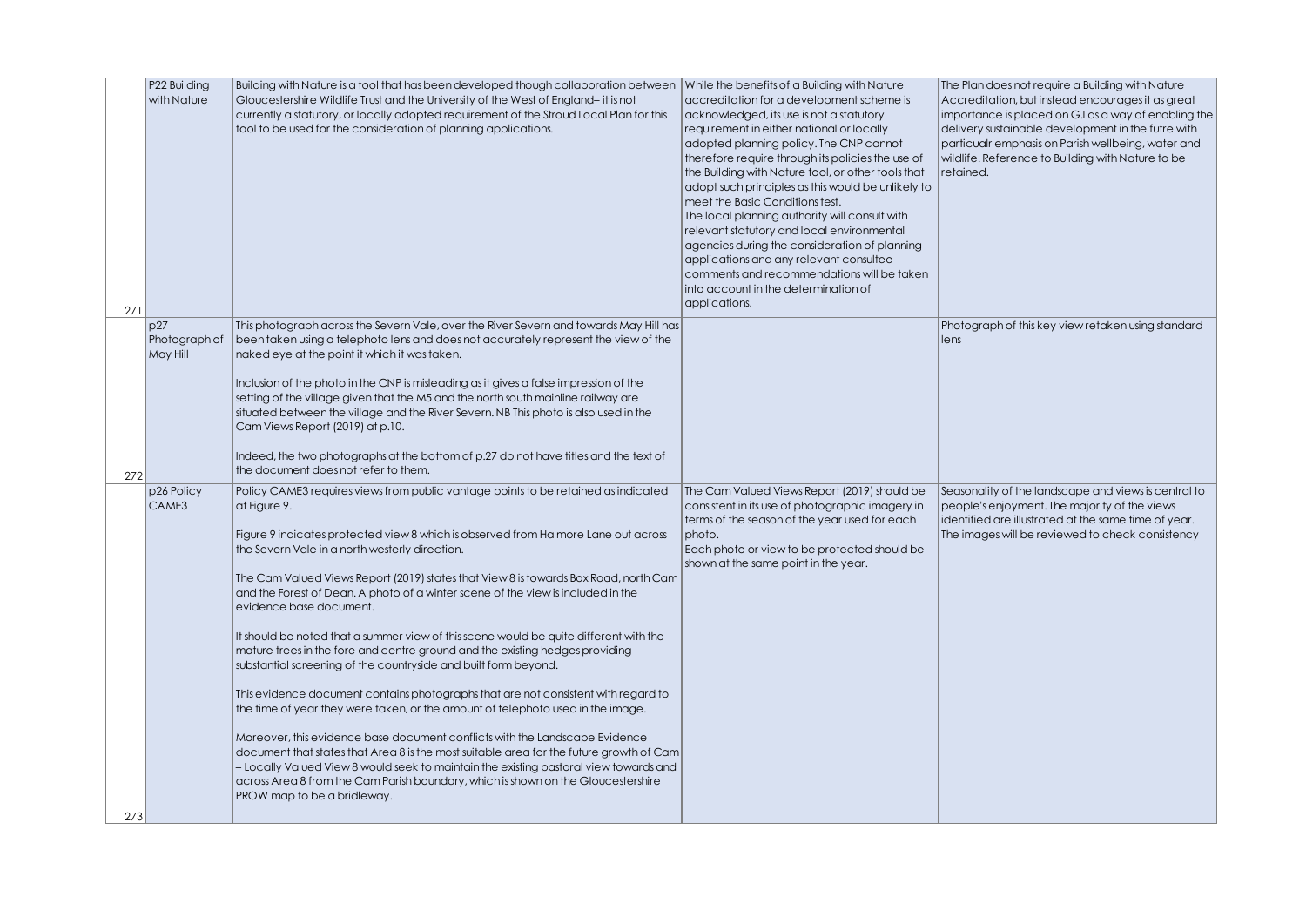| | | | | |
|---|---|---|---|---|
| 271 | P22 Building with Nature | Building with Nature is a tool that has been developed though collaboration between Gloucestershire Wildlife Trust and the University of the West of England– it is not currently a statutory, or locally adopted requirement of the Stroud Local Plan for this tool to be used for the consideration of planning applications. | While the benefits of a Building with Nature accreditation for a development scheme is acknowledged, its use is not a statutory requirement in either national or locally adopted planning policy. The CNP cannot therefore require through its policies the use of the Building with Nature tool, or other tools that adopt such principles as this would be unlikely to meet the Basic Conditions test.<br>The local planning authority will consult with relevant statutory and local environmental agencies during the consideration of planning applications and any relevant consultee comments and recommendations will be taken into account in the determination of applications. | The Plan does not require a Building with Nature Accreditation, but instead encourages it as great importance is placed on G.I as a way of enabling the delivery sustainable development in the futre with particualr emphasis on Parish wellbeing, water and wildlife. Reference to Building with Nature to be retained. |
| 272 | p27 Photograph of May Hill | This photograph across the Severn Vale, over the River Severn and towards May Hill has been taken using a telephoto lens and does not accurately represent the view of the naked eye at the point it which it was taken.<br><br>Inclusion of the photo in the CNP is misleading as it gives a false impression of the setting of the village given that the M5 and the north south mainline railway are situated between the village and the River Severn. NB This photo is also used in the Cam Views Report (2019) at p.10.<br><br>Indeed, the two photographs at the bottom of p.27 do not have titles and the text of the document does not refer to them. | | Photograph of this key view retaken using standard lens |
| 273 | p26 Policy CAME3 | Policy CAME3 requires views from public vantage points to be retained as indicated at Figure 9.<br><br>Figure 9 indicates protected view 8 which is observed from Halmore Lane out across the Severn Vale in a north westerly direction.<br><br>The Cam Valued Views Report (2019) states that View 8 is towards Box Road, north Cam and the Forest of Dean. A photo of a winter scene of the view is included in the evidence base document.<br><br>It should be noted that a summer view of this scene would be quite different with the mature trees in the fore and centre ground and the existing hedges providing substantial screening of the countryside and built form beyond.<br><br>This evidence document contains photographs that are not consistent with regard to the time of year they were taken, or the amount of telephoto used in the image.<br><br>Moreover, this evidence base document conflicts with the Landscape Evidence document that states that Area 8 is the most suitable area for the future growth of Cam – Locally Valued View 8 would seek to maintain the existing pastoral view towards and across Area 8 from the Cam Parish boundary, which is shown on the Gloucestershire PROW map to be a bridleway. | The Cam Valued Views Report (2019) should be consistent in its use of photographic imagery in terms of the season of the year used for each photo.<br>Each photo or view to be protected should be shown at the same point in the year. | Seasonality of the landscape and views is central to people's enjoyment. The majority of the views identified are illustrated at the same time of year. The images will be reviewed to check consistency |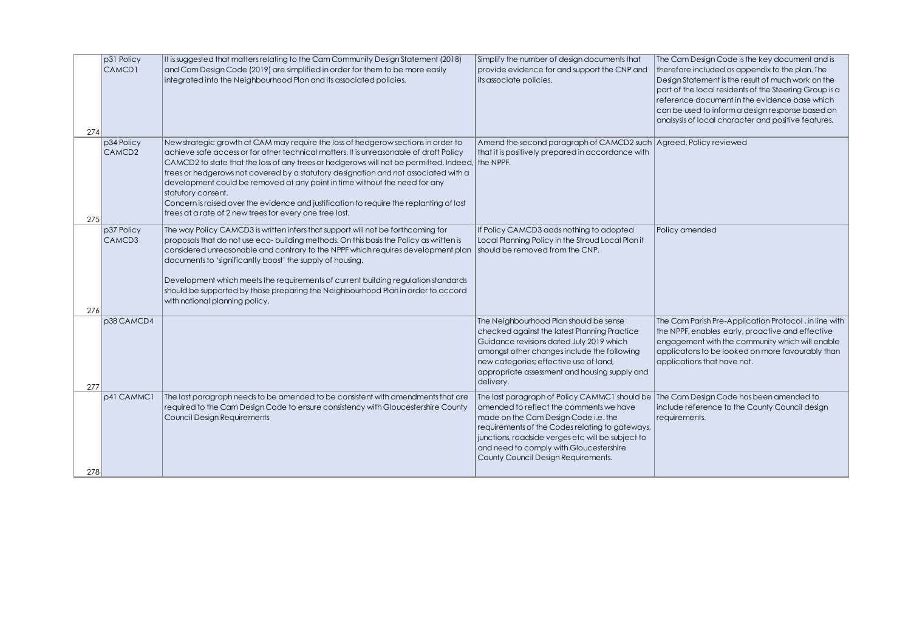| | | | | |
|---|---|---|---|---|
| 274 | p31 Policy CAMCD1 | It is suggested that matters relating to the Cam Community Design Statement (2018) and Cam Design Code (2019) are simplified in order for them to be more easily integrated into the Neighbourhood Plan and its associated policies. | Simplify the number of design documents that provide evidence for and support the CNP and its associate policies. | The Cam Design Code is the key document and is therefore included as appendix to the plan. The Design Statement is the result of much work on the part of the local residents of the Steering Group is a reference document in the evidence base which can be used to inform a design response based on analsyis of local character and positive features. |
| 275 | p34 Policy CAMCD2 | New strategic growth at CAM may require the loss of hedgerow sections in order to achieve safe access or for other technical matters. It is unreasonable of draft Policy CAMCD2 to state that the loss of any trees or hedgerows will not be permitted. Indeed, trees or hedgerows not covered by a statutory designation and not associated with a development could be removed at any point in time without the need for any statutory consent.<br>Concern is raised over the evidence and justification to require the replanting of lost trees at a rate of 2 new trees for every one tree lost. | Amend the second paragraph of CAMCD2 such that it is positively prepared in accordance with the NPPF. | Agreed. Policy reviewed |
| 276 | p37 Policy CAMCD3 | The way Policy CAMCD3 is written infers that support will not be forthcoming for proposals that do not use eco- building methods. On this basis the Policy as written is considered unreasonable and contrary to the NPPF which requires development plan documents to 'significantly boost' the supply of housing.<br><br>Development which meets the requirements of current building regulation standards should be supported by those preparing the Neighbourhood Plan in order to accord with national planning policy. | If Policy CAMCD3 adds nothing to adopted Local Planning Policy in the Stroud Local Plan it should be removed from the CNP. | Policy amended |
| 277 | p38 CAMCD4 | | The Neighbourhood Plan should be sense checked against the latest Planning Practice Guidance revisions dated July 2019 which amongst other changes include the following new categories; effective use of land, appropriate assessment and housing supply and delivery. | The Cam Parish Pre-Application Protocol , in line with the NPPF, enables early, proactive and effective engagement with the community which will enable applicatons to be looked on more favourably than applications that have not. |
| 278 | p41 CAMMC1 | The last paragraph needs to be amended to be consistent with amendments that are required to the Cam Design Code to ensure consistency with Gloucestershire County Council Design Requirements | The last paragraph of Policy CAMMC1 should be amended to reflect the comments we have made on the Cam Design Code i.e. the requirements of the Codes relating to gateways, junctions, roadside verges etc will be subject to and need to comply with Gloucestershire County Council Design Requirements. | The Cam Design Code has been amended to include reference to the County Council design requirements. |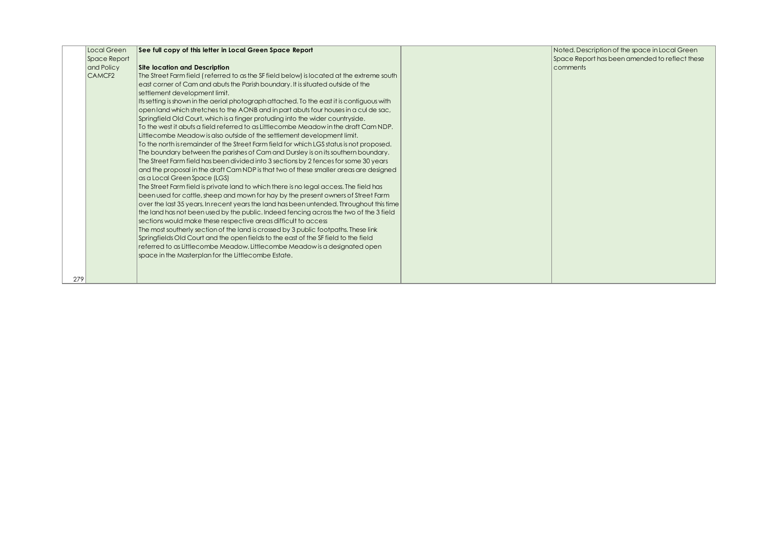| | | | | |
|---|---|---|---|---|
| 279 | Local Green Space Report and Policy CAMCF2 | **See full copy of this letter in Local Green Space Report**<br><br>**Site location and Description**<br>The Street Farm field ( referred to as the SF field below) is located at the extreme south east corner of Cam and abuts the Parish boundary. It is situated outside of the settlement development limit.<br>Its setting is shown in the aerial photograph attached. To the east it is contiguous with open land which stretches to the AONB and in part abuts four houses in a cul de sac, Springfield Old Court, which is a finger protuding into the wider countryside.<br>To the west it abuts a field referred to as Littlecombe Meadow in the draft Cam NDP. Littlecombe Meadow is also outside of the settlement development limit.<br>To the north is remainder of the Street Farm field for which LGS status is not proposed. The boundary between the parishes of Cam and Dursley is on its southern boundary. The Street Farm field has been divided into 3 sections by 2 fences for some 30 years and the proposal in the draft Cam NDP is that two of these smaller areas are designed as a Local Green Space (LGS)<br>The Street Farm field is private land to which there is no legal access. The field has been used for cattle, sheep and mown for hay by the present owners of Street Farm over the last 35 years. In recent years the land has been untended. Throughout this time the land has not been used by the public. Indeed fencing across the two of the 3 field sections would make these respective areas difficult to access<br>The most southerly section of the land is crossed by 3 public footpaths. These link Springfields Old Court and the open fields to the east of the SF field to the field referred to as Littlecombe Meadow. Littlecombe Meadow is a designated open space in the Masterplan for the Littlecombe Estate. | | Noted. Description of the space in Local Green Space Report has been amended to reflect these comments |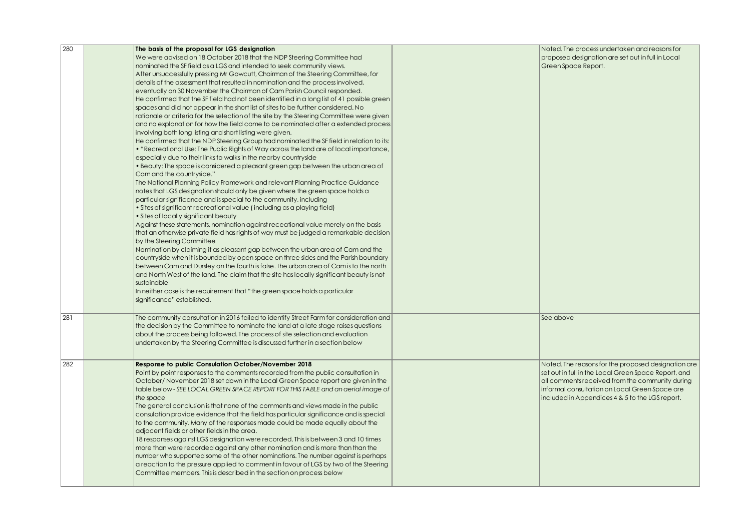| | | | | |
|---|---|---|---|---|
| 280 | | **The basis of the proposal for LGS designation**<br>We were advised on 18 October 2018 that the NDP Steering Committee had nominated the SF field as a LGS and intended to seek community views.<br>After unsuccessfully pressing Mr Gowcutt, Chairman of the Steering Committee, for details of the assessment that resulted in nomination and the process involved, eventually on 30 November the Chairman of Cam Parish Council responded.<br>He confirmed that the SF field had not been identified in a long list of 41 possible green spaces and did not appear in the short list of sites to be further considered. No rationale or criteria for the selection of the site by the Steering Committee were given and no explanation for how the field came to be nominated after a extended process involving both long listing and short listing were given.<br>He confirmed that the NDP Steering Group had nominated the SF field in relation to its:<br>• "Recreational Use: The Public Rights of Way across the land are of local importance, especially due to their links to walks in the nearby countryside<br>• Beauty: The space is considered a pleasant green gap between the urban area of Cam and the countryside."<br>The National Planning Policy Framework and relevant Planning Practice Guidance notes that LGS designation should only be given where the green space holds a particular significance and is special to the community, including<br>• Sites of significant recreational value ( including as a playing field)<br>• Sites of locally significant beauty<br>Against these statements, nomination against receational value merely on the basis that an otherwise private field has rights of way must be judged a remarkable decision by the Steering Committee<br>Nomination by claiming it as pleasant gap between the urban area of Cam and the countryside when it is bounded by open space on three sides and the Parish boundary between Cam and Dursley on the fourth is false. The urban area of Cam is to the north and North West of the land. The claim that the site has locally significant beauty is not sustainable<br>In neither case is the requirement that "the green space holds a particular significance" established. | | Noted. The process undertaken and reasons for proposed designation are set out in full in Local Green Space Report. |
| 281 | | The community consultation in 2016 failed to identify Street Farm for consideration and the decision by the Committee to nominate the land at a late stage raises questions about the process being followed. The process of site selection and evaluation undertaken by the Steering Committee is discussed further in a section below | | See above |
| 282 | | **Response to public Consulation October/November 2018**<br>Point by point responses to the comments recorded from the public consultation in October/ November 2018 set down in the Local Green Space report are given in the table below - *SEE LOCAL GREEN SPACE REPORT FOR THIS TABLE and an aerial image of the space*<br>The general conclusion is that none of the comments and views made in the public consultation provide evidence that the field has particular significance and is special to the community. Many of the responses made could be made equally about the adjacent fields or other fields in the area.<br>18 responses against LGS designation were recorded. This is between 3 and 10 times more than were recorded against any other nomination and is more than than the number who supported some of the other nominations. The number against is perhaps a reaction to the pressure applied to comment in favour of LGS by two of the Steering Committee members. This is described in the section on process below | | Noted. The reasons for the proposed designation are set out in full in the Local Green Space Report, and all comments received from the community during informal consultation on Local Green Space are included in Appendices 4 & 5 to the LGS report. |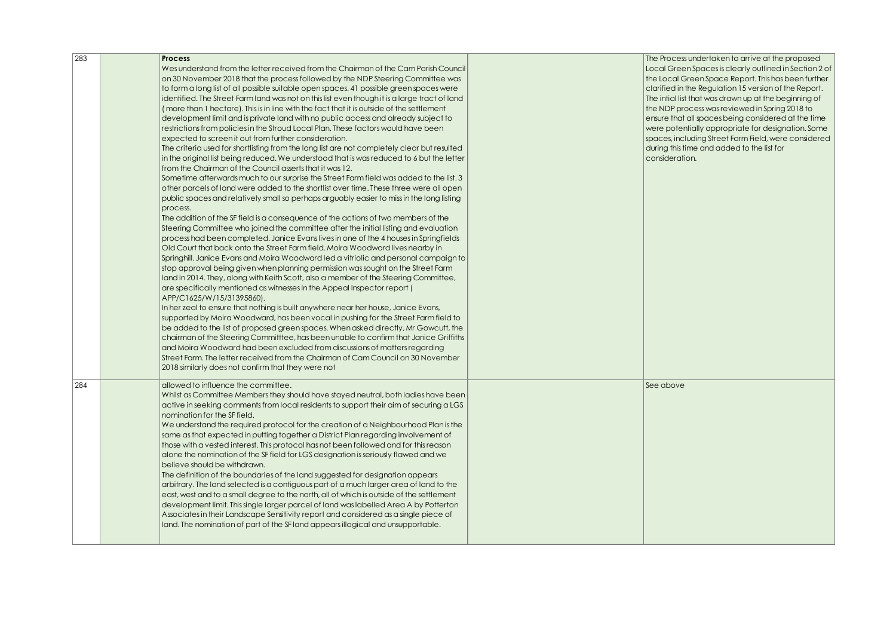| | | | | |
|---|---|---|---|---|
| 283 | | **Process**<br>Wes understand from the letter received from the Chairman of the Cam Parish Council on 30 November 2018 that the process followed by the NDP Steering Committee was to form a long list of all possible suitable open spaces. 41 possible green spaces were identified. The Street Farm land was not on this list even though it is a large tract of land ( more than 1 hectare). This is in line with the fact that it is outside of the settlement development limit and is private land with no public access and already subject to restrictions from policies in the Stroud Local Plan. These factors would have been expected to screen it out from further consideration.<br>The criteria used for shortlisting from the long list are not completely clear but resulted in the original list being reduced. We understood that is was reduced to 6 but the letter from the Chairman of the Council asserts that it was 12.<br>Sometime afterwards much to our surprise the Street Farm field was added to the list. 3 other parcels of land were added to the shortlist over time. These three were all open public spaces and relatively small so perhaps arguably easier to miss in the long listing process.<br>The addition of the SF field is a consequence of the actions of two members of the Steering Committee who joined the committee after the initial listing and evaluation process had been completed. Janice Evans lives in one of the 4 houses in Springfields Old Court that back onto the Street Farm field. Moira Woodward lives nearby in Springhill. Janice Evans and Moira Woodward led a vitriolic and personal campaign to stop approval being given when planning permission was sought on the Street Farm land in 2014. They, along with Keith Scott, also a member of the Steering Committee, are specifically mentioned as witnesses in the Appeal Inspector report ( APP/C1625/W/15/31395860).<br>In her zeal to ensure that nothing is built anywhere near her house, Janice Evans, supported by Moira Woodward, has been vocal in pushing for the Street Farm field to be added to the list of proposed green spaces. When asked directly, Mr Gowcutt, the chairman of the Steering Committtee, has been unable to confirm that Janice Griffiths and Moira Woodward had been excluded from discussions of matters regarding Street Farm. The letter received from the Chairman of Cam Council on 30 November 2018 similarly does not confirm that they were not | | The Process undertaken to arrive at the proposed Local Green Spaces is clearly outlined in Section 2 of the Local Green Space Report. This has been further clarified in the Regulation 15 version of the Report. The intial list that was drawn up at the beginning of the NDP process was reviewed in Spring 2018 to ensure that all spaces being considered at the time were potentially appropriate for designation. Some spaces, including Street Farm Field, were considered during this time and added to the list for consideration. |
| 284 | | allowed to influence the committee.<br>Whilst as Committee Members they should have stayed neutral, both ladies have been active in seeking comments from local residents to support their aim of securing a LGS nomination for the SF field.<br>We understand the required protocol for the creation of a Neighbourhood Plan is the same as that expected in putting together a District Plan regarding involvement of those with a vested interest. This protocol has not been followed and for this reason alone the nomination of the SF field for LGS designation is seriously flawed and we believe should be withdrawn.<br>The definition of the boundaries of the land suggested for designation appears arbitrary. The land selected is a contiguous part of a much larger area of land to the east, west and to a small degree to the north, all of which is outside of the settlement development limit. This single larger parcel of land was labelled Area A by Potterton Associates in their Landscape Sensitivity report and considered as a single piece of land. The nomination of part of the SF land appears illogical and unsupportable. | | See above |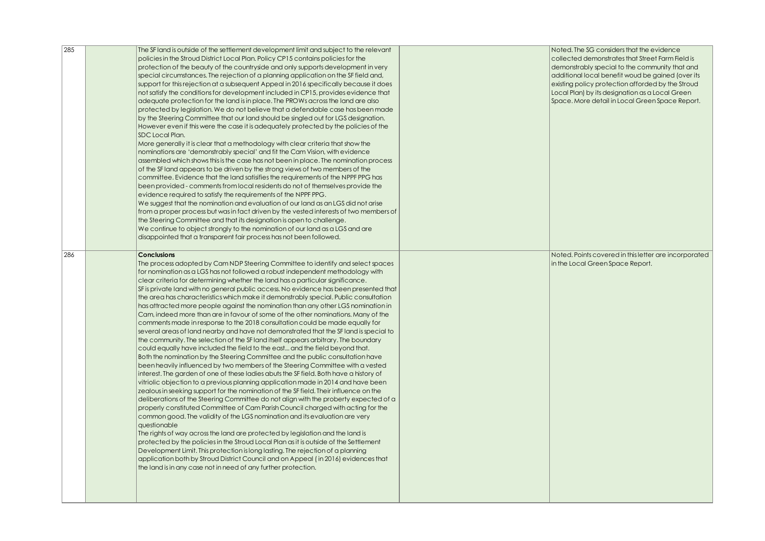| | | | | |
|---|---|---|---|---|
| 285 | | The SF land is outside of the settlement development limit and subject to the relevant policies in the Stroud District Local Plan. Policy CP15 contains policies for the protection of the beauty of the countryside and only supports development in very special circumstances. The rejection of a planning application on the SF field and, support for this rejection at a subsequent Appeal in 2016 specifically because it does not satisfy the conditions for development included in CP15, provides evidence that adequate protection for the land is in place. The PROWs across the land are also protected by legislation. We do not believe that a defendable case has been made by the Steering Committee that our land should be singled out for LGS designation. However even if this were the case it is adequately protected by the policies of the SDC Local Plan.<br>More generally it is clear that a methodology with clear criteria that show the nominations are 'demonstrably special' and fit the Cam Vision, with evidence assembled which shows this is the case has not been in place. The nomination process of the SF land appears to be driven by the strong views of two members of the committee. Evidence that the land satisifies the requirements of the NPPF PPG has been provided - comments from local residents do not of themselves provide the evidence required to satisfy the requirements of the NPPF PPG.<br>We suggest that the nomination and evaluation of our land as an LGS did not arise from a proper process but was in fact driven by the vested interests of two members of the Steering Committee and that its designation is open to challenge.<br>We continue to object strongly to the nomination of our land as a LGS and are disappointed that a transparent fair process has not been followed. | | Noted. The SG considers that the evidence collected demonstrates that Street Farm Field is demonstrably special to the community that and additional local benefit woud be gained (over its existing policy protection afforded by the Stroud Local Plan) by its designation as a Local Green Space. More detail in Local Green Space Report. |
| 286 | | **Conclusions**<br>The process adopted by Cam NDP Steering Committee to identify and select spaces for nomination as a LGS has not followed a robust independent methodology with clear criteria for determining whether the land has a particular significance.<br>SF is private land with no general public access. No evidence has been presented that the area has characteristics which make it demonstrably special. Public consultation has attracted more people against the nomination than any other LGS nomination in Cam, indeed more than are in favour of some of the other nominations. Many of the comments made in response to the 2018 consultation could be made equally for several areas of land nearby and have not demonstrated that the SF land is special to the community. The selection of the SF land itself appears arbitrary. The boundary could equally have included the field to the east... and the field beyond that.<br>Both the nomination by the Steering Committee and the public consultation have been heavily influenced by two members of the Steering Committee with a vested interest. The garden of one of these ladies abuts the SF field. Both have a history of vitriolic objection to a previous planning application made in 2014 and have been zealous in seeking support for the nomination of the SF field. Their influence on the deliberations of the Steering Committee do not align with the proberty expected of a properly constituted Committee of Cam Parish Council charged with acting for the common good. The validity of the LGS nomination and its evaluation are very questionable<br>The rights of way across the land are protected by legislation and the land is protected by the policies in the Stroud Local Plan as it is outside of the Settlement Development Limit. This protection is long lasting. The rejection of a planning application both by Stroud District Council and on Appeal ( in 2016) evidences that the land is in any case not in need of any further protection. | | Noted. Points covered in this letter are incorporated in the Local Green Space Report. |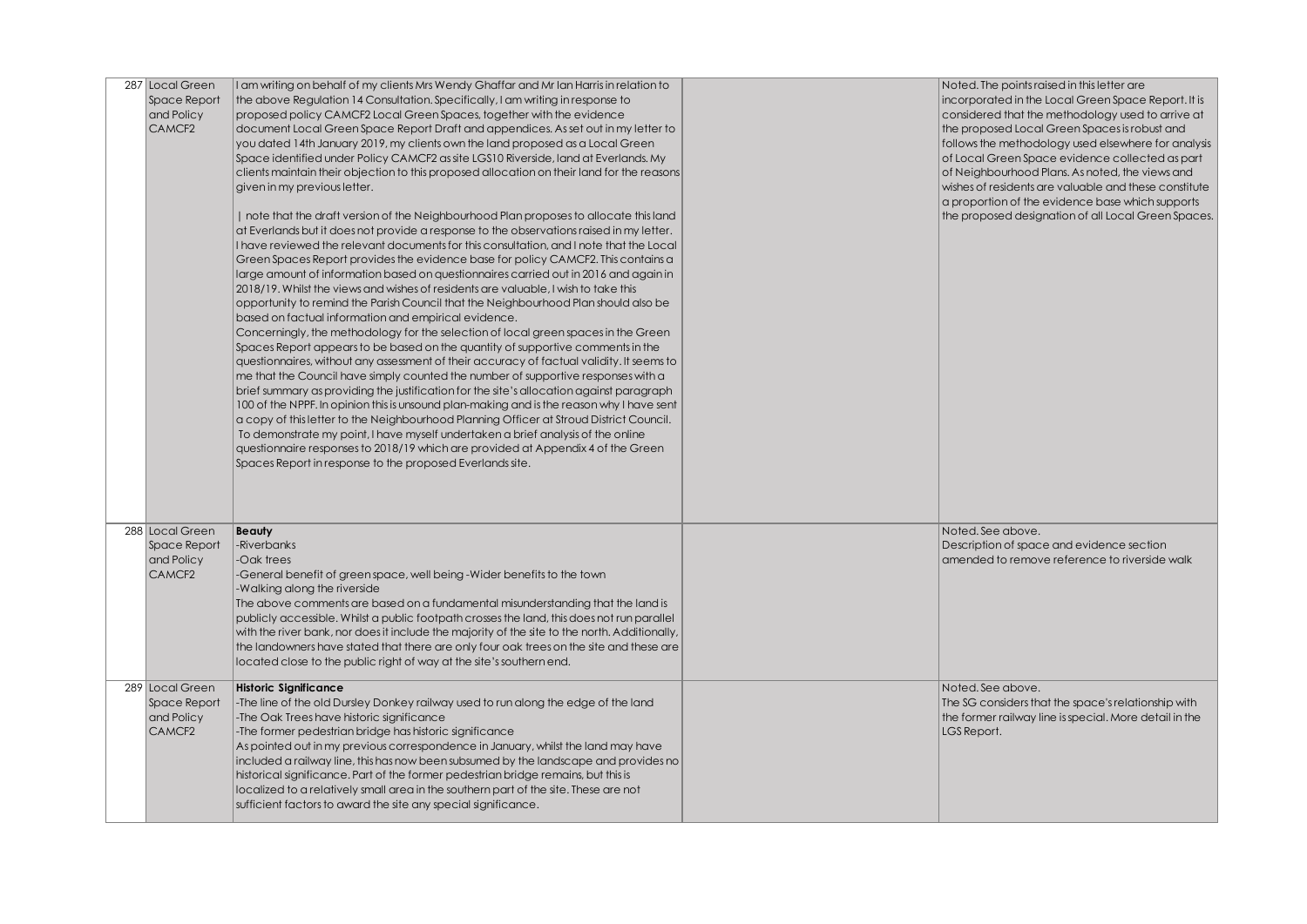| | | | | |
|---|---|---|---|---|
| 287 | Local Green Space Report and Policy CAMCF2 | I am writing on behalf of my clients Mrs Wendy Ghaffar and Mr Ian Harris in relation to the above Regulation 14 Consultation. Specifically, I am writing in response to proposed policy CAMCF2 Local Green Spaces, together with the evidence document Local Green Space Report Draft and appendices. As set out in my letter to you dated 14th January 2019, my clients own the land proposed as a Local Green Space identified under Policy CAMCF2 as site LGS10 Riverside, land at Everlands. My clients maintain their objection to this proposed allocation on their land for the reasons given in my previous letter.<br><br>I note that the draft version of the Neighbourhood Plan proposes to allocate this land at Everlands but it does not provide a response to the observations raised in my letter. I have reviewed the relevant documents for this consultation, and I note that the Local Green Spaces Report provides the evidence base for policy CAMCF2. This contains a large amount of information based on questionnaires carried out in 2016 and again in 2018/19. Whilst the views and wishes of residents are valuable, I wish to take this opportunity to remind the Parish Council that the Neighbourhood Plan should also be based on factual information and empirical evidence.<br>Concerningly, the methodology for the selection of local green spaces in the Green Spaces Report appears to be based on the quantity of supportive comments in the questionnaires, without any assessment of their accuracy of factual validity. It seems to me that the Council have simply counted the number of supportive responses with a brief summary as providing the justification for the site's allocation against paragraph 100 of the NPPF. In opinion this is unsound plan-making and is the reason why I have sent a copy of this letter to the Neighbourhood Planning Officer at Stroud District Council.<br>To demonstrate my point, I have myself undertaken a brief analysis of the online questionnaire responses to 2018/19 which are provided at Appendix 4 of the Green Spaces Report in response to the proposed Everlands site. | | Noted. The points raised in this letter are incorporated in the Local Green Space Report. It is considered that the methodology used to arrive at the proposed Local Green Spaces is robust and follows the methodology used elsewhere for analysis of Local Green Space evidence collected as part of Neighbourhood Plans. As noted, the views and wishes of residents are valuable and these constitute a proportion of the evidence base which supports the proposed designation of all Local Green Spaces. |
| 288 | Local Green Space Report and Policy CAMCF2 | **Beauty**<br>-Riverbanks<br>-Oak trees<br>-General benefit of green space, well being -Wider benefits to the town<br>-Walking along the riverside<br>The above comments are based on a fundamental misunderstanding that the land is publicly accessible. Whilst a public footpath crosses the land, this does not run parallel with the river bank, nor does it include the majority of the site to the north. Additionally, the landowners have stated that there are only four oak trees on the site and these are located close to the public right of way at the site's southern end. | | Noted. See above.<br>Description of space and evidence section amended to remove reference to riverside walk |
| 289 | Local Green Space Report and Policy CAMCF2 | **Historic Significance**<br>-The line of the old Dursley Donkey railway used to run along the edge of the land<br>-The Oak Trees have historic significance<br>-The former pedestrian bridge has historic significance<br>As pointed out in my previous correspondence in January, whilst the land may have included a railway line, this has now been subsumed by the landscape and provides no historical significance. Part of the former pedestrian bridge remains, but this is localized to a relatively small area in the southern part of the site. These are not sufficient factors to award the site any special significance. | | Noted. See above.<br>The SG considers that the space's relationship with the former railway line is special. More detail in the LGS Report. |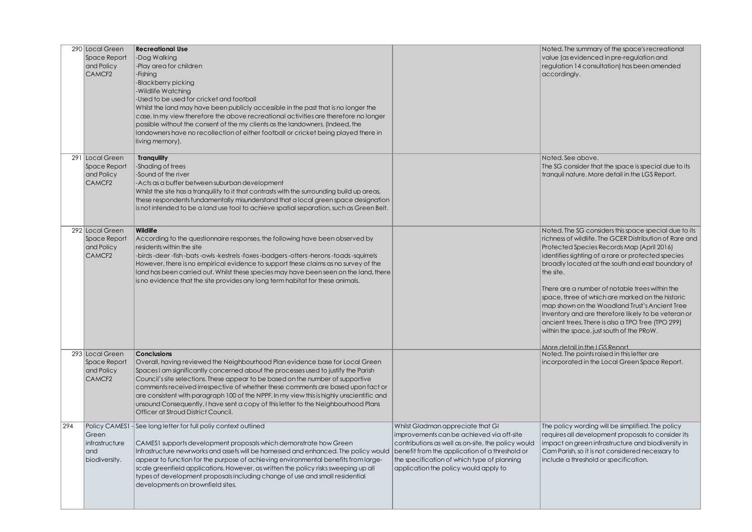| | | | | |
|---|---|---|---|---|
| 290 | Local Green Space Report and Policy CAMCF2 | **Recreational Use**<br>-Dog Walking<br>-Play area for children<br>-Fishing<br>-Blackberry picking<br>-Wildlife Watching<br>-Used to be used for cricket and football<br>Whilst the land may have been publicly accessible in the past that is no longer the case. In my view therefore the above recreational activities are therefore no longer possible without the consent of the my clients as the landowners. (Indeed, the landowners have no recollection of either football or cricket being played there in living memory). | | Noted. The summary of the space's recreational value (as evidenced in pre-regulation and regulation 14 consultation) has been amended accordingly. |
| 291 | Local Green Space Report and Policy CAMCF2 | **Tranquility**<br>-Shading of trees<br>-Sound of the river<br>-Acts as a buffer between suburban development<br>Whilst the site has a tranquility to it that contrasts with the surrounding build up areas, these respondents fundamentally misunderstand that a local green space designation is not intended to be a land use tool to achieve spatial separation, such as Green Belt. | | Noted. See above.<br>The SG consider that the space is special due to its tranquil nature. More detail in the LGS Report. |
| 292 | Local Green Space Report and Policy CAMCF2 | **Wildlife**<br>According to the questionnaire responses, the following have been observed by residents within the site<br>-birds -deer -fish -bats -owls -kestrels -foxes -badgers -otters -herons -toads -squirrels<br>However, there is no empirical evidence to support these claims as no survey of the land has been carried out. Whilst these species may have been seen on the land, there is no evidence that the site provides any long term habitat for these animals. | | Noted. The SG considers this space special due to its richness of wildlife. The GCER Distribution of Rare and Protected Species Records Map (April 2016) identifies sighting of a rare or protected species broadly located at the south and east boundary of the site.<br><br>There are a number of notable trees within the space, three of which are marked on the historic map shown on the Woodland Trust's Ancient Tree Inventory and are therefore likely to be veteran or ancient trees. There is also a TPO Tree (TPO 299) within the space, just south of the PRoW.<br><br>More detail in the LGS Report. |
| 293 | Local Green Space Report and Policy CAMCF2 | **Conclusions**<br>Overall, having reviewed the Neighbourhood Plan evidence base for Local Green Spaces I am significantly concerned about the processes used to justify the Parish Council's site selections. These appear to be based on the number of supportive comments received irrespective of whether these comments are based upon fact or are consistent with paragraph 100 of the NPPF. In my view this is highly unscientific and unsound Consequently, I have sent a copy of this letter to the Neighbourhood Plans Officer at Stroud District Council. | | Noted. The points raised in this letter are incorporated in the Local Green Space Report. |
| 294 | Policy CAMES1 - Green infrastructure and biodiversity. | See long letter for full poliy context outlined<br><br>CAMES1 supports development proposals which demonstrate how Green Infrastructure newrworks and assets will be harnessed and enhanced. The policy would appear to function for the purpose of achieving environmental benefits from large-scale greenfield applications. However, as written the policy risks sweeping up all types of development proposals including change of use and small residential developments on brownfield sites. | Whilst Gladman appreciate that GI improvements can be achieved via off-site contributions as well as on-site, the policy would benefit from the application of a threshold or the specification of which type of planning application the policy would apply to | The policy wording will be simplified. The policy requires all development proposals to consider its impact on green infrastructure and biodiversity in Cam Parish, so it is not considered necessary to include a threshold or specification. |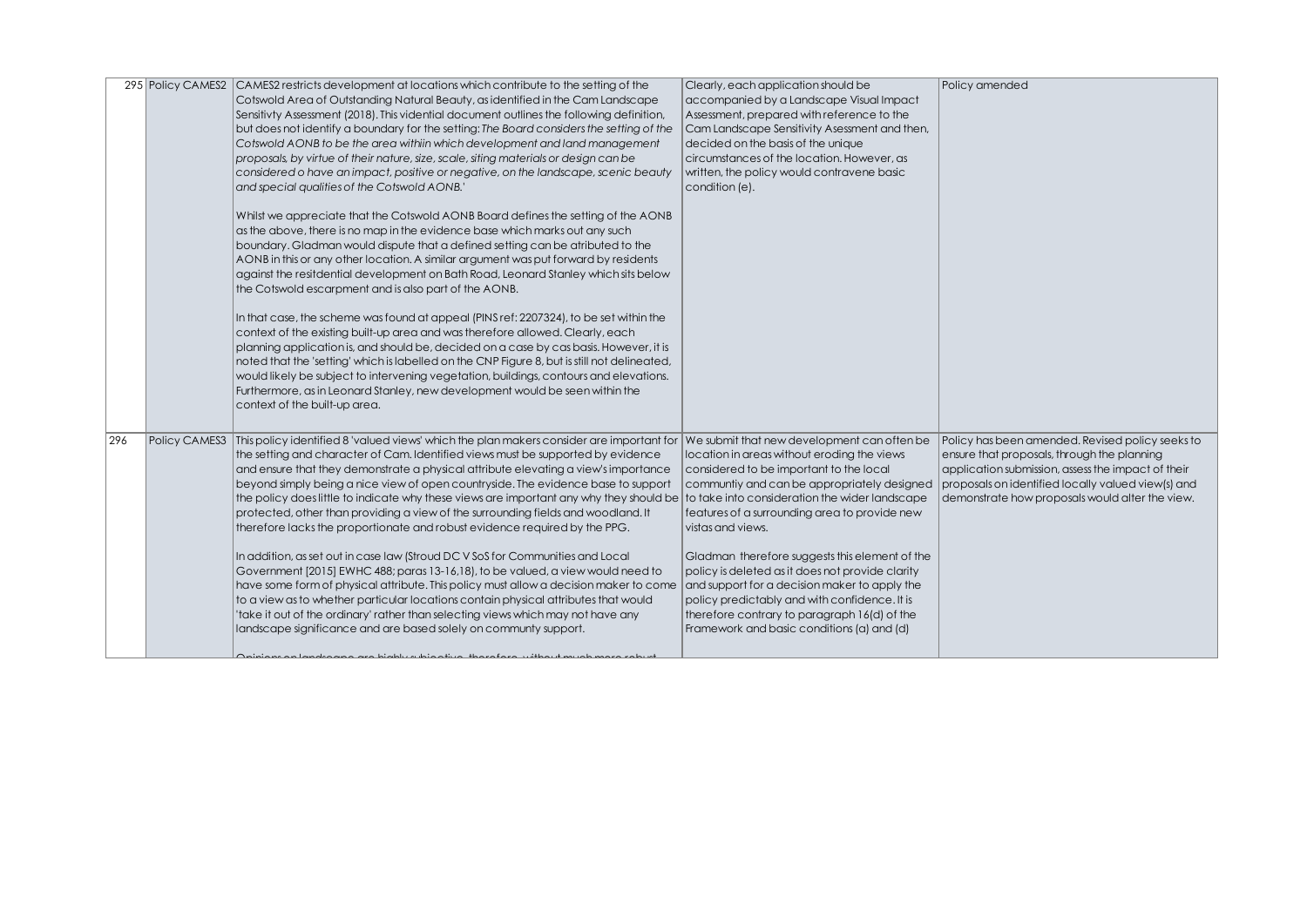| | | | | |
|---|---|---|---|---|
| 295 | Policy CAMES2 | CAMES2 restricts development at locations which contribute to the setting of the Cotswold Area of Outstanding Natural Beauty, as identified in the Cam Landscape Sensitivty Assessment (2018). This vidential document outlines the following definition, but does not identify a boundary for the setting: *The Board considers the setting of the Cotswold AONB to be the area withiin which development and land management proposals, by virtue of their nature, size, scale, siting materials or design can be considered o have an impact, positive or negative, on the landscape, scenic beauty and special qualities of the Cotswold AONB.'*<br><br>Whilst we appreciate that the Cotswold AONB Board defines the setting of the AONB as the above, there is no map in the evidence base which marks out any such boundary. Gladman would dispute that a defined setting can be atributed to the AONB in this or any other location. A similar argument was put forward by residents against the resitdential development on Bath Road, Leonard Stanley which sits below the Cotswold escarpment and is also part of the AONB.<br><br>In that case, the scheme was found at appeal (PINS ref: 2207324), to be set within the context of the existing built-up area and was therefore allowed. Clearly, each planning application is, and should be, decided on a case by cas basis. However, it is noted that the 'setting' which is labelled on the CNP Figure 8, but is still not delineated, would likely be subject to intervening vegetation, buildings, contours and elevations. Furthermore, as in Leonard Stanley, new development would be seen within the context of the built-up area. | Clearly, each application should be accompanied by a Landscape Visual Impact Assessment, prepared with reference to the Cam Landscape Sensitivity Asessment and then, decided on the basis of the unique circumstances of the location. However, as written, the policy would contravene basic condition (e). | Policy amended |
| 296 | Policy CAMES3 | This policy identified 8 'valued views' which the plan makers consider are important for the setting and character of Cam. Identified views must be supported by evidence and ensure that they demonstrate a physical attribute elevating a view's importance beyond simply being a nice view of open countryside. The evidence base to support the policy does little to indicate why these views are important any why they should be protected, other than providing a view of the surrounding fields and woodland. It therefore lacks the proportionate and robust evidence required by the PPG.<br><br>In addition, as set out in case law (Stroud DC V SoS for Communities and Local Government [2015] EWHC 488; paras 13-16,18), to be valued, a view would need to have some form of physical attribute. This policy must allow a decision maker to come to a view as to whether particular locations contain physical attributes that would 'take it out of the ordinary' rather than selecting views which may not have any landscape significance and are based solely on communty support.<br><br>Opinions on landscape are highly subjective, therefore, without much more robust | We submit that new development can often be location in areas without eroding the views considered to be important to the local communtiy and can be appropriately designed to take into consideration the wider landscape features of a surrounding area to provide new vistas and views.<br><br>Gladman therefore suggests this element of the policy is deleted as it does not provide clarity and support for a decision maker to apply the policy predictably and with confidence. It is therefore contrary to paragraph 16(d) of the Framework and basic conditions (a) and (d) | Policy has been amended. Revised policy seeks to ensure that proposals, through the planning application submission, assess the impact of their proposals on identified locally valued view(s) and demonstrate how proposals would alter the view. |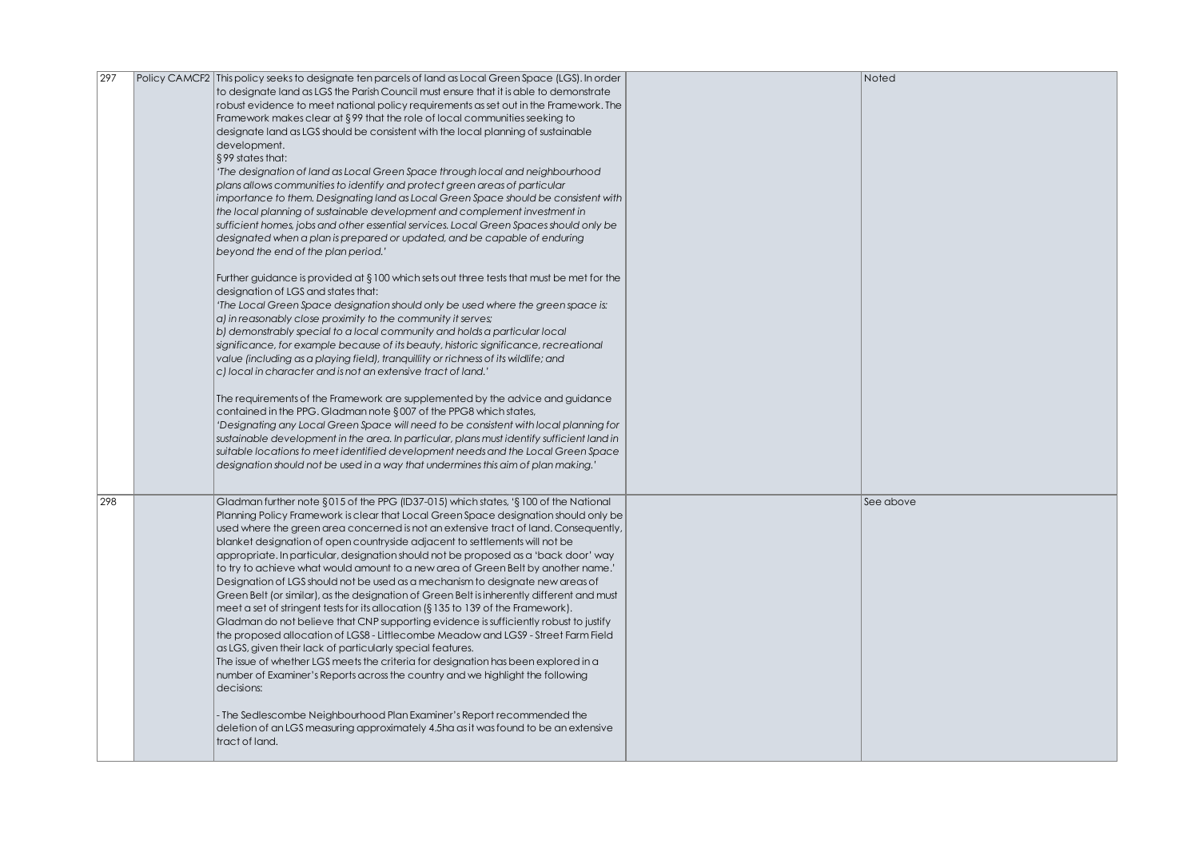| | | | | |
|---|---|---|---|---|
| 297 | Policy CAMCF2 | This policy seeks to designate ten parcels of land as Local Green Space (LGS). In order to designate land as LGS the Parish Council must ensure that it is able to demonstrate robust evidence to meet national policy requirements as set out in the Framework. The Framework makes clear at §99 that the role of local communities seeking to designate land as LGS should be consistent with the local planning of sustainable development.<br>§99 states that:<br>*'The designation of land as Local Green Space through local and neighbourhood plans allows communities to identify and protect green areas of particular importance to them. Designating land as Local Green Space should be consistent with the local planning of sustainable development and complement investment in sufficient homes, jobs and other essential services. Local Green Spaces should only be designated when a plan is prepared or updated, and be capable of enduring beyond the end of the plan period.'*<br><br>Further guidance is provided at §100 which sets out three tests that must be met for the designation of LGS and states that:<br>*'The Local Green Space designation should only be used where the green space is:*<br>*a) in reasonably close proximity to the community it serves;*<br>*b) demonstrably special to a local community and holds a particular local significance, for example because of its beauty, historic significance, recreational value (including as a playing field), tranquillity or richness of its wildlife; and*<br>*c) local in character and is not an extensive tract of land.'*<br><br>The requirements of the Framework are supplemented by the advice and guidance contained in the PPG. Gladman note §007 of the PPG8 which states,<br>*'Designating any Local Green Space will need to be consistent with local planning for sustainable development in the area. In particular, plans must identify sufficient land in suitable locations to meet identified development needs and the Local Green Space designation should not be used in a way that undermines this aim of plan making.'* | | Noted |
| 298 | | Gladman further note §015 of the PPG (ID37-015) which states, '§100 of the National Planning Policy Framework is clear that Local Green Space designation should only be used where the green area concerned is not an extensive tract of land. Consequently, blanket designation of open countryside adjacent to settlements will not be appropriate. In particular, designation should not be proposed as a 'back door' way to try to achieve what would amount to a new area of Green Belt by another name.'<br>Designation of LGS should not be used as a mechanism to designate new areas of Green Belt (or similar), as the designation of Green Belt is inherently different and must meet a set of stringent tests for its allocation (§135 to 139 of the Framework).<br>Gladman do not believe that CNP supporting evidence is sufficiently robust to justify the proposed allocation of LGS8 - Littlecombe Meadow and LGS9 - Street Farm Field as LGS, given their lack of particularly special features.<br>The issue of whether LGS meets the criteria for designation has been explored in a number of Examiner's Reports across the country and we highlight the following decisions:<br><br>- The Sedlescombe Neighbourhood Plan Examiner's Report recommended the deletion of an LGS measuring approximately 4.5ha as it was found to be an extensive tract of land. | | See above |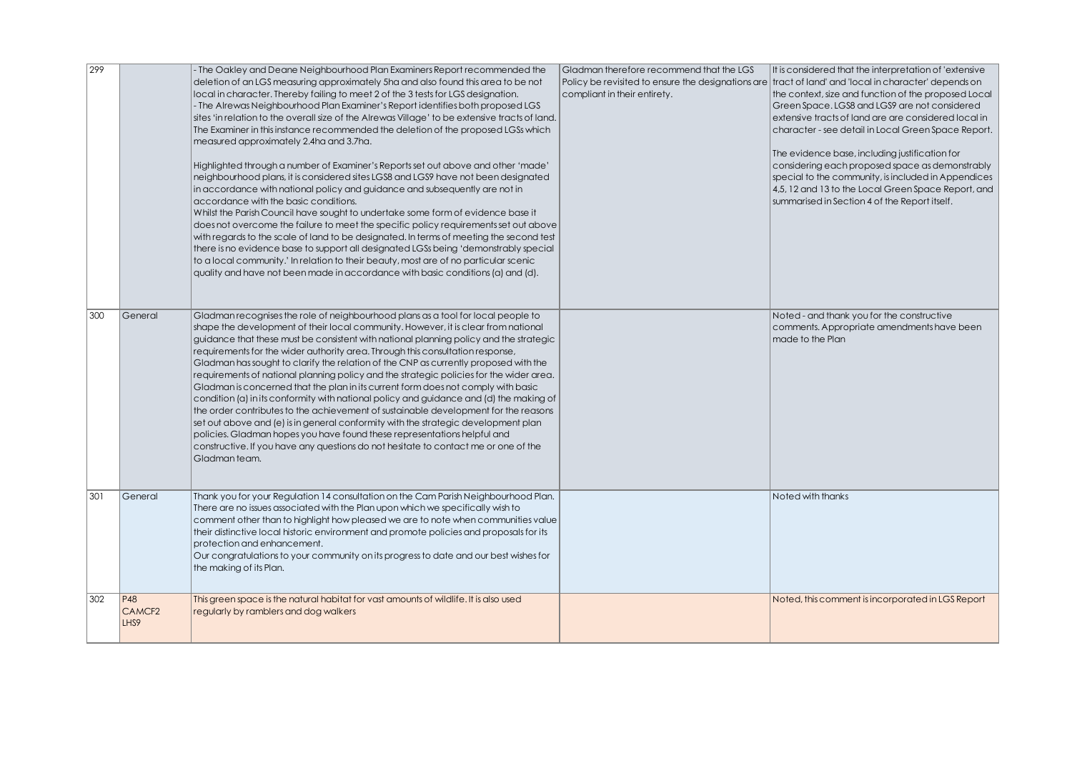| | | | | |
|---|---|---|---|---|
| 299 | | - The Oakley and Deane Neighbourhood Plan Examiners Report recommended the deletion of an LGS measuring approximately 5ha and also found this area to be not local in character. Thereby failing to meet 2 of the 3 tests for LGS designation.<br>- The Alrewas Neighbourhood Plan Examiner's Report identifies both proposed LGS sites 'in relation to the overall size of the Alrewas Village' to be extensive tracts of land. The Examiner in this instance recommended the deletion of the proposed LGSs which measured approximately 2.4ha and 3.7ha.<br><br>Highlighted through a number of Examiner's Reports set out above and other 'made' neighbourhood plans, it is considered sites LGS8 and LGS9 have not been designated in accordance with national policy and guidance and subsequently are not in accordance with the basic conditions.<br>Whilst the Parish Council have sought to undertake some form of evidence base it does not overcome the failure to meet the specific policy requirements set out above with regards to the scale of land to be designated. In terms of meeting the second test there is no evidence base to support all designated LGSs being 'demonstrably special to a local community.' In relation to their beauty, most are of no particular scenic quality and have not been made in accordance with basic conditions (a) and (d). | Gladman therefore recommend that the LGS Policy be revisited to ensure the designations are compliant in their entirety. | It is considered that the interpretation of 'extensive tract of land' and 'local in character' depends on the context, size and function of the proposed Local Green Space. LGS8 and LGS9 are not considered extensive tracts of land are are considered local in character - see detail in Local Green Space Report.<br><br>The evidence base, including justification for considering each proposed space as demonstrably special to the community, is included in Appendices 4,5, 12 and 13 to the Local Green Space Report, and summarised in Section 4 of the Report itself. |
| 300 | General | Gladman recognises the role of neighbourhood plans as a tool for local people to shape the development of their local community. However, it is clear from national guidance that these must be consistent with national planning policy and the strategic requirements for the wider authority area. Through this consultation response, Gladman has sought to clarify the relation of the CNP as currently proposed with the requirements of national planning policy and the strategic policies for the wider area. Gladman is concerned that the plan in its current form does not comply with basic condition (a) in its conformity with national policy and guidance and (d) the making of the order contributes to the achievement of sustainable development for the reasons set out above and (e) is in general conformity with the strategic development plan policies. Gladman hopes you have found these representations helpful and constructive. If you have any questions do not hesitate to contact me or one of the Gladman team. | | Noted - and thank you for the constructive comments. Appropriate amendments have been made to the Plan |
| 301 | General | Thank you for your Regulation 14 consultation on the Cam Parish Neighbourhood Plan. There are no issues associated with the Plan upon which we specifically wish to comment other than to highlight how pleased we are to note when communities value their distinctive local historic environment and promote policies and proposals for its protection and enhancement.<br>Our congratulations to your community on its progress to date and our best wishes for the making of its Plan. | | Noted with thanks |
| 302 | P48<br>CAMCF2<br>LHS9 | This green space is the natural habitat for vast amounts of wildlife. It is also used regularly by ramblers and dog walkers | | Noted, this comment is incorporated in LGS Report |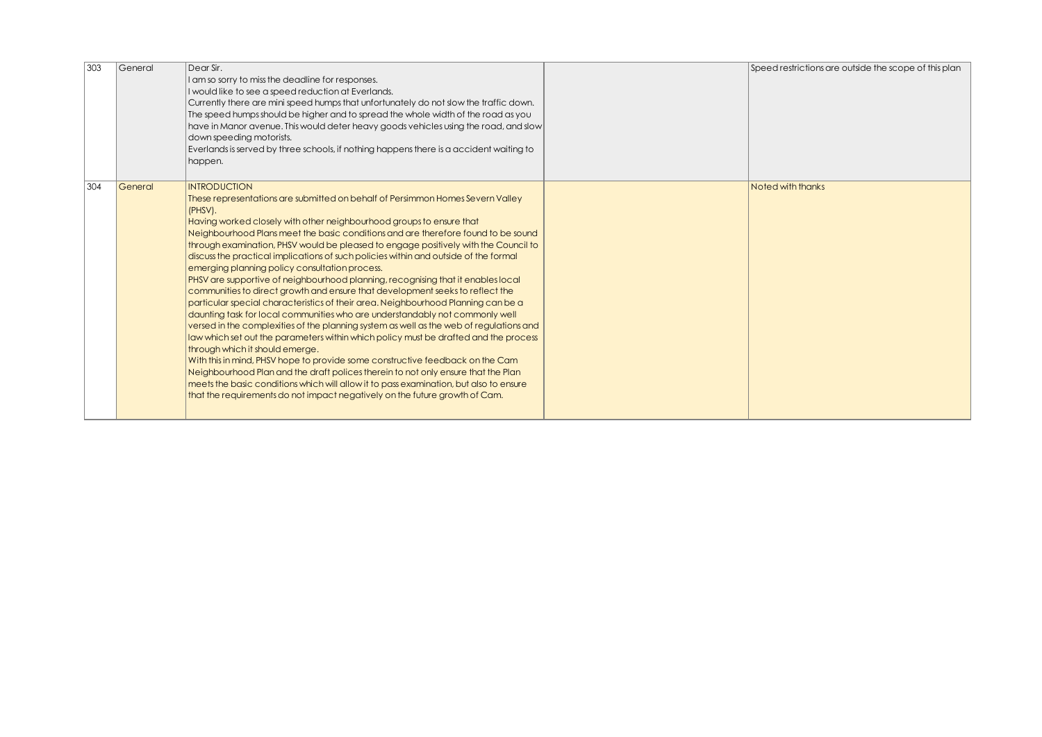| | | | | |
|---|---|---|---|---|
| 303 | General | Dear Sir.<br>I am so sorry to miss the deadline for responses.<br>I would like to see a speed reduction at Everlands.<br>Currently there are mini speed humps that unfortunately do not slow the traffic down.<br>The speed humps should be higher and to spread the whole width of the road as you have in Manor avenue. This would deter heavy goods vehicles using the road, and slow down speeding motorists.<br>Everlands is served by three schools, if nothing happens there is a accident waiting to happen. | | Speed restrictions are outside the scope of this plan |
| 304 | General | INTRODUCTION<br>These representations are submitted on behalf of Persimmon Homes Severn Valley (PHSV).<br>Having worked closely with other neighbourhood groups to ensure that Neighbourhood Plans meet the basic conditions and are therefore found to be sound through examination, PHSV would be pleased to engage positively with the Council to discuss the practical implications of such policies within and outside of the formal emerging planning policy consultation process.<br>PHSV are supportive of neighbourhood planning, recognising that it enables local communities to direct growth and ensure that development seeks to reflect the particular special characteristics of their area. Neighbourhood Planning can be a daunting task for local communities who are understandably not commonly well versed in the complexities of the planning system as well as the web of regulations and law which set out the parameters within which policy must be drafted and the process through which it should emerge.<br>With this in mind, PHSV hope to provide some constructive feedback on the Cam Neighbourhood Plan and the draft polices therein to not only ensure that the Plan meets the basic conditions which will allow it to pass examination, but also to ensure that the requirements do not impact negatively on the future growth of Cam. | | Noted with thanks |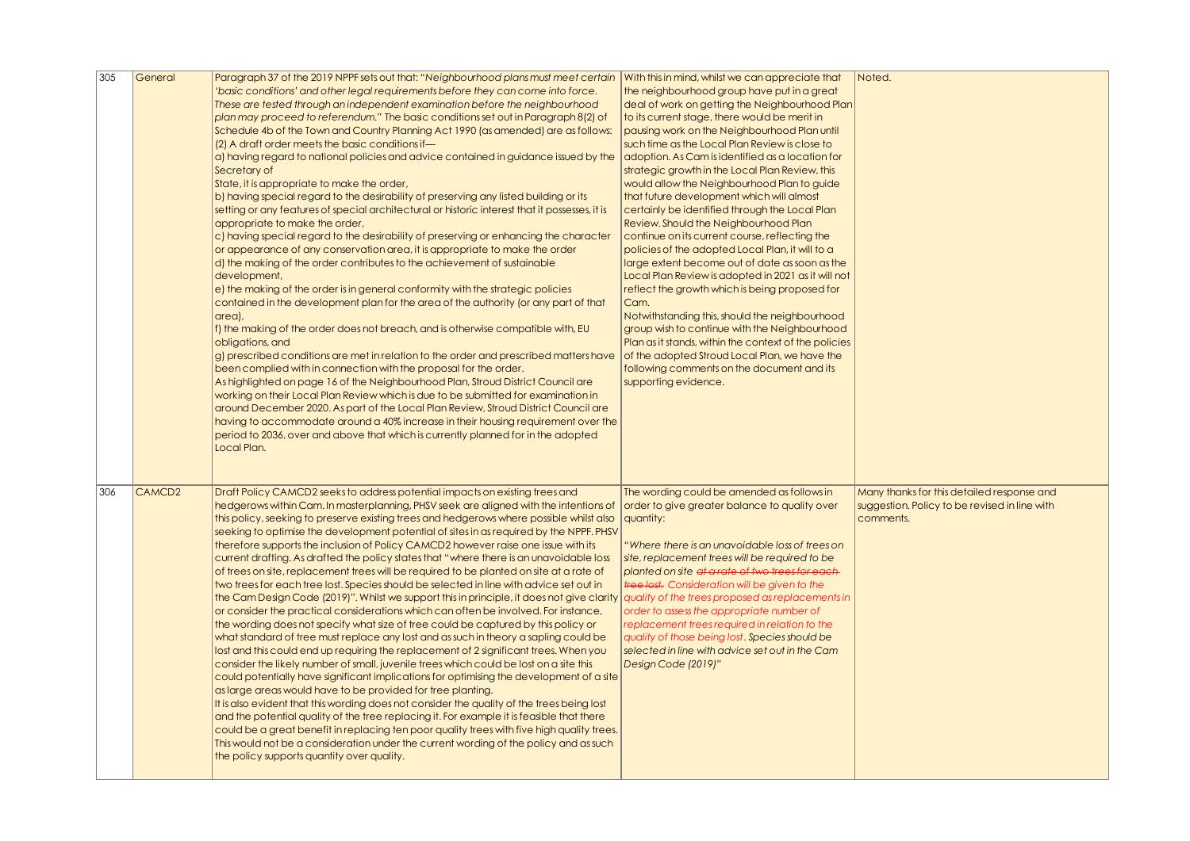| | | | | |
|---|---|---|---|---|
| 305 | General | Paragraph 37 of the 2019 NPPF sets out that: "*Neighbourhood plans must meet certain 'basic conditions' and other legal requirements before they can come into force. These are tested through an independent examination before the neighbourhood plan may proceed to referendum.*" The basic conditions set out in Paragraph 8(2) of Schedule 4b of the Town and Country Planning Act 1990 (as amended) are as follows: (2) A draft order meets the basic conditions if— a) having regard to national policies and advice contained in guidance issued by the Secretary of State, it is appropriate to make the order, b) having special regard to the desirability of preserving any listed building or its setting or any features of special architectural or historic interest that it possesses, it is appropriate to make the order, c) having special regard to the desirability of preserving or enhancing the character or appearance of any conservation area, it is appropriate to make the order d) the making of the order contributes to the achievement of sustainable development, e) the making of the order is in general conformity with the strategic policies contained in the development plan for the area of the authority (or any part of that area), f) the making of the order does not breach, and is otherwise compatible with, EU obligations, and g) prescribed conditions are met in relation to the order and prescribed matters have been complied with in connection with the proposal for the order. As highlighted on page 16 of the Neighbourhood Plan, Stroud District Council are working on their Local Plan Review which is due to be submitted for examination in around December 2020. As part of the Local Plan Review, Stroud District Council are having to accommodate around a 40% increase in their housing requirement over the period to 2036, over and above that which is currently planned for in the adopted Local Plan. | With this in mind, whilst we can appreciate that the neighbourhood group have put in a great deal of work on getting the Neighbourhood Plan to its current stage, there would be merit in pausing work on the Neighbourhood Plan until such time as the Local Plan Review is close to adoption. As Cam is identified as a location for strategic growth in the Local Plan Review, this would allow the Neighbourhood Plan to guide that future development which will almost certainly be identified through the Local Plan Review. Should the Neighbourhood Plan continue on its current course, reflecting the policies of the adopted Local Plan, it will to a large extent become out of date as soon as the Local Plan Review is adopted in 2021 as it will not reflect the growth which is being proposed for Cam. Notwithstanding this, should the neighbourhood group wish to continue with the Neighbourhood Plan as it stands, within the context of the policies of the adopted Stroud Local Plan, we have the following comments on the document and its supporting evidence. | Noted. |
| 306 | CAMCD2 | Draft Policy CAMCD2 seeks to address potential impacts on existing trees and hedgerows within Cam. In masterplanning, PHSV seek are aligned with the intentions of this policy, seeking to preserve existing trees and hedgerows where possible whilst also seeking to optimise the development potential of sites in as required by the NPPF. PHSV therefore supports the inclusion of Policy CAMCD2 however raise one issue with its current drafting. As drafted the policy states that "where there is an unavoidable loss of trees on site, replacement trees will be required to be planted on site at a rate of two trees for each tree lost. Species should be selected in line with advice set out in the Cam Design Code (2019)". Whilst we support this in principle, it does not give clarity or consider the practical considerations which can often be involved. For instance, the wording does not specify what size of tree could be captured by this policy or what standard of tree must replace any lost and as such in theory a sapling could be lost and this could end up requiring the replacement of 2 significant trees. When you consider the likely number of small, juvenile trees which could be lost on a site this could potentially have significant implications for optimising the development of a site as large areas would have to be provided for tree planting. It is also evident that this wording does not consider the quality of the trees being lost and the potential quality of the tree replacing it. For example it is feasible that there could be a great benefit in replacing ten poor quality trees with five high quality trees. This would not be a consideration under the current wording of the policy and as such the policy supports quantity over quality. | The wording could be amended as follows in order to give greater balance to quality over quantity: *"Where there is an unavoidable loss of trees on site, replacement trees will be required to be planted on site* ~~*at a rate of two trees for each tree lost*~~*. Consideration will be given to the quality of the trees proposed as replacements in order to assess the appropriate number of replacement trees required in relation to the quality of those being lost. Species should be selected in line with advice set out in the Cam Design Code (2019)"* | Many thanks for this detailed response and suggestion. Policy to be revised in line with comments. |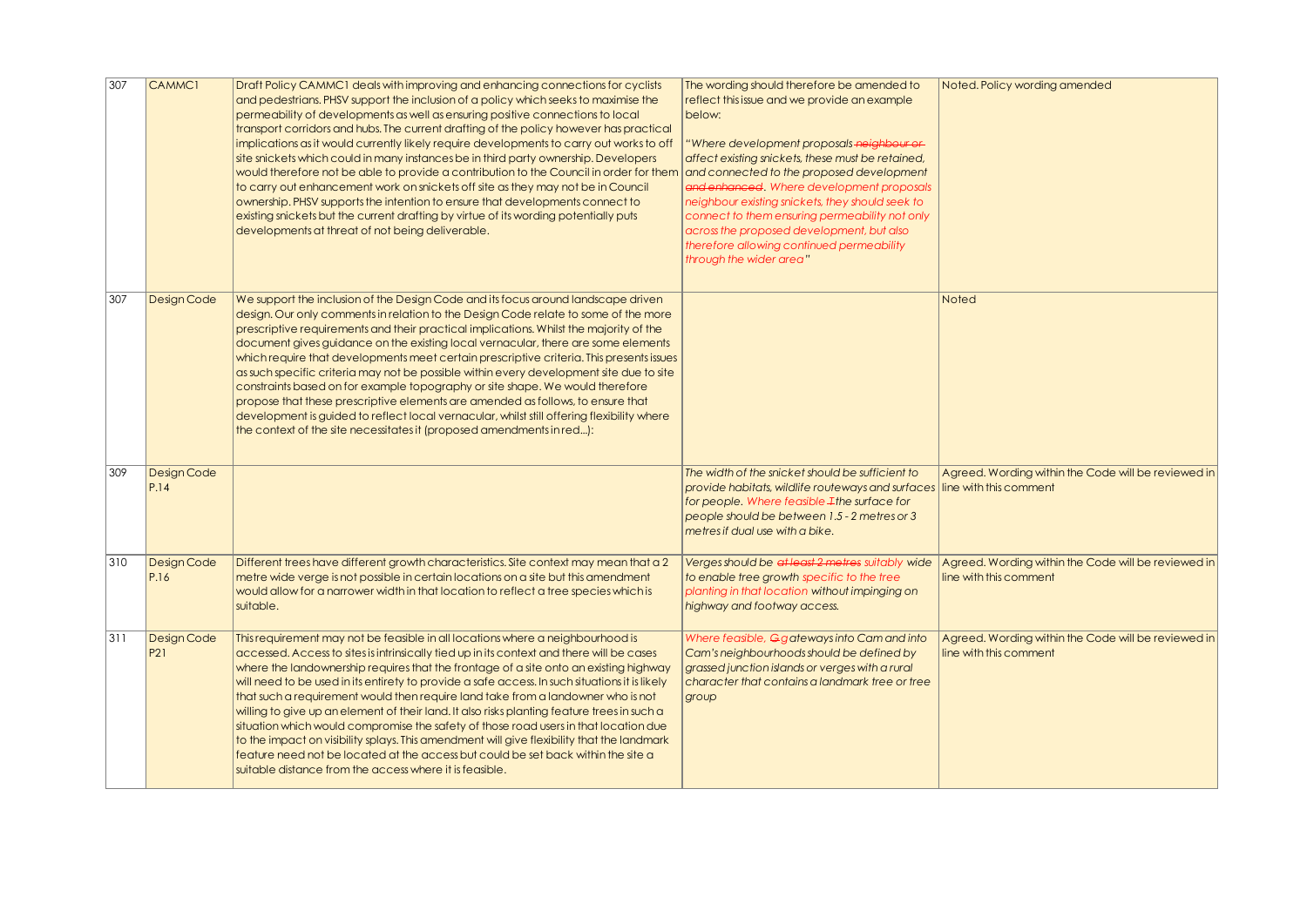| | | | | |
|---|---|---|---|---|
| 307 | CAMMC1 | Draft Policy CAMMC1 deals with improving and enhancing connections for cyclists and pedestrians. PHSV support the inclusion of a policy which seeks to maximise the permeability of developments as well as ensuring positive connections to local transport corridors and hubs. The current drafting of the policy however has practical implications as it would currently likely require developments to carry out works to off site snickets which could in many instances be in third party ownership. Developers would therefore not be able to provide a contribution to the Council in order for them to carry out enhancement work on snickets off site as they may not be in Council ownership. PHSV supports the intention to ensure that developments connect to existing snickets but the current drafting by virtue of its wording potentially puts developments at threat of not being deliverable. | The wording should therefore be amended to reflect this issue and we provide an example below: *"Where development proposals ~~neighbour or~~ affect existing snickets, these must be retained, and connected to the proposed development ~~and enhanced~~. Where development proposals neighbour existing snickets, they should seek to connect to them ensuring permeability not only across the proposed development, but also therefore allowing continued permeability through the wider area"* | Noted. Policy wording amended |
| 307 | Design Code | We support the inclusion of the Design Code and its focus around landscape driven design. Our only comments in relation to the Design Code relate to some of the more prescriptive requirements and their practical implications. Whilst the majority of the document gives guidance on the existing local vernacular, there are some elements which require that developments meet certain prescriptive criteria. This presents issues as such specific criteria may not be possible within every development site due to site constraints based on for example topography or site shape. We would therefore propose that these prescriptive elements are amended as follows, to ensure that development is guided to reflect local vernacular, whilst still offering flexibility where the context of the site necessitates it (proposed amendments in red...): | | Noted |
| 309 | Design Code P.14 | | *The width of the snicket should be sufficient to provide habitats, wildlife routeways and surfaces for people. Where feasible ~~T~~the surface for people should be between 1.5 - 2 metres or 3 metres if dual use with a bike.* | Agreed. Wording within the Code will be reviewed in line with this comment |
| 310 | Design Code P.16 | Different trees have different growth characteristics. Site context may mean that a 2 metre wide verge is not possible in certain locations on a site but this amendment would allow for a narrower width in that location to reflect a tree species which is suitable. | *Verges should be ~~at least 2 metres~~ suitably wide to enable tree growth specific to the tree planting in that location without impinging on highway and footway access.* | Agreed. Wording within the Code will be reviewed in line with this comment |
| 311 | Design Code P21 | This requirement may not be feasible in all locations where a neighbourhood is accessed. Access to sites is intrinsically tied up in its context and there will be cases where the landownership requires that the frontage of a site onto an existing highway will need to be used in its entirety to provide a safe access. In such situations it is likely that such a requirement would then require land take from a landowner who is not willing to give up an element of their land. It also risks planting feature trees in such a situation which would compromise the safety of those road users in that location due to the impact on visibility splays. This amendment will give flexibility that the landmark feature need not be located at the access but could be set back within the site a suitable distance from the access where it is feasible. | *Where feasible, ~~G~~ gateways into Cam and into Cam's neighbourhoods should be defined by grassed junction islands or verges with a rural character that contains a landmark tree or tree group* | Agreed. Wording within the Code will be reviewed in line with this comment |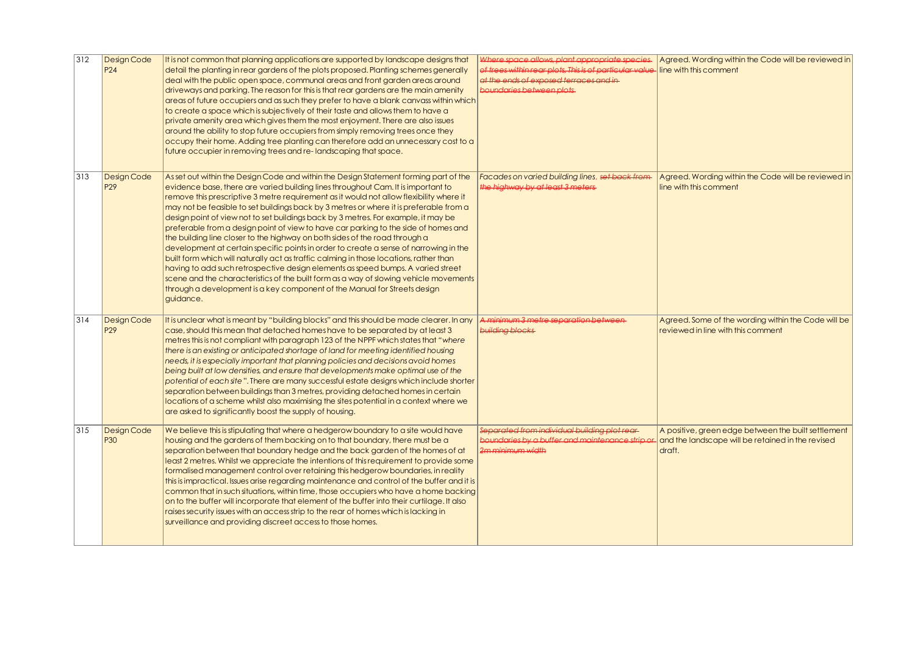| | | | | |
|---|---|---|---|---|
| 312 | Design Code P24 | It is not common that planning applications are supported by landscape designs that detail the planting in rear gardens of the plots proposed. Planting schemes generally deal with the public open space, communal areas and front garden areas around driveways and parking. The reason for this is that rear gardens are the main amenity areas of future occupiers and as such they prefer to have a blank canvass within which to create a space which is subjectively of their taste and allows them to have a private amenity area which gives them the most enjoyment. There are also issues around the ability to stop future occupiers from simply removing trees once they occupy their home. Adding tree planting can therefore add an unnecessary cost to a future occupier in removing trees and re- landscaping that space. | ~~*Where space allows, plant appropriate species of trees within rear plots. This is of particular value at the ends of exposed terraces and in boundaries between plots.*~~ | Agreed. Wording within the Code will be reviewed in line with this comment |
| 313 | Design Code P29 | As set out within the Design Code and within the Design Statement forming part of the evidence base, there are varied building lines throughout Cam. It is important to remove this prescriptive 3 metre requirement as it would not allow flexibility where it may not be feasible to set buildings back by 3 metres or where it is preferable from a design point of view not to set buildings back by 3 metres. For example, it may be preferable from a design point of view to have car parking to the side of homes and the building line closer to the highway on both sides of the road through a development at certain specific points in order to create a sense of narrowing in the built form which will naturally act as traffic calming in those locations, rather than having to add such retrospective design elements as speed bumps. A varied street scene and the characteristics of the built form as a way of slowing vehicle movements through a development is a key component of the Manual for Streets design guidance. | *Facades on varied building lines,* ~~*set back from the highway by at least 3 meters*~~ | Agreed. Wording within the Code will be reviewed in line with this comment |
| 314 | Design Code P29 | It is unclear what is meant by "building blocks" and this should be made clearer. In any case, should this mean that detached homes have to be separated by at least 3 metres this is not compliant with paragraph 123 of the NPPF which states that "*where there is an existing or anticipated shortage of land for meeting identified housing needs, it is especially important that planning policies and decisions avoid homes being built at low densities, and ensure that developments make optimal use of the potential of each site*". There are many successful estate designs which include shorter separation between buildings than 3 metres, providing detached homes in certain locations of a scheme whilst also maximising the sites potential in a context where we are asked to significantly boost the supply of housing. | ~~*A minimum 3 metre separation between building blocks*~~ | Agreed. Some of the wording within the Code will be reviewed in line with this comment |
| 315 | Design Code P30 | We believe this is stipulating that where a hedgerow boundary to a site would have housing and the gardens of them backing on to that boundary, there must be a separation between that boundary hedge and the back garden of the homes of at least 2 metres. Whilst we appreciate the intentions of this requirement to provide some formalised management control over retaining this hedgerow boundaries, in reality this is impractical. Issues arise regarding maintenance and control of the buffer and it is common that in such situations, within time, those occupiers who have a home backing on to the buffer will incorporate that element of the buffer into their curtilage. It also raises security issues with an access strip to the rear of homes which is lacking in surveillance and providing discreet access to those homes. | ~~*Separated from individual building plot rear boundaries by a buffer and maintenance strip or 2m minimum width*~~ | A positive, green edge between the built settlement and the landscape will be retained in the revised draft. |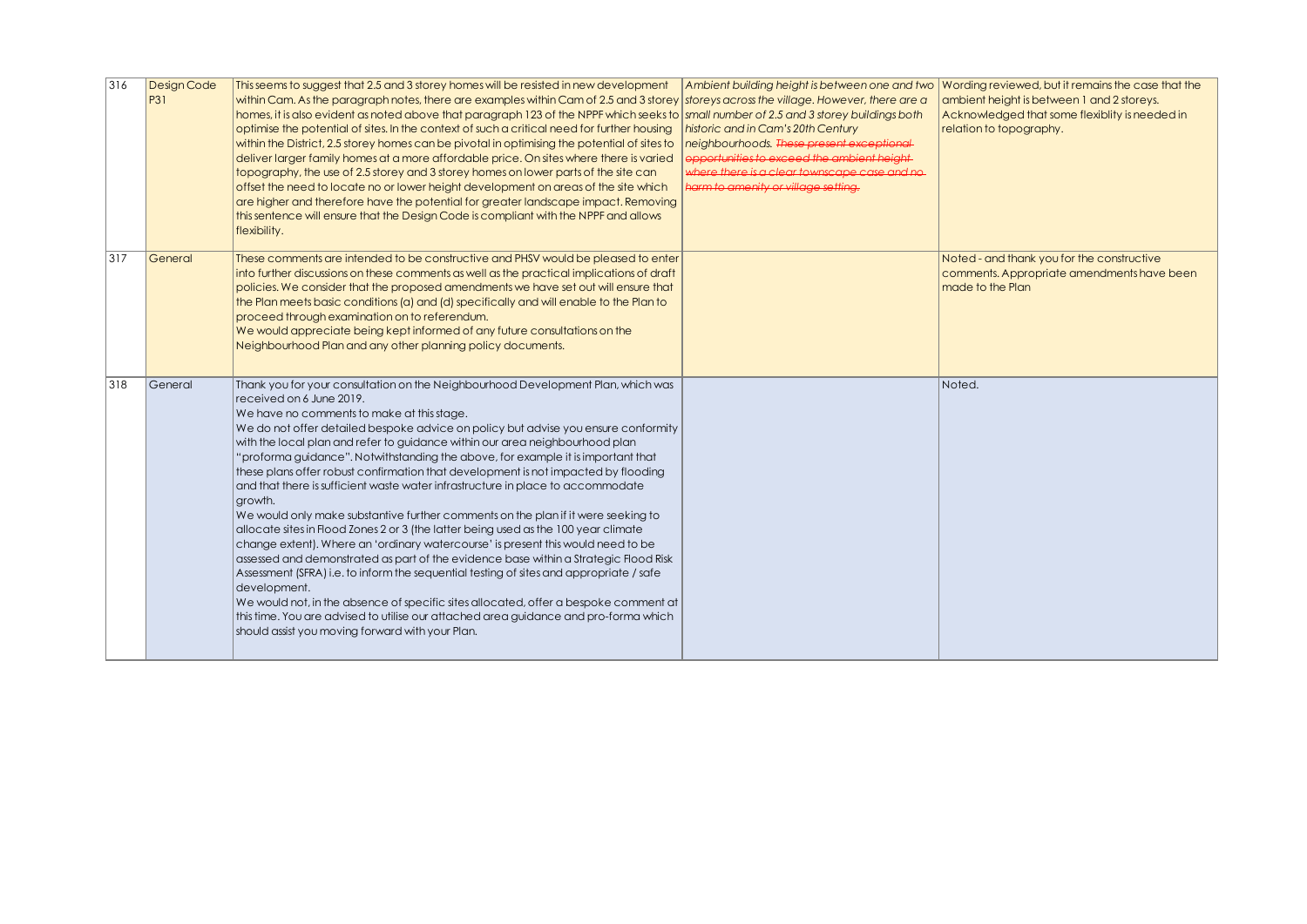| | | | | |
|---|---|---|---|---|
| 316 | Design Code P31 | This seems to suggest that 2.5 and 3 storey homes will be resisted in new development within Cam. As the paragraph notes, there are examples within Cam of 2.5 and 3 storey homes, it is also evident as noted above that paragraph 123 of the NPPF which seeks to optimise the potential of sites. In the context of such a critical need for further housing within the District, 2.5 storey homes can be pivotal in optimising the potential of sites to deliver larger family homes at a more affordable price. On sites where there is varied topography, the use of 2.5 storey and 3 storey homes on lower parts of the site can offset the need to locate no or lower height development on areas of the site which are higher and therefore have the potential for greater landscape impact. Removing this sentence will ensure that the Design Code is compliant with the NPPF and allows flexibility. | *Ambient building height is between one and two storeys across the village. However, there are a small number of 2.5 and 3 storey buildings both historic and in Cam's 20th Century neighbourhoods. ~~These present exceptional opportunities to exceed the ambient height where there is a clear townscape case and no harm to amenity or village setting.~~* | Wording reviewed, but it remains the case that the ambient height is between 1 and 2 storeys. Acknowledged that some flexiblity is needed in relation to topography. |
| 317 | General | These comments are intended to be constructive and PHSV would be pleased to enter into further discussions on these comments as well as the practical implications of draft policies. We consider that the proposed amendments we have set out will ensure that the Plan meets basic conditions (a) and (d) specifically and will enable to the Plan to proceed through examination on to referendum.<br>We would appreciate being kept informed of any future consultations on the Neighbourhood Plan and any other planning policy documents. | | Noted - and thank you for the constructive comments. Appropriate amendments have been made to the Plan |
| 318 | General | Thank you for your consultation on the Neighbourhood Development Plan, which was received on 6 June 2019.<br>We have no comments to make at this stage.<br>We do not offer detailed bespoke advice on policy but advise you ensure conformity with the local plan and refer to guidance within our area neighbourhood plan "proforma guidance". Notwithstanding the above, for example it is important that these plans offer robust confirmation that development is not impacted by flooding and that there is sufficient waste water infrastructure in place to accommodate growth.<br>We would only make substantive further comments on the plan if it were seeking to allocate sites in Flood Zones 2 or 3 (the latter being used as the 100 year climate change extent). Where an 'ordinary watercourse' is present this would need to be assessed and demonstrated as part of the evidence base within a Strategic Flood Risk Assessment (SFRA) i.e. to inform the sequential testing of sites and appropriate / safe development.<br>We would not, in the absence of specific sites allocated, offer a bespoke comment at this time. You are advised to utilise our attached area guidance and pro-forma which should assist you moving forward with your Plan. | | Noted. |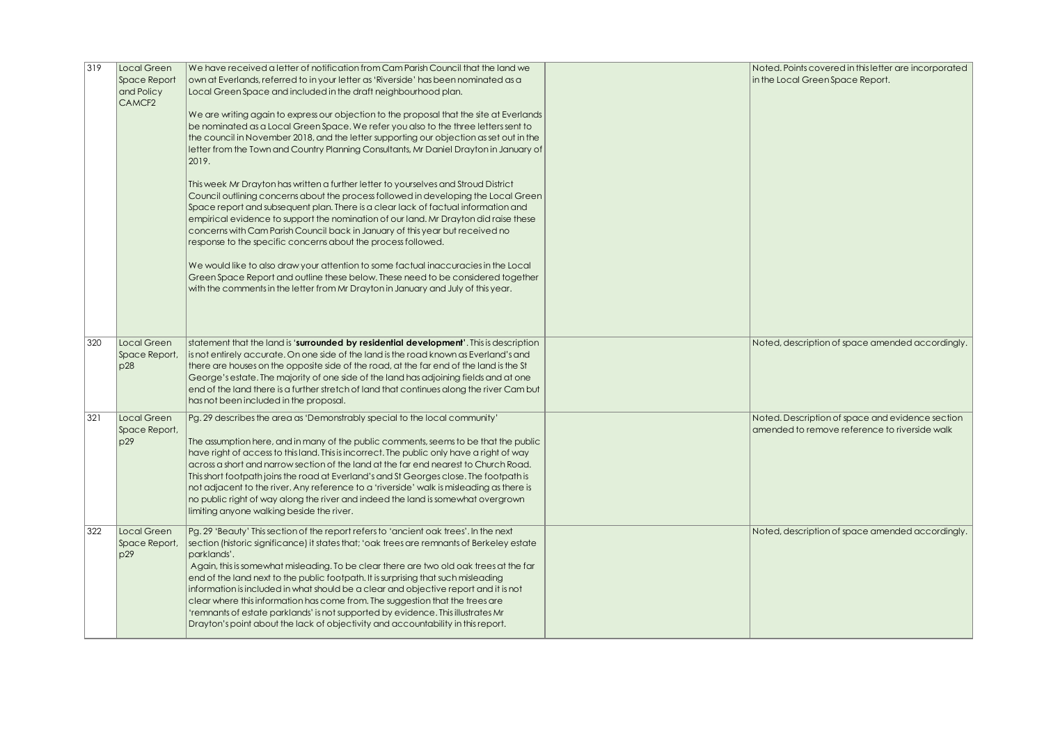| | | | | |
|---|---|---|---|---|
| 319 | Local Green Space Report and Policy CAMCF2 | We have received a letter of notification from Cam Parish Council that the land we own at Everlands, referred to in your letter as 'Riverside' has been nominated as a Local Green Space and included in the draft neighbourhood plan.<br><br>We are writing again to express our objection to the proposal that the site at Everlands be nominated as a Local Green Space. We refer you also to the three letters sent to the council in November 2018, and the letter supporting our objection as set out in the letter from the Town and Country Planning Consultants, Mr Daniel Drayton in January of 2019.<br><br>This week Mr Drayton has written a further letter to yourselves and Stroud District Council outlining concerns about the process followed in developing the Local Green Space report and subsequent plan. There is a clear lack of factual information and empirical evidence to support the nomination of our land. Mr Drayton did raise these concerns with Cam Parish Council back in January of this year but received no response to the specific concerns about the process followed.<br><br>We would like to also draw your attention to some factual inaccuracies in the Local Green Space Report and outline these below. These need to be considered together with the comments in the letter from Mr Drayton in January and July of this year. | | Noted. Points covered in this letter are incorporated in the Local Green Space Report. |
| 320 | Local Green Space Report, p28 | statement that the land is '**surrounded by residential development**'. This is description is not entirely accurate. On one side of the land is the road known as Everland's and there are houses on the opposite side of the road, at the far end of the land is the St George's estate. The majority of one side of the land has adjoining fields and at one end of the land there is a further stretch of land that continues along the river Cam but has not been included in the proposal. | | Noted, description of space amended accordingly. |
| 321 | Local Green Space Report, p29 | Pg. 29 describes the area as 'Demonstrably special to the local community'<br><br>The assumption here, and in many of the public comments, seems to be that the public have right of access to this land. This is incorrect. The public only have a right of way across a short and narrow section of the land at the far end nearest to Church Road. This short footpath joins the road at Everland's and St Georges close. The footpath is not adjacent to the river. Any reference to a 'riverside' walk is misleading as there is no public right of way along the river and indeed the land is somewhat overgrown limiting anyone walking beside the river. | | Noted. Description of space and evidence section amended to remove reference to riverside walk |
| 322 | Local Green Space Report, p29 | Pg. 29 'Beauty' This section of the report refers to 'ancient oak trees'. In the next section (historic significance) it states that; 'oak trees are remnants of Berkeley estate parklands'.<br>Again, this is somewhat misleading. To be clear there are two old oak trees at the far end of the land next to the public footpath. It is surprising that such misleading information is included in what should be a clear and objective report and it is not clear where this information has come from. The suggestion that the trees are 'remnants of estate parklands' is not supported by evidence. This illustrates Mr Drayton's point about the lack of objectivity and accountability in this report. | | Noted, description of space amended accordingly. |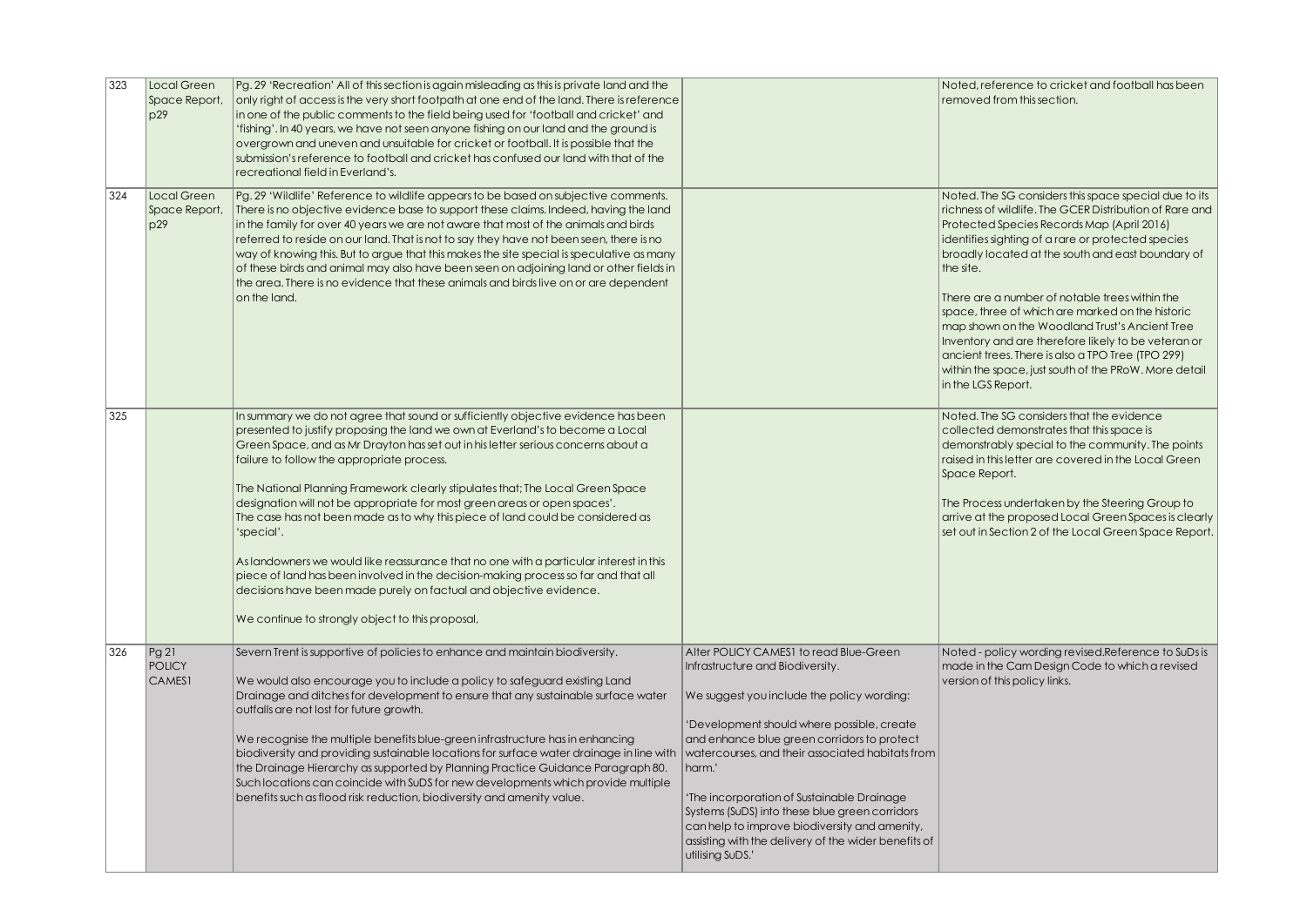| | | | | |
|---|---|---|---|---|
| 323 | Local Green Space Report, p29 | Pg. 29 'Recreation' All of this section is again misleading as this is private land and the only right of access is the very short footpath at one end of the land. There is reference in one of the public comments to the field being used for 'football and cricket' and 'fishing'. In 40 years, we have not seen anyone fishing on our land and the ground is overgrown and uneven and unsuitable for cricket or football. It is possible that the submission's reference to football and cricket has confused our land with that of the recreational field in Everland's. | | Noted, reference to cricket and football has been removed from this section. |
| 324 | Local Green Space Report, p29 | Pg. 29 'Wildlife' Reference to wildlife appears to be based on subjective comments. There is no objective evidence base to support these claims. Indeed, having the land in the family for over 40 years we are not aware that most of the animals and birds referred to reside on our land. That is not to say they have not been seen, there is no way of knowing this. But to argue that this makes the site special is speculative as many of these birds and animal may also have been seen on adjoining land or other fields in the area. There is no evidence that these animals and birds live on or are dependent on the land. | | Noted. The SG considers this space special due to its richness of wildlife. The GCER Distribution of Rare and Protected Species Records Map (April 2016) identifies sighting of a rare or protected species broadly located at the south and east boundary of the site.<br><br>There are a number of notable trees within the space, three of which are marked on the historic map shown on the Woodland Trust's Ancient Tree Inventory and are therefore likely to be veteran or ancient trees. There is also a TPO Tree (TPO 299) within the space, just south of the PRoW. More detail in the LGS Report. |
| 325 | | In summary we do not agree that sound or sufficiently objective evidence has been presented to justify proposing the land we own at Everland's to become a Local Green Space, and as Mr Drayton has set out in his letter serious concerns about a failure to follow the appropriate process.<br><br>The National Planning Framework clearly stipulates that; The Local Green Space designation will not be appropriate for most green areas or open spaces'. The case has not been made as to why this piece of land could be considered as 'special'.<br><br>As landowners we would like reassurance that no one with a particular interest in this piece of land has been involved in the decision-making process so far and that all decisions have been made purely on factual and objective evidence.<br><br>We continue to strongly object to this proposal, | | Noted. The SG considers that the evidence collected demonstrates that this space is demonstrably special to the community. The points raised in this letter are covered in the Local Green Space Report.<br><br>The Process undertaken by the Steering Group to arrive at the proposed Local Green Spaces is clearly set out in Section 2 of the Local Green Space Report. |
| 326 | Pg 21 POLICY CAMES1 | Severn Trent is supportive of policies to enhance and maintain biodiversity.<br><br>We would also encourage you to include a policy to safeguard existing Land Drainage and ditches for development to ensure that any sustainable surface water outfalls are not lost for future growth.<br><br>We recognise the multiple benefits blue-green infrastructure has in enhancing biodiversity and providing sustainable locations for surface water drainage in line with the Drainage Hierarchy as supported by Planning Practice Guidance Paragraph 80. Such locations can coincide with SuDS for new developments which provide multiple benefits such as flood risk reduction, biodiversity and amenity value. | Alter POLICY CAMES1 to read Blue-Green Infrastructure and Biodiversity.<br><br>We suggest you include the policy wording:<br><br>'Development should where possible, create and enhance blue green corridors to protect watercourses, and their associated habitats from harm.'<br><br>'The incorporation of Sustainable Drainage Systems (SuDS) into these blue green corridors can help to improve biodiversity and amenity, assisting with the delivery of the wider benefits of utilising SuDS.' | Noted - policy wording revised.Reference to SuDs is made in the Cam Design Code to which a revised version of this policy links. |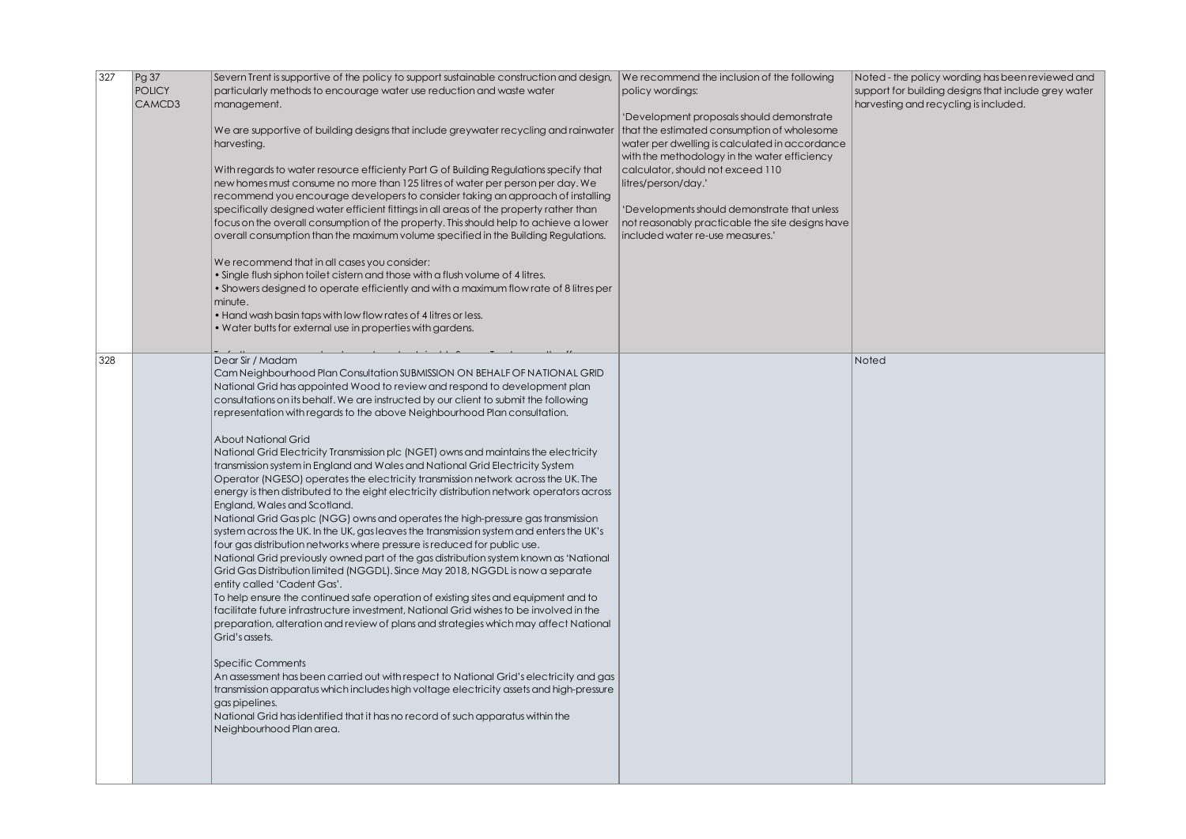| | | | | |
|---|---|---|---|---|
| 327 | Pg 37 POLICY CAMCD3 | Severn Trent is supportive of the policy to support sustainable construction and design, particularly methods to encourage water use reduction and waste water management.<br><br>We are supportive of building designs that include greywater recycling and rainwater harvesting.<br><br>With regards to water resource efficiency Part G of Building Regulations specify that new homes must consume no more than 125 litres of water per person per day. We recommend you encourage developers to consider taking an approach of installing specifically designed water efficient fittings in all areas of the property rather than focus on the overall consumption of the property. This should help to achieve a lower overall consumption than the maximum volume specified in the Building Regulations.<br><br>We recommend that in all cases you consider:<br>• Single flush siphon toilet cistern and those with a flush volume of 4 litres.<br>• Showers designed to operate efficiently and with a maximum flow rate of 8 litres per minute.<br>• Hand wash basin taps with low flow rates of 4 litres or less.<br>• Water butts for external use in properties with gardens. | We recommend the inclusion of the following policy wordings:<br><br>'Development proposals should demonstrate that the estimated consumption of wholesome water per dwelling is calculated in accordance with the methodology in the water efficiency calculator, should not exceed 110 litres/person/day.'<br><br>'Developments should demonstrate that unless not reasonably practicable the site designs have included water re-use measures.' | Noted - the policy wording has been reviewed and support for building designs that include grey water harvesting and recycling is included. |
| 328 | | Dear Sir / Madam<br>Cam Neighbourhood Plan Consultation SUBMISSION ON BEHALF OF NATIONAL GRID<br>National Grid has appointed Wood to review and respond to development plan consultations on its behalf. We are instructed by our client to submit the following representation with regards to the above Neighbourhood Plan consultation.<br><br>About National Grid<br>National Grid Electricity Transmission plc (NGET) owns and maintains the electricity transmission system in England and Wales and National Grid Electricity System Operator (NGESO) operates the electricity transmission network across the UK. The energy is then distributed to the eight electricity distribution network operators across England, Wales and Scotland.<br>National Grid Gas plc (NGG) owns and operates the high-pressure gas transmission system across the UK. In the UK, gas leaves the transmission system and enters the UK's four gas distribution networks where pressure is reduced for public use.<br>National Grid previously owned part of the gas distribution system known as 'National Grid Gas Distribution limited (NGGDL). Since May 2018, NGGDL is now a separate entity called 'Cadent Gas'.<br>To help ensure the continued safe operation of existing sites and equipment and to facilitate future infrastructure investment, National Grid wishes to be involved in the preparation, alteration and review of plans and strategies which may affect National Grid's assets.<br><br>Specific Comments<br>An assessment has been carried out with respect to National Grid's electricity and gas transmission apparatus which includes high voltage electricity assets and high-pressure gas pipelines.<br>National Grid has identified that it has no record of such apparatus within the Neighbourhood Plan area. | | Noted |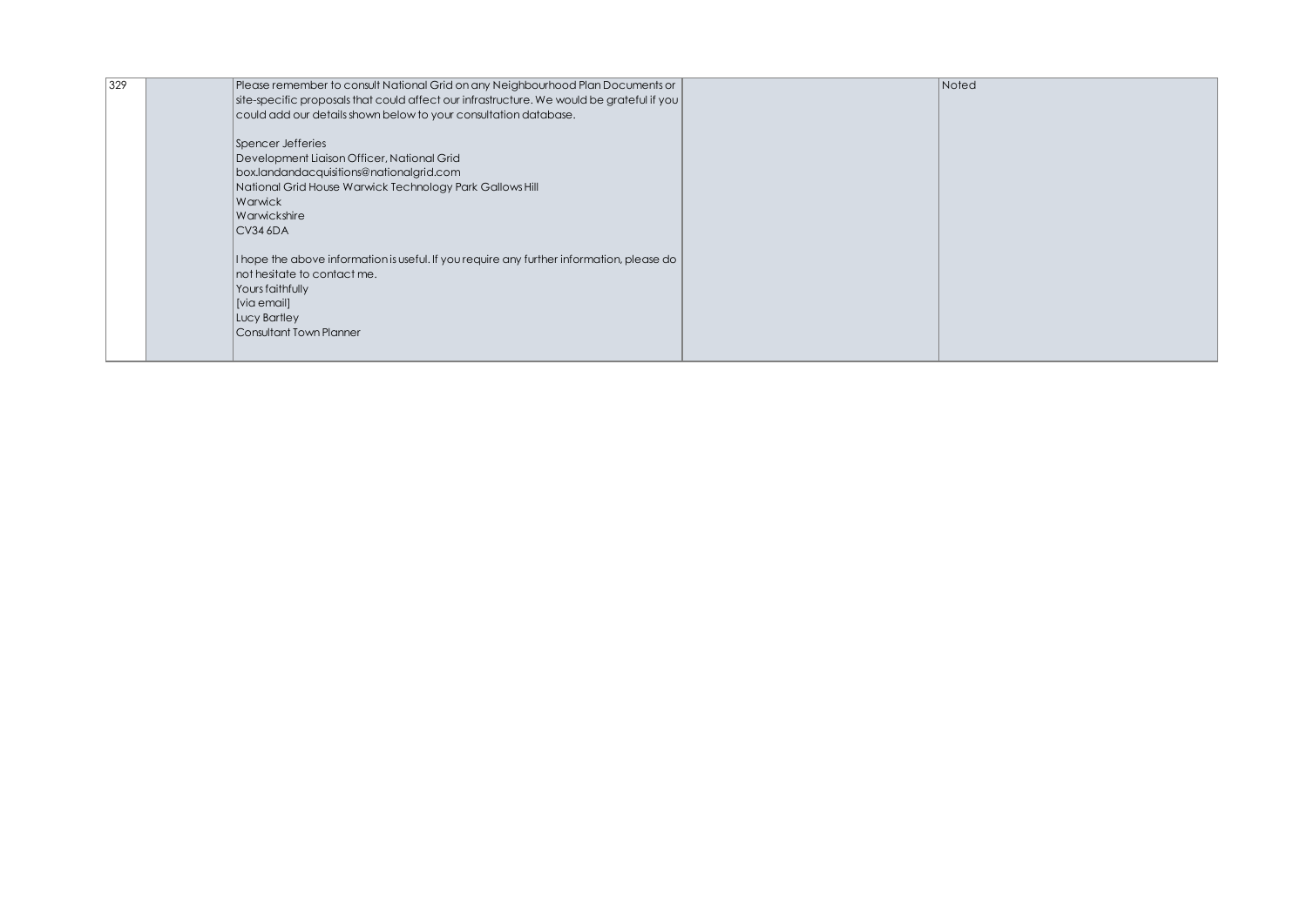| | | | | |
|---|---|---|---|---|
| 329 | | Please remember to consult National Grid on any Neighbourhood Plan Documents or site-specific proposals that could affect our infrastructure. We would be grateful if you could add our details shown below to your consultation database.<br><br>Spencer Jefferies<br>Development Liaison Officer, National Grid<br>box.landandacquisitions@nationalgrid.com<br>National Grid House Warwick Technology Park Gallows Hill<br>Warwick<br>Warwickshire<br>CV34 6DA<br><br>I hope the above information is useful. If you require any further information, please do not hesitate to contact me.<br>Yours faithfully<br>[via email]<br>Lucy Bartley<br>Consultant Town Planner | | Noted |